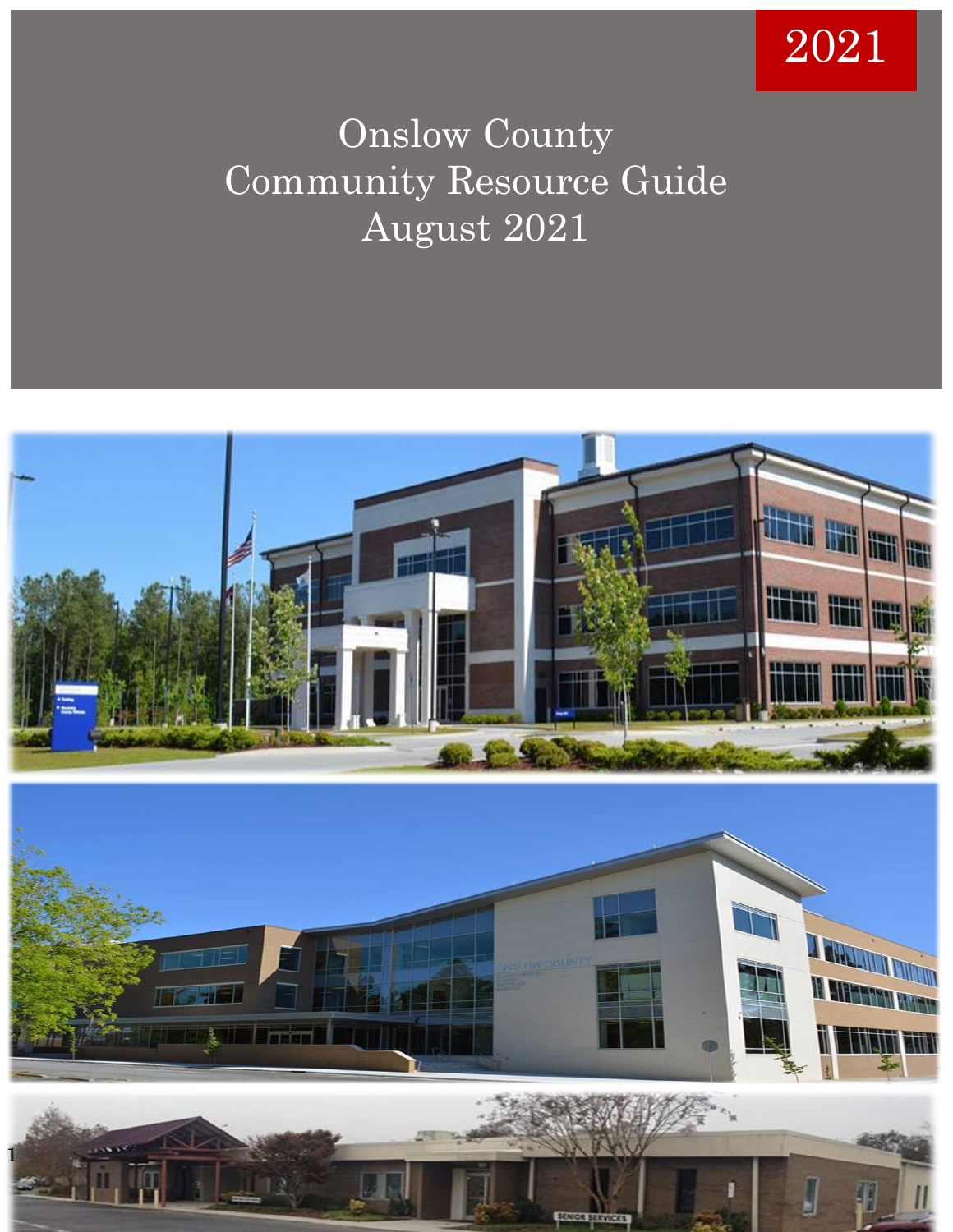2021

# Onslow County Community Resource Guide August 2021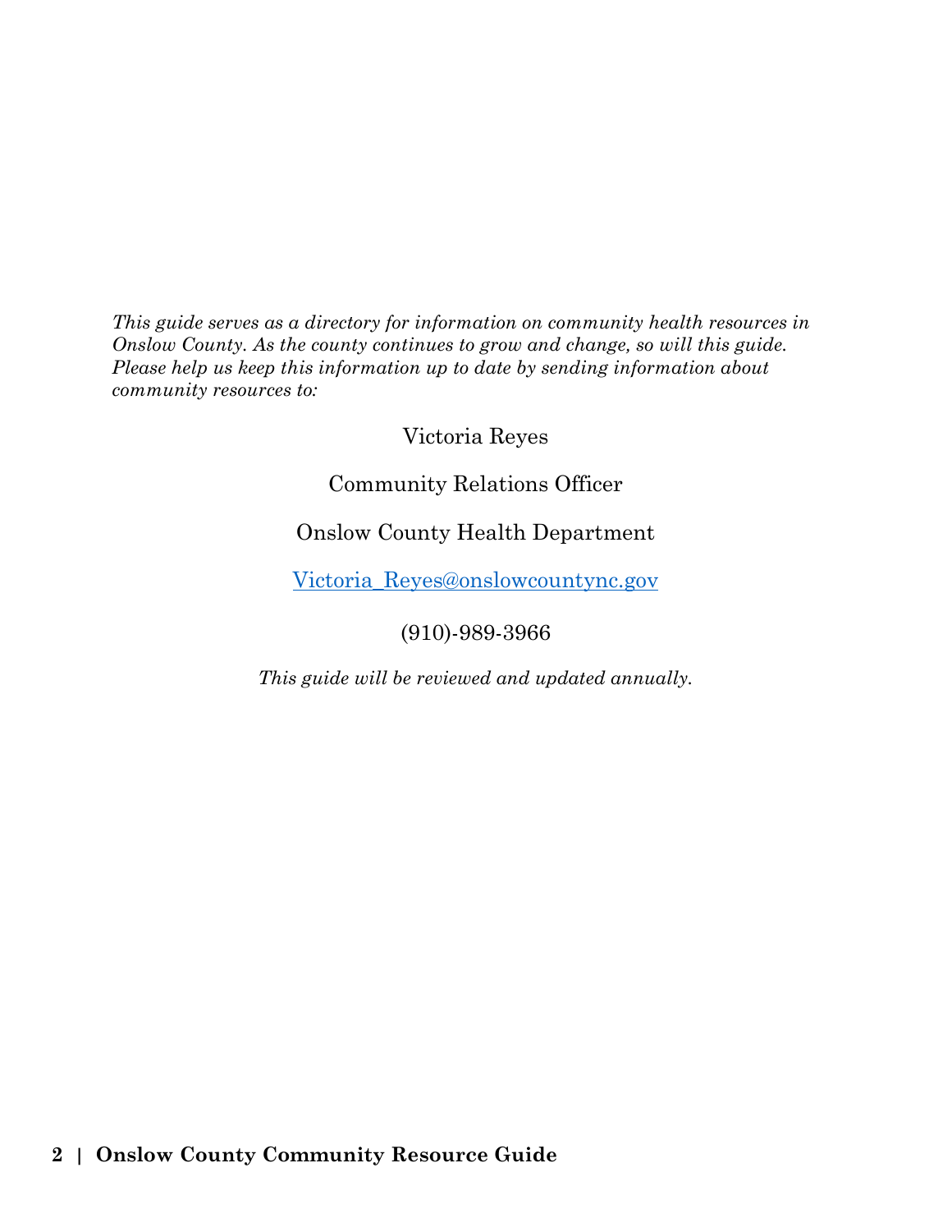*This guide serves as a directory for information on community health resources in Onslow County. As the county continues to grow and change, so will this guide. Please help us keep this information up to date by sending information about community resources to:*

Victoria Reyes

Community Relations Officer

Onslow County Health Department

Victoria_Reyes@onslowcountync.gov

(910)-989-3966

*This guide will be reviewed and updated annually.*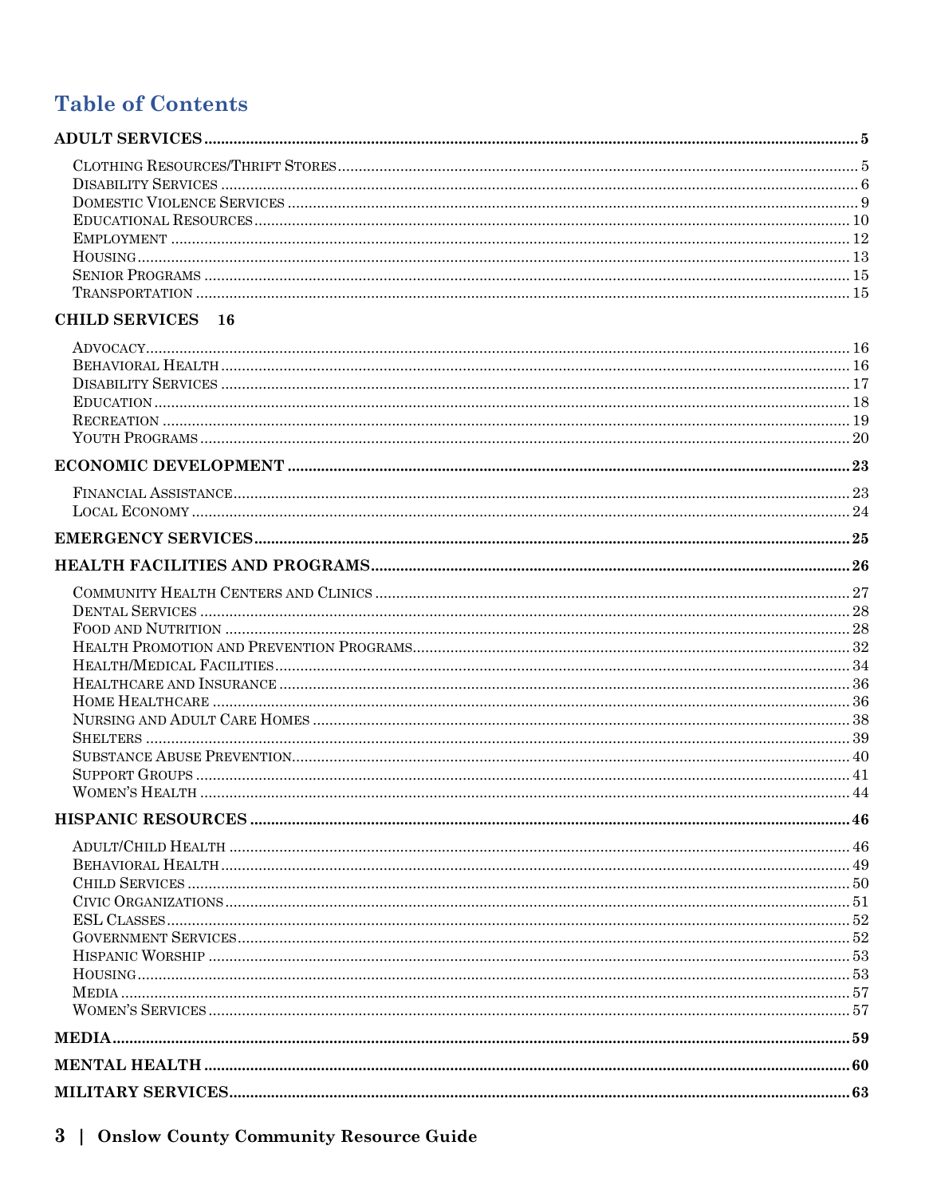# Table of Contents

**ADULT SERVICES** ..... 5

- Clothing Resources/Thrift Stores ..... 5
- Disability Services ..... 6
- Domestic Violence Services ..... 9
- Educational Resources ..... 10
- Employment ..... 12
- Housing ..... 13
- Senior Programs ..... 15
- Transportation ..... 15

**CHILD SERVICES** 16

- Advocacy ..... 16
- Behavioral Health ..... 16
- Disability Services ..... 17
- Education ..... 18
- Recreation ..... 19
- Youth Programs ..... 20

**ECONOMIC DEVELOPMENT** ..... 23

- Financial Assistance ..... 23
- Local Economy ..... 24

**EMERGENCY SERVICES** ..... 25

**HEALTH FACILITIES AND PROGRAMS** ..... 26

- Community Health Centers and Clinics ..... 27
- Dental Services ..... 28
- Food and Nutrition ..... 28
- Health Promotion and Prevention Programs ..... 32
- Health/Medical Facilities ..... 34
- Healthcare and Insurance ..... 36
- Home Healthcare ..... 36
- Nursing and Adult Care Homes ..... 38
- Shelters ..... 39
- Substance Abuse Prevention ..... 40
- Support Groups ..... 41
- Women's Health ..... 44

**HISPANIC RESOURCES** ..... 46

- Adult/Child Health ..... 46
- Behavioral Health ..... 49
- Child Services ..... 50
- Civic Organizations ..... 51
- ESL Classes ..... 52
- Government Services ..... 52
- Hispanic Worship ..... 53
- Housing ..... 53
- Media ..... 57
- Women's Services ..... 57

**MEDIA** ..... 59

**MENTAL HEALTH** ..... 60

**MILITARY SERVICES** ..... 63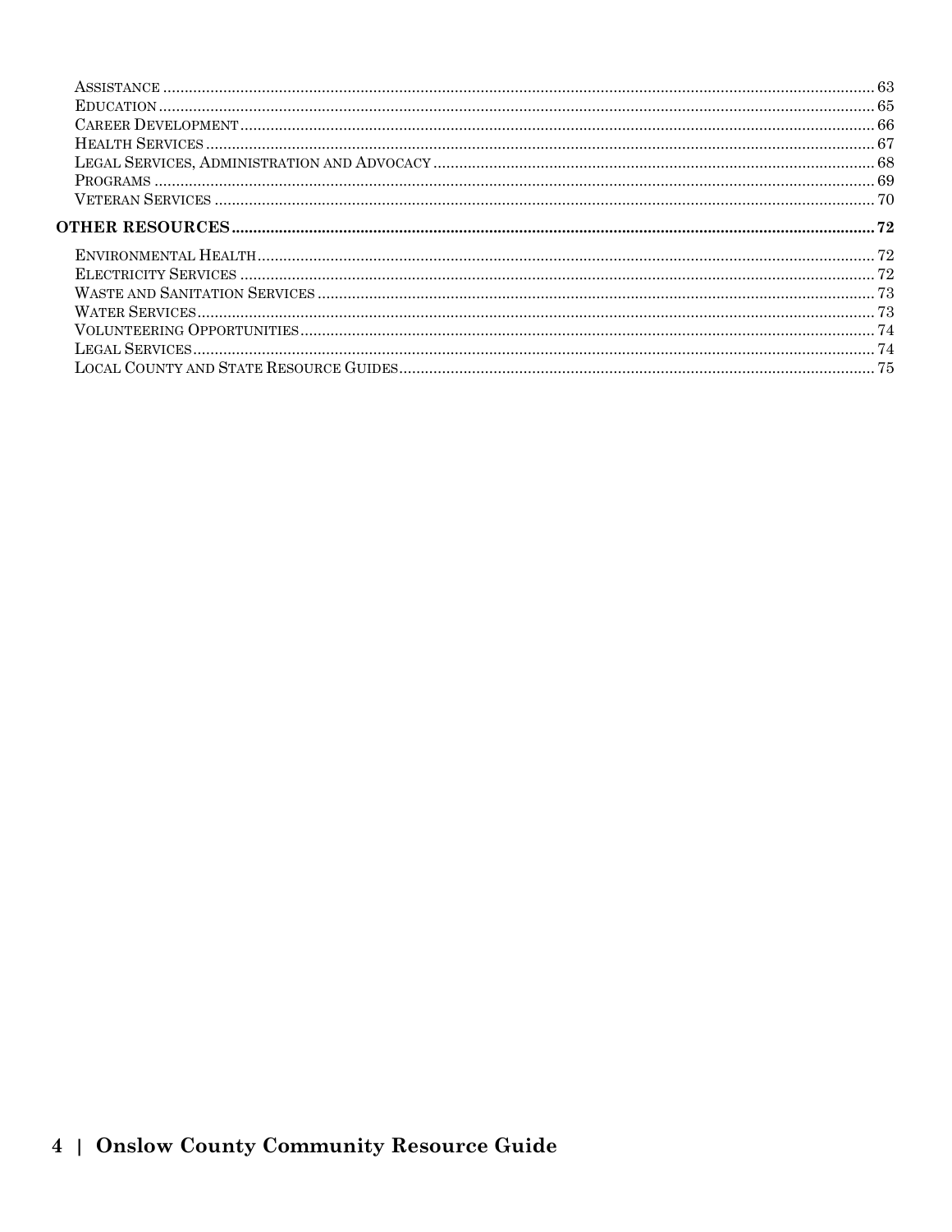Assistance ........................................................................................................................................................... 63
Education ............................................................................................................................................................ 65
Career Development ........................................................................................................................................... 66
Health Services .................................................................................................................................................... 67
Legal Services, Administration and Advocacy ..................................................................................................... 68
Programs ............................................................................................................................................................. 69
Veteran Services .................................................................................................................................................. 70

**OTHER RESOURCES .......................................................................................................................................... 72**

Environmental Health .......................................................................................................................................... 72
Electricity Services .............................................................................................................................................. 72
Waste and Sanitation Services ............................................................................................................................ 73
Water Services ..................................................................................................................................................... 73
Volunteering Opportunities ................................................................................................................................. 74
Legal Services ...................................................................................................................................................... 74
Local County and State Resource Guides ............................................................................................................ 75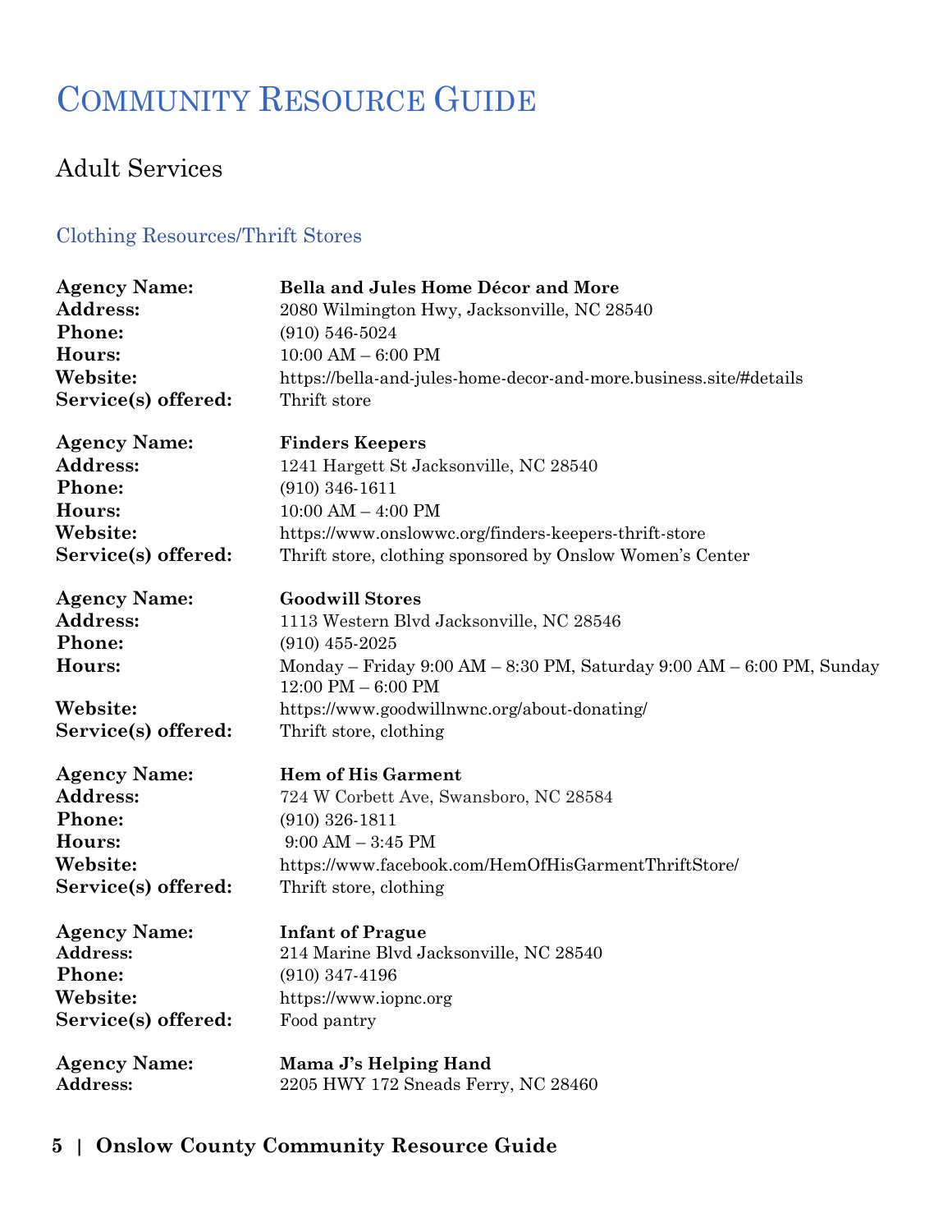# Community Resource Guide

## Adult Services

### Clothing Resources/Thrift Stores

**Agency Name:** **Bella and Jules Home Décor and More**
**Address:** 2080 Wilmington Hwy, Jacksonville, NC 28540
**Phone:** (910) 546-5024
**Hours:** 10:00 AM – 6:00 PM
**Website:** https://bella-and-jules-home-decor-and-more.business.site/#details
**Service(s) offered:** Thrift store

**Agency Name:** **Finders Keepers**
**Address:** 1241 Hargett St Jacksonville, NC 28540
**Phone:** (910) 346-1611
**Hours:** 10:00 AM – 4:00 PM
**Website:** https://www.onslowwc.org/finders-keepers-thrift-store
**Service(s) offered:** Thrift store, clothing sponsored by Onslow Women's Center

**Agency Name:** **Goodwill Stores**
**Address:** 1113 Western Blvd Jacksonville, NC 28546
**Phone:** (910) 455-2025
**Hours:** Monday – Friday 9:00 AM – 8:30 PM, Saturday 9:00 AM – 6:00 PM, Sunday 12:00 PM – 6:00 PM
**Website:** https://www.goodwillnwnc.org/about-donating/
**Service(s) offered:** Thrift store, clothing

**Agency Name:** **Hem of His Garment**
**Address:** 724 W Corbett Ave, Swansboro, NC 28584
**Phone:** (910) 326-1811
**Hours:** 9:00 AM – 3:45 PM
**Website:** https://www.facebook.com/HemOfHisGarmentThriftStore/
**Service(s) offered:** Thrift store, clothing

**Agency Name:** **Infant of Prague**
**Address:** 214 Marine Blvd Jacksonville, NC 28540
**Phone:** (910) 347-4196
**Website:** https://www.iopnc.org
**Service(s) offered:** Food pantry

**Agency Name:** **Mama J's Helping Hand**
**Address:** 2205 HWY 172 Sneads Ferry, NC 28460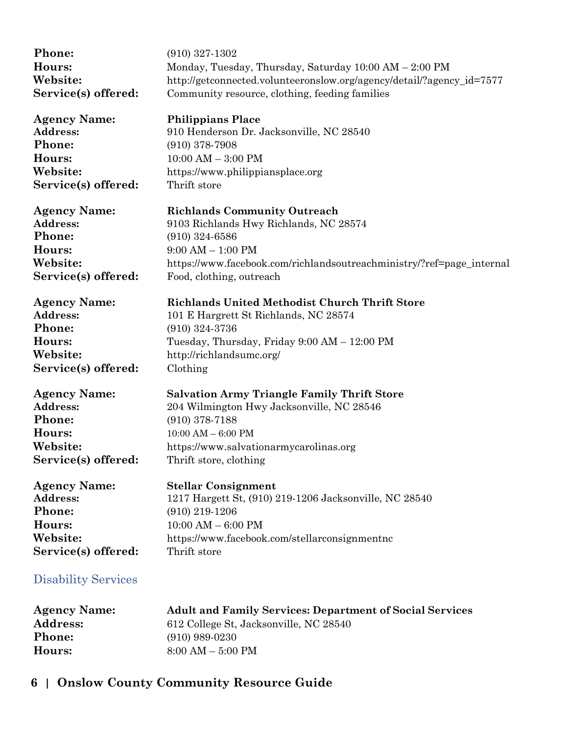**Phone:** (910) 327-1302
**Hours:** Monday, Tuesday, Thursday, Saturday 10:00 AM – 2:00 PM
**Website:** http://getconnected.volunteeronslow.org/agency/detail/?agency_id=7577
**Service(s) offered:** Community resource, clothing, feeding families

**Agency Name:** **Philippians Place**
**Address:** 910 Henderson Dr. Jacksonville, NC 28540
**Phone:** (910) 378-7908
**Hours:** 10:00 AM – 3:00 PM
**Website:** https://www.philippiansplace.org
**Service(s) offered:** Thrift store

**Agency Name:** **Richlands Community Outreach**
**Address:** 9103 Richlands Hwy Richlands, NC 28574
**Phone:** (910) 324-6586
**Hours:** 9:00 AM – 1:00 PM
**Website:** https://www.facebook.com/richlandsoutreachministry/?ref=page_internal
**Service(s) offered:** Food, clothing, outreach

**Agency Name:** **Richlands United Methodist Church Thrift Store**
**Address:** 101 E Hargrett St Richlands, NC 28574
**Phone:** (910) 324-3736
**Hours:** Tuesday, Thursday, Friday 9:00 AM – 12:00 PM
**Website:** http://richlandsumc.org/
**Service(s) offered:** Clothing

**Agency Name:** **Salvation Army Triangle Family Thrift Store**
**Address:** 204 Wilmington Hwy Jacksonville, NC 28546
**Phone:** (910) 378-7188
**Hours:** 10:00 AM – 6:00 PM
**Website:** https://www.salvationarmycarolinas.org
**Service(s) offered:** Thrift store, clothing

**Agency Name:** **Stellar Consignment**
**Address:** 1217 Hargett St, (910) 219-1206 Jacksonville, NC 28540
**Phone:** (910) 219-1206
**Hours:** 10:00 AM – 6:00 PM
**Website:** https://www.facebook.com/stellarconsignmentnc
**Service(s) offered:** Thrift store

## Disability Services

**Agency Name:** **Adult and Family Services: Department of Social Services**
**Address:** 612 College St, Jacksonville, NC 28540
**Phone:** (910) 989-0230
**Hours:** 8:00 AM – 5:00 PM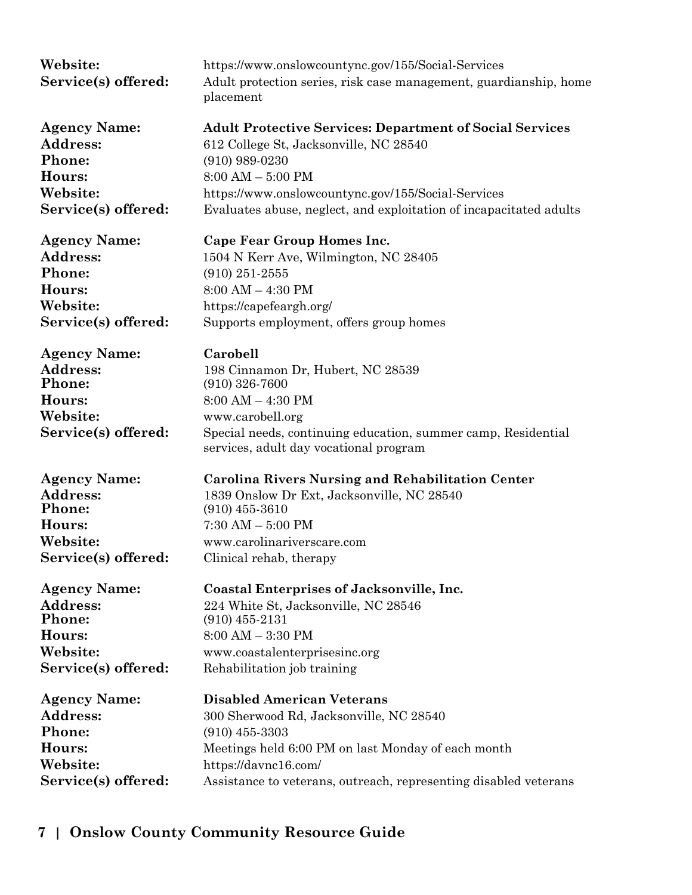**Website:** https://www.onslowcountync.gov/155/Social-Services
**Service(s) offered:** Adult protection series, risk case management, guardianship, home placement

**Agency Name:** **Adult Protective Services: Department of Social Services**
**Address:** 612 College St, Jacksonville, NC 28540
**Phone:** (910) 989-0230
**Hours:** 8:00 AM – 5:00 PM
**Website:** https://www.onslowcountync.gov/155/Social-Services
**Service(s) offered:** Evaluates abuse, neglect, and exploitation of incapacitated adults

**Agency Name:** **Cape Fear Group Homes Inc.**
**Address:** 1504 N Kerr Ave, Wilmington, NC 28405
**Phone:** (910) 251-2555
**Hours:** 8:00 AM – 4:30 PM
**Website:** https://capefeargh.org/
**Service(s) offered:** Supports employment, offers group homes

**Agency Name:** **Carobell**
**Address:** 198 Cinnamon Dr, Hubert, NC 28539
**Phone:** (910) 326-7600
**Hours:** 8:00 AM – 4:30 PM
**Website:** www.carobell.org
**Service(s) offered:** Special needs, continuing education, summer camp, Residential services, adult day vocational program

**Agency Name:** **Carolina Rivers Nursing and Rehabilitation Center**
**Address:** 1839 Onslow Dr Ext, Jacksonville, NC 28540
**Phone:** (910) 455-3610
**Hours:** 7:30 AM – 5:00 PM
**Website:** www.carolinariverscare.com
**Service(s) offered:** Clinical rehab, therapy

**Agency Name:** **Coastal Enterprises of Jacksonville, Inc.**
**Address:** 224 White St, Jacksonville, NC 28546
**Phone:** (910) 455-2131
**Hours:** 8:00 AM – 3:30 PM
**Website:** www.coastalenterprisesinc.org
**Service(s) offered:** Rehabilitation job training

**Agency Name:** **Disabled American Veterans**
**Address:** 300 Sherwood Rd, Jacksonville, NC 28540
**Phone:** (910) 455-3303
**Hours:** Meetings held 6:00 PM on last Monday of each month
**Website:** https://davnc16.com/
**Service(s) offered:** Assistance to veterans, outreach, representing disabled veterans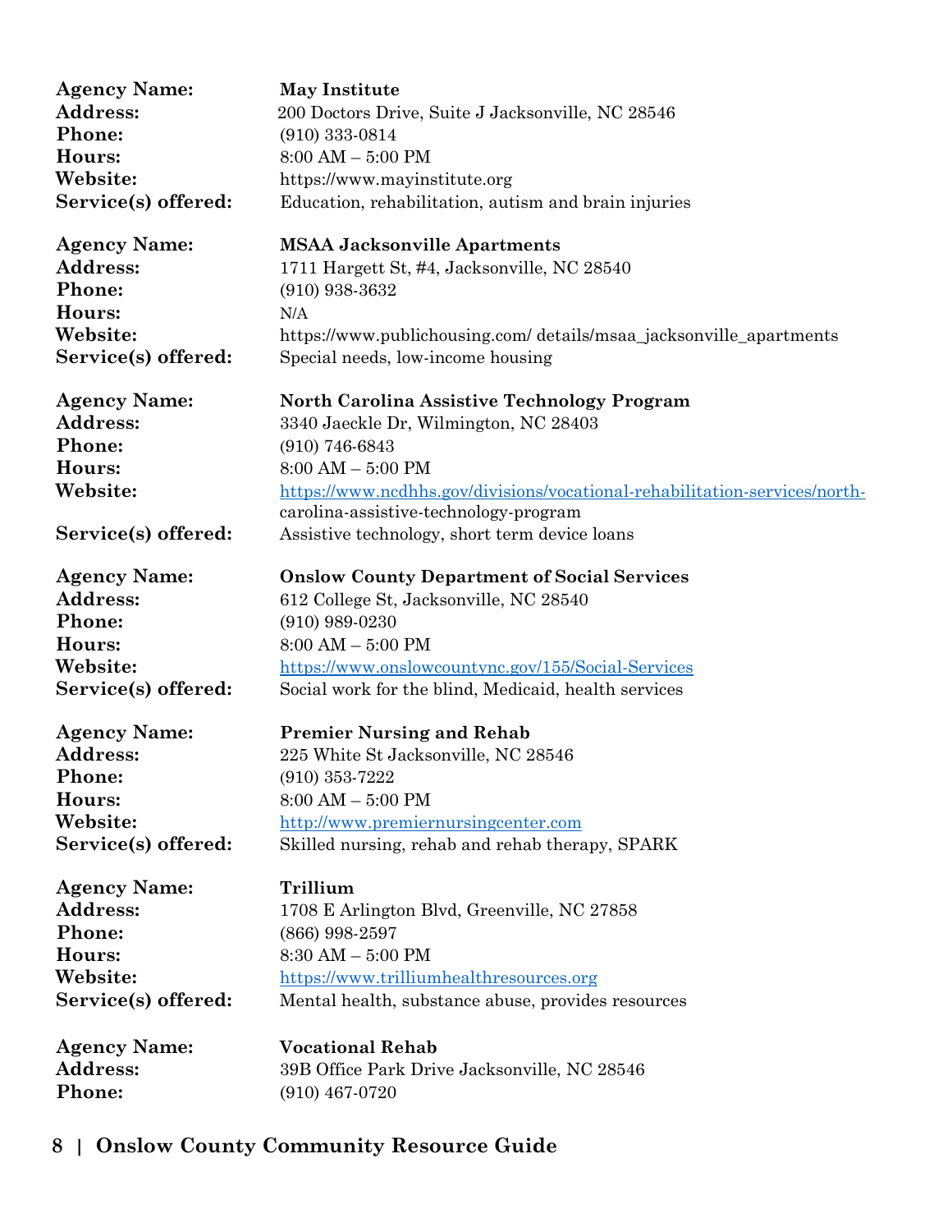**Agency Name:** **May Institute**
**Address:** 200 Doctors Drive, Suite J Jacksonville, NC 28546
**Phone:** (910) 333-0814
**Hours:** 8:00 AM – 5:00 PM
**Website:** https://www.mayinstitute.org
**Service(s) offered:** Education, rehabilitation, autism and brain injuries

**Agency Name:** **MSAA Jacksonville Apartments**
**Address:** 1711 Hargett St, #4, Jacksonville, NC 28540
**Phone:** (910) 938-3632
**Hours:** N/A
**Website:** https://www.publichousing.com/ details/msaa_jacksonville_apartments
**Service(s) offered:** Special needs, low-income housing

**Agency Name:** **North Carolina Assistive Technology Program**
**Address:** 3340 Jaeckle Dr, Wilmington, NC 28403
**Phone:** (910) 746-6843
**Hours:** 8:00 AM – 5:00 PM
**Website:** https://www.ncdhhs.gov/divisions/vocational-rehabilitation-services/north-carolina-assistive-technology-program
**Service(s) offered:** Assistive technology, short term device loans

**Agency Name:** **Onslow County Department of Social Services**
**Address:** 612 College St, Jacksonville, NC 28540
**Phone:** (910) 989-0230
**Hours:** 8:00 AM – 5:00 PM
**Website:** https://www.onslowcountync.gov/155/Social-Services
**Service(s) offered:** Social work for the blind, Medicaid, health services

**Agency Name:** **Premier Nursing and Rehab**
**Address:** 225 White St Jacksonville, NC 28546
**Phone:** (910) 353-7222
**Hours:** 8:00 AM – 5:00 PM
**Website:** http://www.premiernursingcenter.com
**Service(s) offered:** Skilled nursing, rehab and rehab therapy, SPARK

**Agency Name:** **Trillium**
**Address:** 1708 E Arlington Blvd, Greenville, NC 27858
**Phone:** (866) 998-2597
**Hours:** 8:30 AM – 5:00 PM
**Website:** https://www.trilliumhealthresources.org
**Service(s) offered:** Mental health, substance abuse, provides resources

**Agency Name:** **Vocational Rehab**
**Address:** 39B Office Park Drive Jacksonville, NC 28546
**Phone:** (910) 467-0720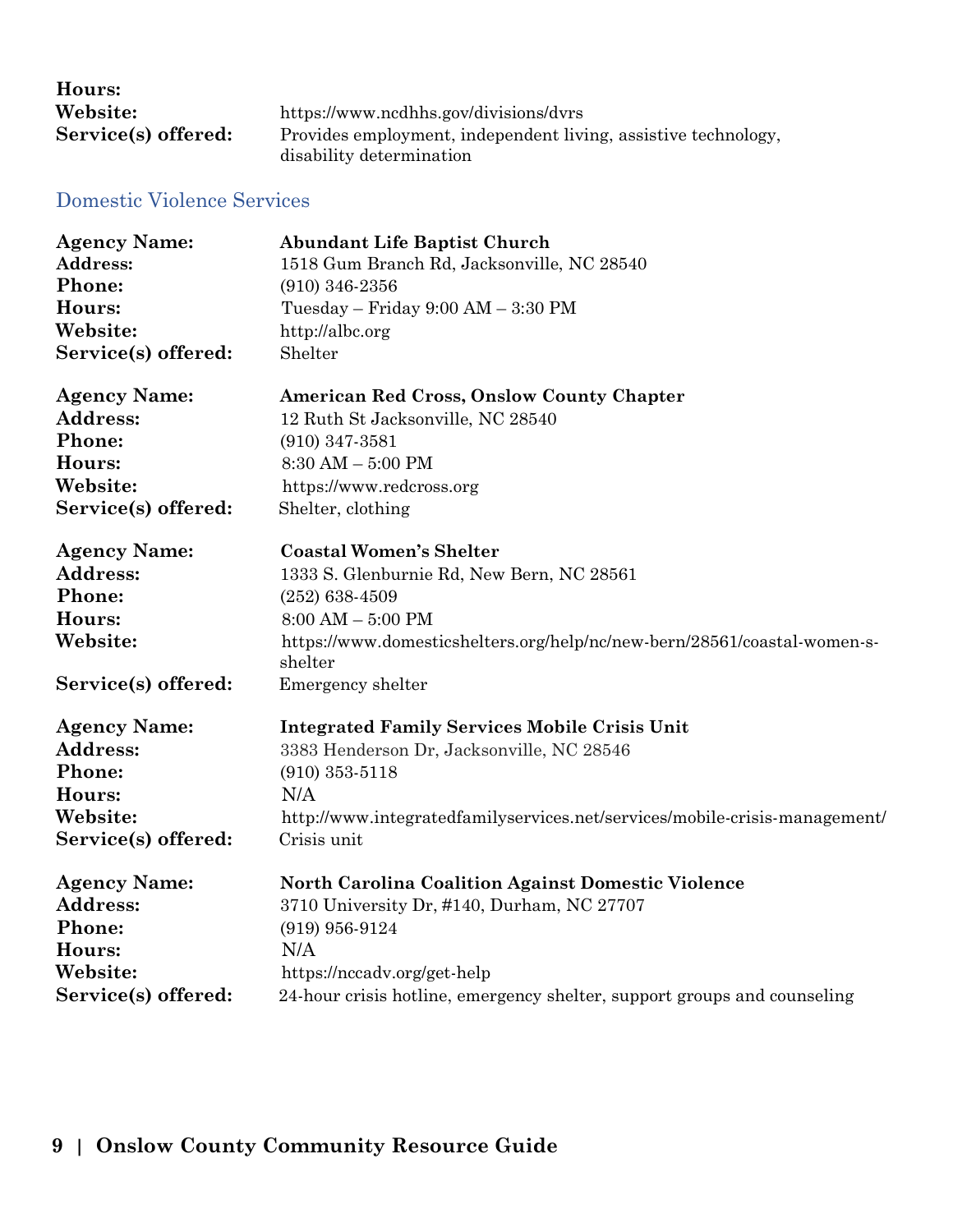**Hours:**
**Website:** https://www.ncdhhs.gov/divisions/dvrs
**Service(s) offered:** Provides employment, independent living, assistive technology, disability determination

## Domestic Violence Services

**Agency Name:** **Abundant Life Baptist Church**
**Address:** 1518 Gum Branch Rd, Jacksonville, NC 28540
**Phone:** (910) 346-2356
**Hours:** Tuesday – Friday 9:00 AM – 3:30 PM
**Website:** http://albc.org
**Service(s) offered:** Shelter

**Agency Name:** **American Red Cross, Onslow County Chapter**
**Address:** 12 Ruth St Jacksonville, NC 28540
**Phone:** (910) 347-3581
**Hours:** 8:30 AM – 5:00 PM
**Website:** https://www.redcross.org
**Service(s) offered:** Shelter, clothing

**Agency Name:** **Coastal Women's Shelter**
**Address:** 1333 S. Glenburnie Rd, New Bern, NC 28561
**Phone:** (252) 638-4509
**Hours:** 8:00 AM – 5:00 PM
**Website:** https://www.domesticshelters.org/help/nc/new-bern/28561/coastal-women-s-shelter
**Service(s) offered:** Emergency shelter

**Agency Name:** **Integrated Family Services Mobile Crisis Unit**
**Address:** 3383 Henderson Dr, Jacksonville, NC 28546
**Phone:** (910) 353-5118
**Hours:** N/A
**Website:** http://www.integratedfamilyservices.net/services/mobile-crisis-management/
**Service(s) offered:** Crisis unit

**Agency Name:** **North Carolina Coalition Against Domestic Violence**
**Address:** 3710 University Dr, #140, Durham, NC 27707
**Phone:** (919) 956-9124
**Hours:** N/A
**Website:** https://nccadv.org/get-help
**Service(s) offered:** 24-hour crisis hotline, emergency shelter, support groups and counseling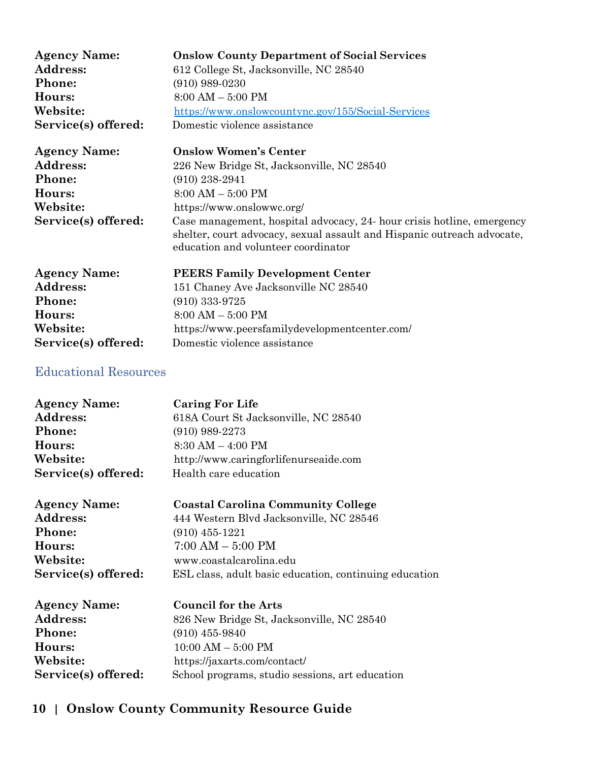**Agency Name:** **Onslow County Department of Social Services**
**Address:** 612 College St, Jacksonville, NC 28540
**Phone:** (910) 989-0230
**Hours:** 8:00 AM – 5:00 PM
**Website:** https://www.onslowcountync.gov/155/Social-Services
**Service(s) offered:** Domestic violence assistance

**Agency Name:** **Onslow Women's Center**
**Address:** 226 New Bridge St, Jacksonville, NC 28540
**Phone:** (910) 238-2941
**Hours:** 8:00 AM – 5:00 PM
**Website:** https://www.onslowwc.org/
**Service(s) offered:** Case management, hospital advocacy, 24- hour crisis hotline, emergency shelter, court advocacy, sexual assault and Hispanic outreach advocate, education and volunteer coordinator

**Agency Name:** **PEERS Family Development Center**
**Address:** 151 Chaney Ave Jacksonville NC 28540
**Phone:** (910) 333-9725
**Hours:** 8:00 AM – 5:00 PM
**Website:** https://www.peersfamilydevelopmentcenter.com/
**Service(s) offered:** Domestic violence assistance

## Educational Resources

**Agency Name:** **Caring For Life**
**Address:** 618A Court St Jacksonville, NC 28540
**Phone:** (910) 989-2273
**Hours:** 8:30 AM – 4:00 PM
**Website:** http://www.caringforlifenurseaide.com
**Service(s) offered:** Health care education

**Agency Name:** **Coastal Carolina Community College**
**Address:** 444 Western Blvd Jacksonville, NC 28546
**Phone:** (910) 455-1221
**Hours:** 7:00 AM – 5:00 PM
**Website:** www.coastalcarolina.edu
**Service(s) offered:** ESL class, adult basic education, continuing education

**Agency Name:** **Council for the Arts**
**Address:** 826 New Bridge St, Jacksonville, NC 28540
**Phone:** (910) 455-9840
**Hours:** 10:00 AM – 5:00 PM
**Website:** https://jaxarts.com/contact/
**Service(s) offered:** School programs, studio sessions, art education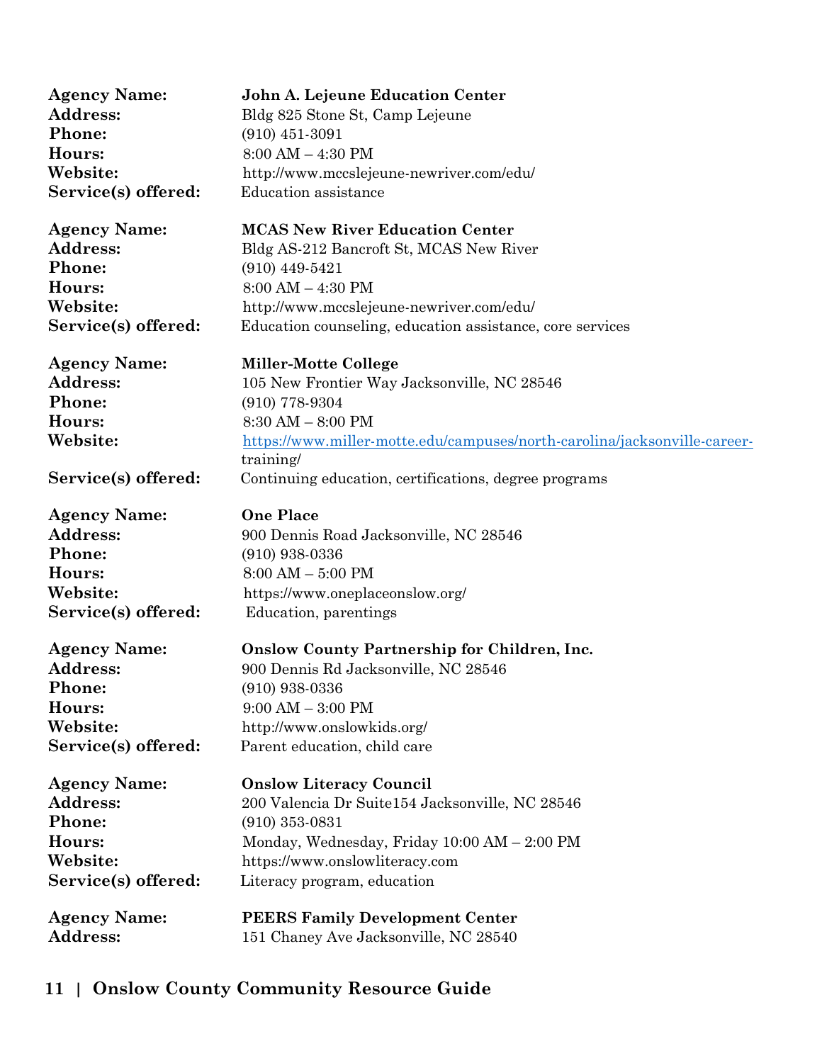**Agency Name:** **John A. Lejeune Education Center**
**Address:** Bldg 825 Stone St, Camp Lejeune
**Phone:** (910) 451-3091
**Hours:** 8:00 AM – 4:30 PM
**Website:** http://www.mccslejeune-newriver.com/edu/
**Service(s) offered:** Education assistance

**Agency Name:** **MCAS New River Education Center**
**Address:** Bldg AS-212 Bancroft St, MCAS New River
**Phone:** (910) 449-5421
**Hours:** 8:00 AM – 4:30 PM
**Website:** http://www.mccslejeune-newriver.com/edu/
**Service(s) offered:** Education counseling, education assistance, core services

**Agency Name:** **Miller-Motte College**
**Address:** 105 New Frontier Way Jacksonville, NC 28546
**Phone:** (910) 778-9304
**Hours:** 8:30 AM – 8:00 PM
**Website:** https://www.miller-motte.edu/campuses/north-carolina/jacksonville-career-training/
**Service(s) offered:** Continuing education, certifications, degree programs

**Agency Name:** **One Place**
**Address:** 900 Dennis Road Jacksonville, NC 28546
**Phone:** (910) 938-0336
**Hours:** 8:00 AM – 5:00 PM
**Website:** https://www.oneplaceonslow.org/
**Service(s) offered:** Education, parentings

**Agency Name:** **Onslow County Partnership for Children, Inc.**
**Address:** 900 Dennis Rd Jacksonville, NC 28546
**Phone:** (910) 938-0336
**Hours:** 9:00 AM – 3:00 PM
**Website:** http://www.onslowkids.org/
**Service(s) offered:** Parent education, child care

**Agency Name:** **Onslow Literacy Council**
**Address:** 200 Valencia Dr Suite154 Jacksonville, NC 28546
**Phone:** (910) 353-0831
**Hours:** Monday, Wednesday, Friday 10:00 AM – 2:00 PM
**Website:** https://www.onslowliteracy.com
**Service(s) offered:** Literacy program, education

**Agency Name:** **PEERS Family Development Center**
**Address:** 151 Chaney Ave Jacksonville, NC 28540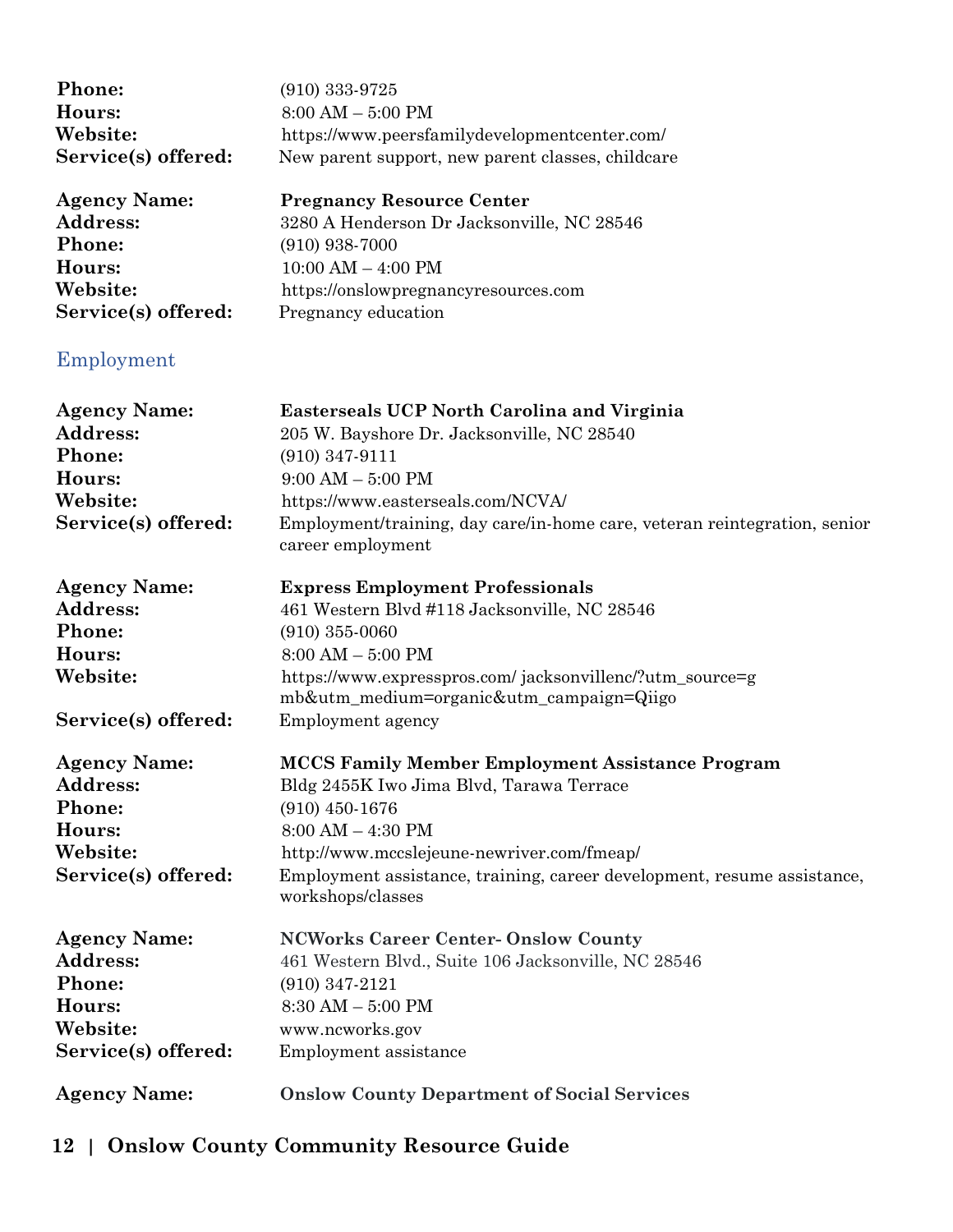**Phone:** (910) 333-9725
**Hours:** 8:00 AM – 5:00 PM
**Website:** https://www.peersfamilydevelopmentcenter.com/
**Service(s) offered:** New parent support, new parent classes, childcare

**Agency Name:** **Pregnancy Resource Center**
**Address:** 3280 A Henderson Dr Jacksonville, NC 28546
**Phone:** (910) 938-7000
**Hours:** 10:00 AM – 4:00 PM
**Website:** https://onslowpregnancyresources.com
**Service(s) offered:** Pregnancy education

## Employment

**Agency Name:** **Easterseals UCP North Carolina and Virginia**
**Address:** 205 W. Bayshore Dr. Jacksonville, NC 28540
**Phone:** (910) 347-9111
**Hours:** 9:00 AM – 5:00 PM
**Website:** https://www.easterseals.com/NCVA/
**Service(s) offered:** Employment/training, day care/in-home care, veteran reintegration, senior career employment

**Agency Name:** **Express Employment Professionals**
**Address:** 461 Western Blvd #118 Jacksonville, NC 28546
**Phone:** (910) 355-0060
**Hours:** 8:00 AM – 5:00 PM
**Website:** https://www.expresspros.com/ jacksonvillenc/?utm_source=gmb&utm_medium=organic&utm_campaign=Qiigo
**Service(s) offered:** Employment agency

**Agency Name:** **MCCS Family Member Employment Assistance Program**
**Address:** Bldg 2455K Iwo Jima Blvd, Tarawa Terrace
**Phone:** (910) 450-1676
**Hours:** 8:00 AM – 4:30 PM
**Website:** http://www.mccslejeune-newriver.com/fmeap/
**Service(s) offered:** Employment assistance, training, career development, resume assistance, workshops/classes

**Agency Name:** **NCWorks Career Center- Onslow County**
**Address:** 461 Western Blvd., Suite 106 Jacksonville, NC 28546
**Phone:** (910) 347-2121
**Hours:** 8:30 AM – 5:00 PM
**Website:** www.ncworks.gov
**Service(s) offered:** Employment assistance

**Agency Name:** **Onslow County Department of Social Services**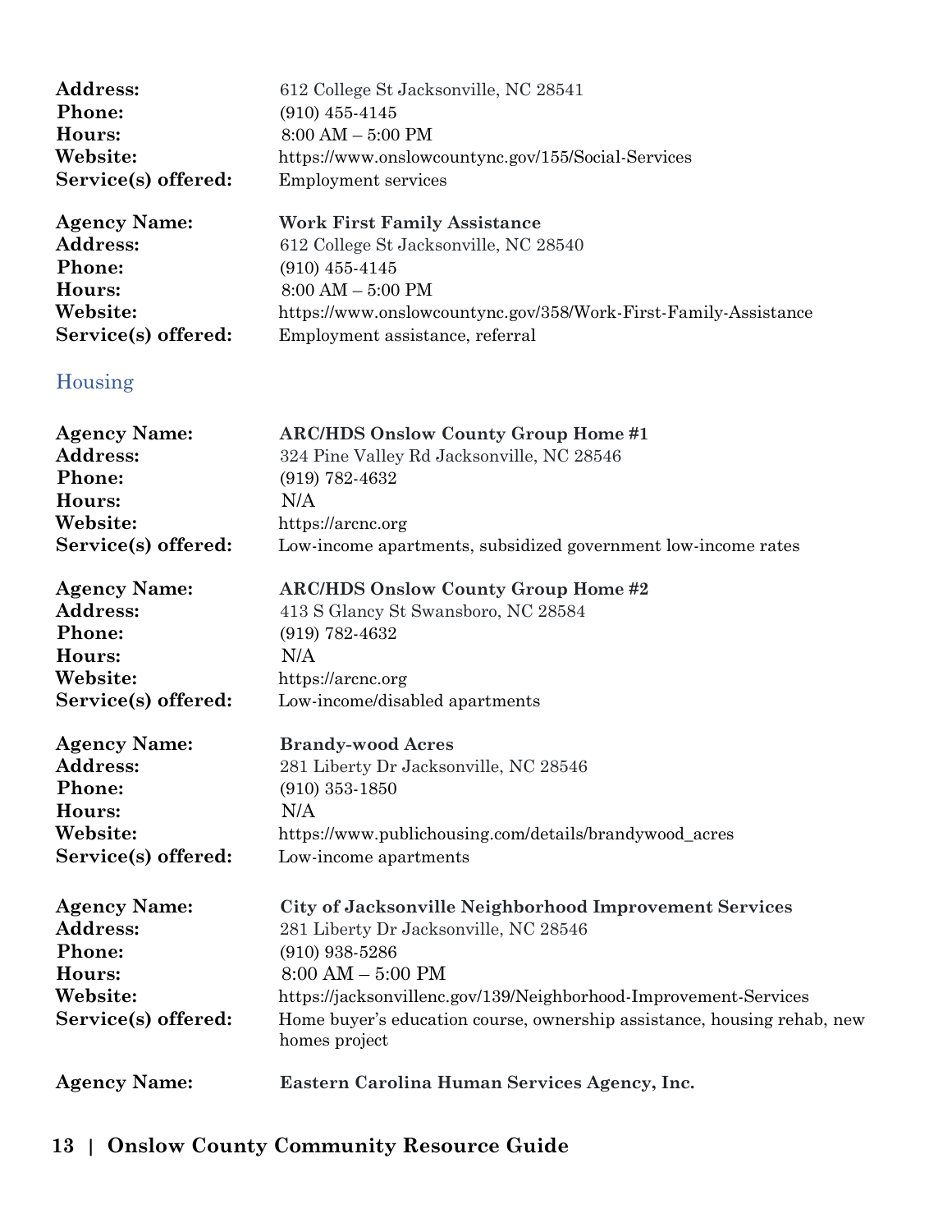**Address:** 612 College St Jacksonville, NC 28541
**Phone:** (910) 455-4145
**Hours:** 8:00 AM – 5:00 PM
**Website:** https://www.onslowcountync.gov/155/Social-Services
**Service(s) offered:** Employment services

**Agency Name:** **Work First Family Assistance**
**Address:** 612 College St Jacksonville, NC 28540
**Phone:** (910) 455-4145
**Hours:** 8:00 AM – 5:00 PM
**Website:** https://www.onslowcountync.gov/358/Work-First-Family-Assistance
**Service(s) offered:** Employment assistance, referral

## Housing

**Agency Name:** **ARC/HDS Onslow County Group Home #1**
**Address:** 324 Pine Valley Rd Jacksonville, NC 28546
**Phone:** (919) 782-4632
**Hours:** N/A
**Website:** https://arcnc.org
**Service(s) offered:** Low-income apartments, subsidized government low-income rates

**Agency Name:** **ARC/HDS Onslow County Group Home #2**
**Address:** 413 S Glancy St Swansboro, NC 28584
**Phone:** (919) 782-4632
**Hours:** N/A
**Website:** https://arcnc.org
**Service(s) offered:** Low-income/disabled apartments

**Agency Name:** **Brandy-wood Acres**
**Address:** 281 Liberty Dr Jacksonville, NC 28546
**Phone:** (910) 353-1850
**Hours:** N/A
**Website:** https://www.publichousing.com/details/brandywood_acres
**Service(s) offered:** Low-income apartments

**Agency Name:** **City of Jacksonville Neighborhood Improvement Services**
**Address:** 281 Liberty Dr Jacksonville, NC 28546
**Phone:** (910) 938-5286
**Hours:** 8:00 AM – 5:00 PM
**Website:** https://jacksonvillenc.gov/139/Neighborhood-Improvement-Services
**Service(s) offered:** Home buyer's education course, ownership assistance, housing rehab, new homes project

**Agency Name:** **Eastern Carolina Human Services Agency, Inc.**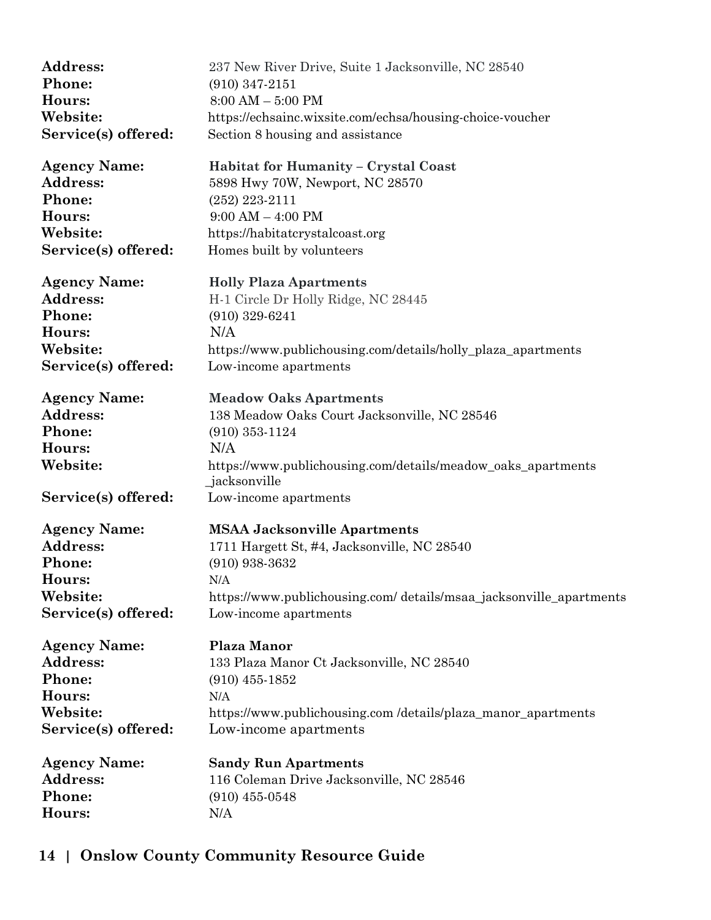**Address:** 237 New River Drive, Suite 1 Jacksonville, NC 28540
**Phone:** (910) 347-2151
**Hours:** 8:00 AM – 5:00 PM
**Website:** https://echsainc.wixsite.com/echsa/housing-choice-voucher
**Service(s) offered:** Section 8 housing and assistance

**Agency Name:** **Habitat for Humanity – Crystal Coast**
**Address:** 5898 Hwy 70W, Newport, NC 28570
**Phone:** (252) 223-2111
**Hours:** 9:00 AM – 4:00 PM
**Website:** https://habitatcrystalcoast.org
**Service(s) offered:** Homes built by volunteers

**Agency Name:** **Holly Plaza Apartments**
**Address:** H-1 Circle Dr Holly Ridge, NC 28445
**Phone:** (910) 329-6241
**Hours:** N/A
**Website:** https://www.publichousing.com/details/holly_plaza_apartments
**Service(s) offered:** Low-income apartments

**Agency Name:** **Meadow Oaks Apartments**
**Address:** 138 Meadow Oaks Court Jacksonville, NC 28546
**Phone:** (910) 353-1124
**Hours:** N/A
**Website:** https://www.publichousing.com/details/meadow_oaks_apartments_jacksonville
**Service(s) offered:** Low-income apartments

**Agency Name:** **MSAA Jacksonville Apartments**
**Address:** 1711 Hargett St, #4, Jacksonville, NC 28540
**Phone:** (910) 938-3632
**Hours:** N/A
**Website:** https://www.publichousing.com/ details/msaa_jacksonville_apartments
**Service(s) offered:** Low-income apartments

**Agency Name:** **Plaza Manor**
**Address:** 133 Plaza Manor Ct Jacksonville, NC 28540
**Phone:** (910) 455-1852
**Hours:** N/A
**Website:** https://www.publichousing.com /details/plaza_manor_apartments
**Service(s) offered:** Low-income apartments

**Agency Name:** **Sandy Run Apartments**
**Address:** 116 Coleman Drive Jacksonville, NC 28546
**Phone:** (910) 455-0548
**Hours:** N/A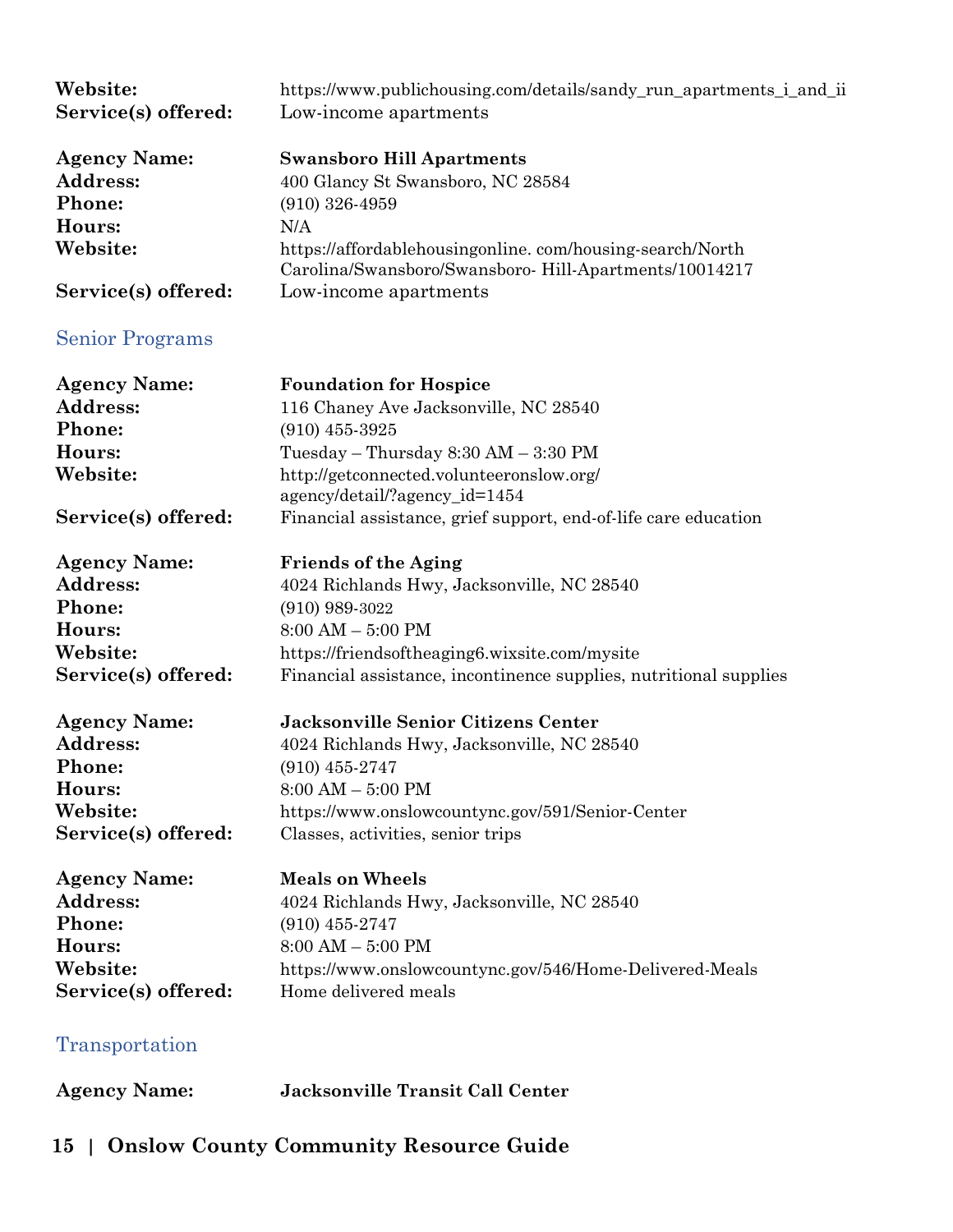**Website:** https://www.publichousing.com/details/sandy_run_apartments_i_and_ii
**Service(s) offered:** Low-income apartments

**Agency Name:** **Swansboro Hill Apartments**
**Address:** 400 Glancy St Swansboro, NC 28584
**Phone:** (910) 326-4959
**Hours:** N/A
**Website:** https://affordablehousingonline. com/housing-search/North Carolina/Swansboro/Swansboro- Hill-Apartments/10014217
**Service(s) offered:** Low-income apartments

## Senior Programs

**Agency Name:** **Foundation for Hospice**
**Address:** 116 Chaney Ave Jacksonville, NC 28540
**Phone:** (910) 455-3925
**Hours:** Tuesday – Thursday 8:30 AM – 3:30 PM
**Website:** http://getconnected.volunteeronslow.org/agency/detail/?agency_id=1454
**Service(s) offered:** Financial assistance, grief support, end-of-life care education

**Agency Name:** **Friends of the Aging**
**Address:** 4024 Richlands Hwy, Jacksonville, NC 28540
**Phone:** (910) 989-3022
**Hours:** 8:00 AM – 5:00 PM
**Website:** https://friendsoftheaging6.wixsite.com/mysite
**Service(s) offered:** Financial assistance, incontinence supplies, nutritional supplies

**Agency Name:** **Jacksonville Senior Citizens Center**
**Address:** 4024 Richlands Hwy, Jacksonville, NC 28540
**Phone:** (910) 455-2747
**Hours:** 8:00 AM – 5:00 PM
**Website:** https://www.onslowcountync.gov/591/Senior-Center
**Service(s) offered:** Classes, activities, senior trips

**Agency Name:** **Meals on Wheels**
**Address:** 4024 Richlands Hwy, Jacksonville, NC 28540
**Phone:** (910) 455-2747
**Hours:** 8:00 AM – 5:00 PM
**Website:** https://www.onslowcountync.gov/546/Home-Delivered-Meals
**Service(s) offered:** Home delivered meals

## Transportation

**Agency Name:** **Jacksonville Transit Call Center**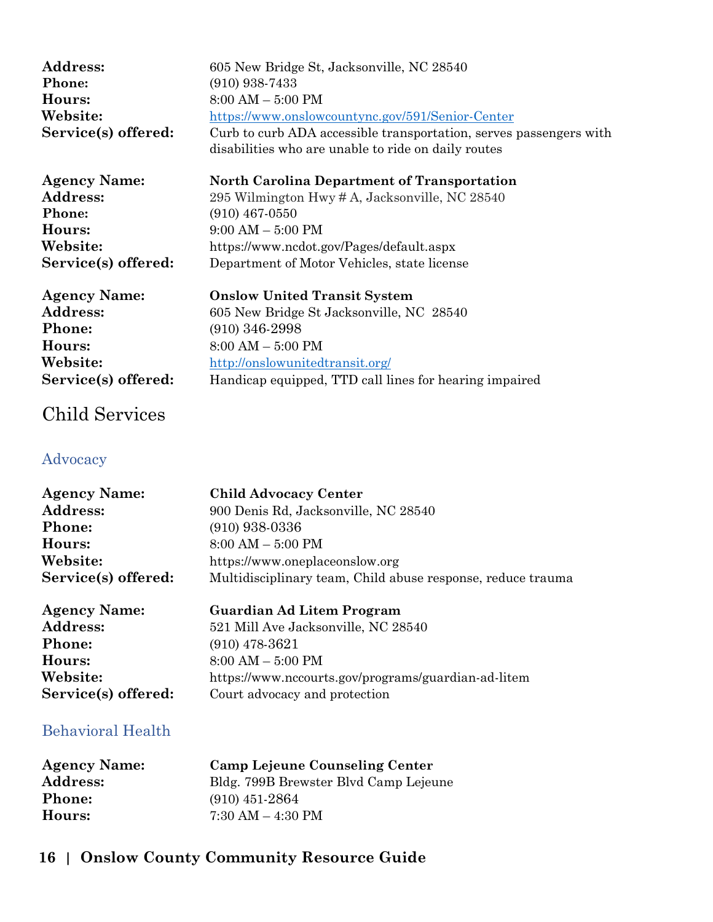**Address:** 605 New Bridge St, Jacksonville, NC 28540
**Phone:** (910) 938-7433
**Hours:** 8:00 AM – 5:00 PM
**Website:** https://www.onslowcountync.gov/591/Senior-Center
**Service(s) offered:** Curb to curb ADA accessible transportation, serves passengers with disabilities who are unable to ride on daily routes

**Agency Name:** **North Carolina Department of Transportation**
**Address:** 295 Wilmington Hwy # A, Jacksonville, NC 28540
**Phone:** (910) 467-0550
**Hours:** 9:00 AM – 5:00 PM
**Website:** https://www.ncdot.gov/Pages/default.aspx
**Service(s) offered:** Department of Motor Vehicles, state license

**Agency Name:** **Onslow United Transit System**
**Address:** 605 New Bridge St Jacksonville, NC 28540
**Phone:** (910) 346-2998
**Hours:** 8:00 AM – 5:00 PM
**Website:** http://onslowunitedtransit.org/
**Service(s) offered:** Handicap equipped, TTD call lines for hearing impaired

# Child Services

## Advocacy

**Agency Name:** **Child Advocacy Center**
**Address:** 900 Denis Rd, Jacksonville, NC 28540
**Phone:** (910) 938-0336
**Hours:** 8:00 AM – 5:00 PM
**Website:** https://www.oneplaceonslow.org
**Service(s) offered:** Multidisciplinary team, Child abuse response, reduce trauma

**Agency Name:** **Guardian Ad Litem Program**
**Address:** 521 Mill Ave Jacksonville, NC 28540
**Phone:** (910) 478-3621
**Hours:** 8:00 AM – 5:00 PM
**Website:** https://www.nccourts.gov/programs/guardian-ad-litem
**Service(s) offered:** Court advocacy and protection

## Behavioral Health

**Agency Name:** **Camp Lejeune Counseling Center**
**Address:** Bldg. 799B Brewster Blvd Camp Lejeune
**Phone:** (910) 451-2864
**Hours:** 7:30 AM – 4:30 PM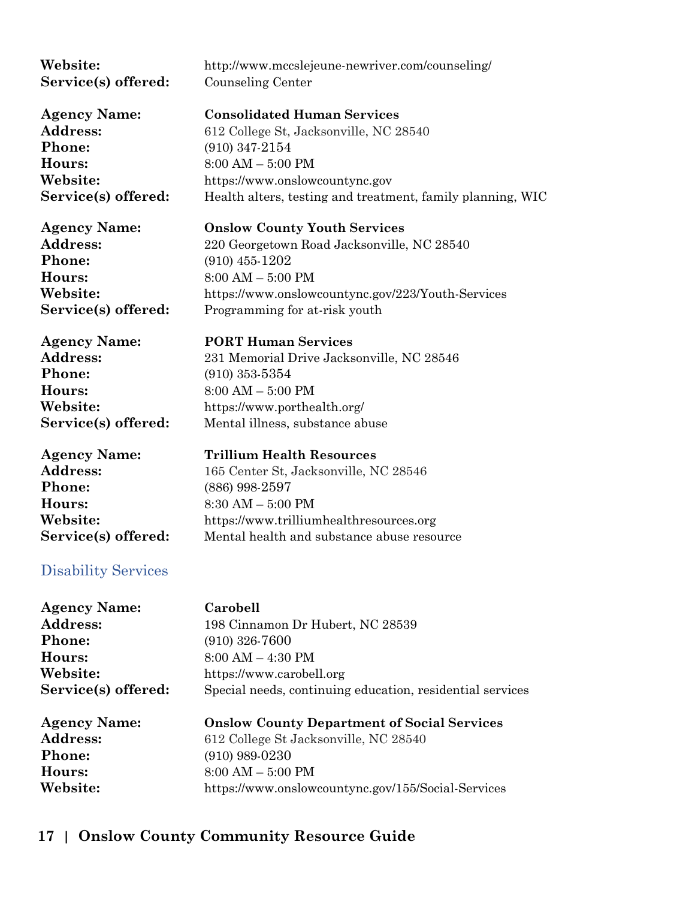**Website:** http://www.mccslejeune-newriver.com/counseling/
**Service(s) offered:** Counseling Center

**Agency Name:** **Consolidated Human Services**
**Address:** 612 College St, Jacksonville, NC 28540
**Phone:** (910) 347-2154
**Hours:** 8:00 AM – 5:00 PM
**Website:** https://www.onslowcountync.gov
**Service(s) offered:** Health alters, testing and treatment, family planning, WIC

**Agency Name:** **Onslow County Youth Services**
**Address:** 220 Georgetown Road Jacksonville, NC 28540
**Phone:** (910) 455-1202
**Hours:** 8:00 AM – 5:00 PM
**Website:** https://www.onslowcountync.gov/223/Youth-Services
**Service(s) offered:** Programming for at-risk youth

**Agency Name:** **PORT Human Services**
**Address:** 231 Memorial Drive Jacksonville, NC 28546
**Phone:** (910) 353-5354
**Hours:** 8:00 AM – 5:00 PM
**Website:** https://www.porthealth.org/
**Service(s) offered:** Mental illness, substance abuse

**Agency Name:** **Trillium Health Resources**
**Address:** 165 Center St, Jacksonville, NC 28546
**Phone:** (886) 998-2597
**Hours:** 8:30 AM – 5:00 PM
**Website:** https://www.trilliumhealthresources.org
**Service(s) offered:** Mental health and substance abuse resource

## Disability Services

**Agency Name:** **Carobell**
**Address:** 198 Cinnamon Dr Hubert, NC 28539
**Phone:** (910) 326-7600
**Hours:** 8:00 AM – 4:30 PM
**Website:** https://www.carobell.org
**Service(s) offered:** Special needs, continuing education, residential services

**Agency Name:** **Onslow County Department of Social Services**
**Address:** 612 College St Jacksonville, NC 28540
**Phone:** (910) 989-0230
**Hours:** 8:00 AM – 5:00 PM
**Website:** https://www.onslowcountync.gov/155/Social-Services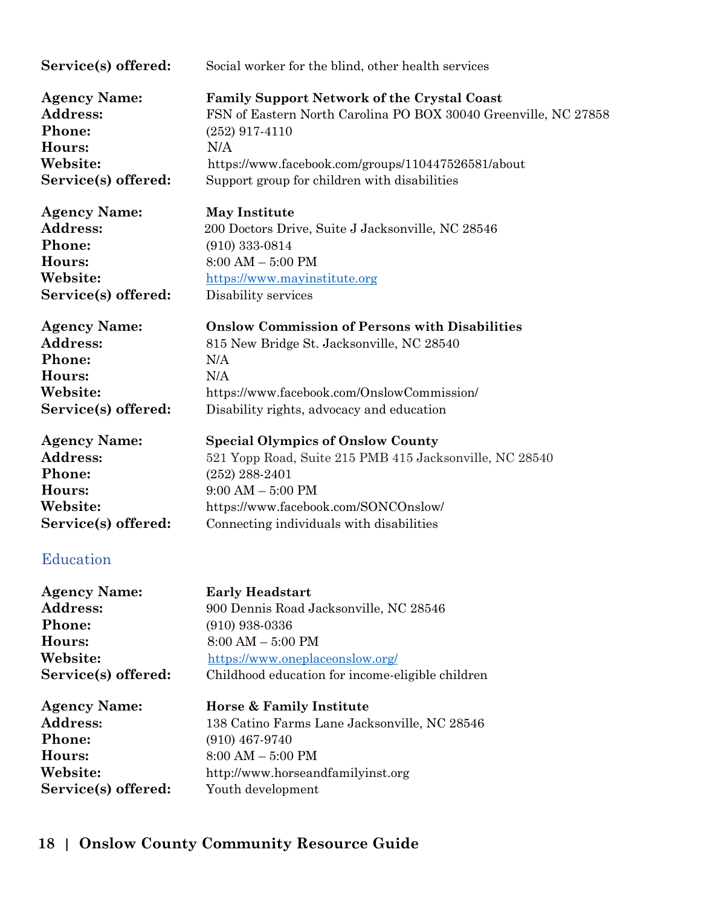**Service(s) offered:** Social worker for the blind, other health services

**Agency Name:** **Family Support Network of the Crystal Coast**
**Address:** FSN of Eastern North Carolina PO BOX 30040 Greenville, NC 27858
**Phone:** (252) 917-4110
**Hours:** N/A
**Website:** https://www.facebook.com/groups/110447526581/about
**Service(s) offered:** Support group for children with disabilities

**Agency Name:** **May Institute**
**Address:** 200 Doctors Drive, Suite J Jacksonville, NC 28546
**Phone:** (910) 333-0814
**Hours:** 8:00 AM – 5:00 PM
**Website:** https://www.mayinstitute.org
**Service(s) offered:** Disability services

**Agency Name:** **Onslow Commission of Persons with Disabilities**
**Address:** 815 New Bridge St. Jacksonville, NC 28540
**Phone:** N/A
**Hours:** N/A
**Website:** https://www.facebook.com/OnslowCommission/
**Service(s) offered:** Disability rights, advocacy and education

**Agency Name:** **Special Olympics of Onslow County**
**Address:** 521 Yopp Road, Suite 215 PMB 415 Jacksonville, NC 28540
**Phone:** (252) 288-2401
**Hours:** 9:00 AM – 5:00 PM
**Website:** https://www.facebook.com/SONCOnslow/
**Service(s) offered:** Connecting individuals with disabilities

## Education

**Agency Name:** **Early Headstart**
**Address:** 900 Dennis Road Jacksonville, NC 28546
**Phone:** (910) 938-0336
**Hours:** 8:00 AM – 5:00 PM
**Website:** https://www.oneplaceonslow.org/
**Service(s) offered:** Childhood education for income-eligible children

**Agency Name:** **Horse & Family Institute**
**Address:** 138 Catino Farms Lane Jacksonville, NC 28546
**Phone:** (910) 467-9740
**Hours:** 8:00 AM – 5:00 PM
**Website:** http://www.horseandfamilyinst.org
**Service(s) offered:** Youth development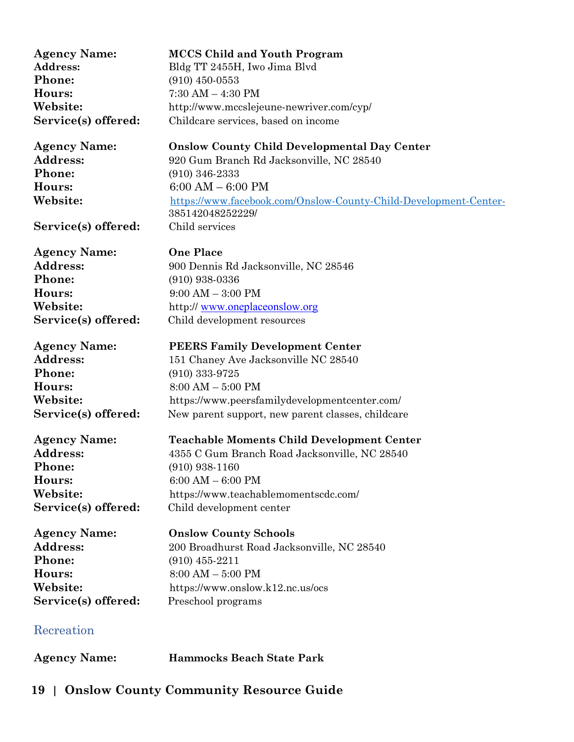**Agency Name:** **MCCS Child and Youth Program**
**Address:** Bldg TT 2455H, Iwo Jima Blvd
**Phone:** (910) 450-0553
**Hours:** 7:30 AM – 4:30 PM
**Website:** http://www.mccslejeune-newriver.com/cyp/
**Service(s) offered:** Childcare services, based on income

**Agency Name:** **Onslow County Child Developmental Day Center**
**Address:** 920 Gum Branch Rd Jacksonville, NC 28540
**Phone:** (910) 346-2333
**Hours:** 6:00 AM – 6:00 PM
**Website:** https://www.facebook.com/Onslow-County-Child-Development-Center-385142048252229/
**Service(s) offered:** Child services

**Agency Name:** **One Place**
**Address:** 900 Dennis Rd Jacksonville, NC 28546
**Phone:** (910) 938-0336
**Hours:** 9:00 AM – 3:00 PM
**Website:** http:// www.oneplaceonslow.org
**Service(s) offered:** Child development resources

**Agency Name:** **PEERS Family Development Center**
**Address:** 151 Chaney Ave Jacksonville NC 28540
**Phone:** (910) 333-9725
**Hours:** 8:00 AM – 5:00 PM
**Website:** https://www.peersfamilydevelopmentcenter.com/
**Service(s) offered:** New parent support, new parent classes, childcare

**Agency Name:** **Teachable Moments Child Development Center**
**Address:** 4355 C Gum Branch Road Jacksonville, NC 28540
**Phone:** (910) 938-1160
**Hours:** 6:00 AM – 6:00 PM
**Website:** https://www.teachablemomentscdc.com/
**Service(s) offered:** Child development center

**Agency Name:** **Onslow County Schools**
**Address:** 200 Broadhurst Road Jacksonville, NC 28540
**Phone:** (910) 455-2211
**Hours:** 8:00 AM – 5:00 PM
**Website:** https://www.onslow.k12.nc.us/ocs
**Service(s) offered:** Preschool programs

## Recreation

**Agency Name:** **Hammocks Beach State Park**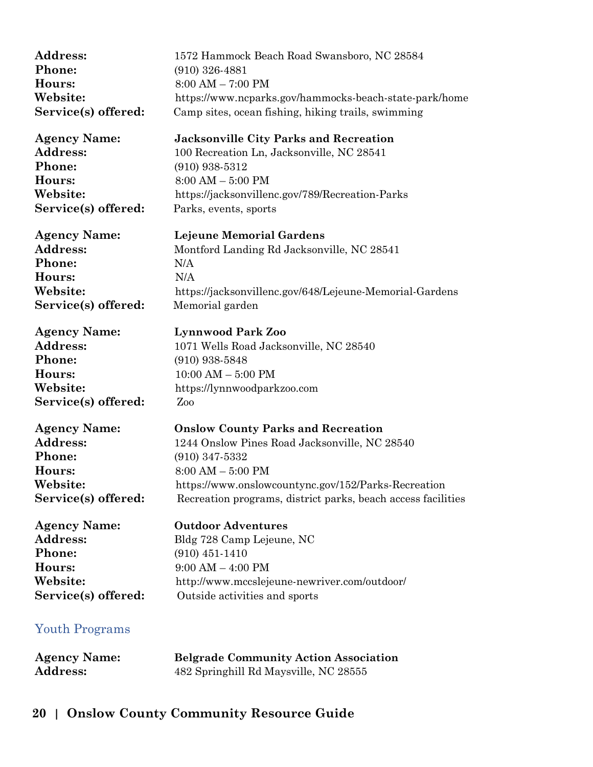**Address:** 1572 Hammock Beach Road Swansboro, NC 28584
**Phone:** (910) 326-4881
**Hours:** 8:00 AM – 7:00 PM
**Website:** https://www.ncparks.gov/hammocks-beach-state-park/home
**Service(s) offered:** Camp sites, ocean fishing, hiking trails, swimming

**Agency Name:** **Jacksonville City Parks and Recreation**
**Address:** 100 Recreation Ln, Jacksonville, NC 28541
**Phone:** (910) 938-5312
**Hours:** 8:00 AM – 5:00 PM
**Website:** https://jacksonvillenc.gov/789/Recreation-Parks
**Service(s) offered:** Parks, events, sports

**Agency Name:** **Lejeune Memorial Gardens**
**Address:** Montford Landing Rd Jacksonville, NC 28541
**Phone:** N/A
**Hours:** N/A
**Website:** https://jacksonvillenc.gov/648/Lejeune-Memorial-Gardens
**Service(s) offered:** Memorial garden

**Agency Name:** **Lynnwood Park Zoo**
**Address:** 1071 Wells Road Jacksonville, NC 28540
**Phone:** (910) 938-5848
**Hours:** 10:00 AM – 5:00 PM
**Website:** https://lynnwoodparkzoo.com
**Service(s) offered:** Zoo

**Agency Name:** **Onslow County Parks and Recreation**
**Address:** 1244 Onslow Pines Road Jacksonville, NC 28540
**Phone:** (910) 347-5332
**Hours:** 8:00 AM – 5:00 PM
**Website:** https://www.onslowcountync.gov/152/Parks-Recreation
**Service(s) offered:** Recreation programs, district parks, beach access facilities

**Agency Name:** **Outdoor Adventures**
**Address:** Bldg 728 Camp Lejeune, NC
**Phone:** (910) 451-1410
**Hours:** 9:00 AM – 4:00 PM
**Website:** http://www.mccslejeune-newriver.com/outdoor/
**Service(s) offered:** Outside activities and sports

## Youth Programs

**Agency Name:** **Belgrade Community Action Association**
**Address:** 482 Springhill Rd Maysville, NC 28555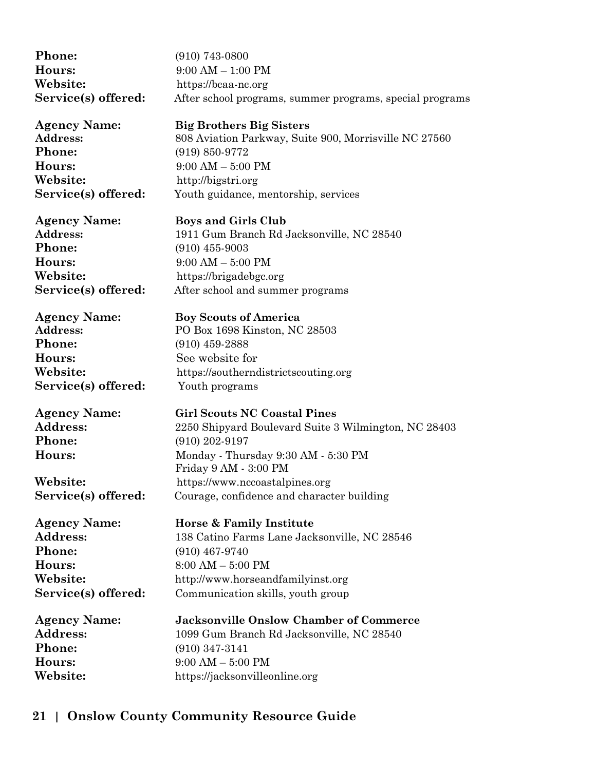**Phone:** (910) 743-0800
**Hours:** 9:00 AM – 1:00 PM
**Website:** https://bcaa-nc.org
**Service(s) offered:** After school programs, summer programs, special programs

**Agency Name:** **Big Brothers Big Sisters**
**Address:** 808 Aviation Parkway, Suite 900, Morrisville NC 27560
**Phone:** (919) 850-9772
**Hours:** 9:00 AM – 5:00 PM
**Website:** http://bigstri.org
**Service(s) offered:** Youth guidance, mentorship, services

**Agency Name:** **Boys and Girls Club**
**Address:** 1911 Gum Branch Rd Jacksonville, NC 28540
**Phone:** (910) 455-9003
**Hours:** 9:00 AM – 5:00 PM
**Website:** https://brigadebgc.org
**Service(s) offered:** After school and summer programs

**Agency Name:** **Boy Scouts of America**
**Address:** PO Box 1698 Kinston, NC 28503
**Phone:** (910) 459-2888
**Hours:** See website for
**Website:** https://southerndistrictscouting.org
**Service(s) offered:** Youth programs

**Agency Name:** **Girl Scouts NC Coastal Pines**
**Address:** 2250 Shipyard Boulevard Suite 3 Wilmington, NC 28403
**Phone:** (910) 202-9197
**Hours:** Monday - Thursday 9:30 AM - 5:30 PM
Friday 9 AM - 3:00 PM
**Website:** https://www.nccoastalpines.org
**Service(s) offered:** Courage, confidence and character building

**Agency Name:** **Horse & Family Institute**
**Address:** 138 Catino Farms Lane Jacksonville, NC 28546
**Phone:** (910) 467-9740
**Hours:** 8:00 AM – 5:00 PM
**Website:** http://www.horseandfamilyinst.org
**Service(s) offered:** Communication skills, youth group

**Agency Name:** **Jacksonville Onslow Chamber of Commerce**
**Address:** 1099 Gum Branch Rd Jacksonville, NC 28540
**Phone:** (910) 347-3141
**Hours:** 9:00 AM – 5:00 PM
**Website:** https://jacksonvilleonline.org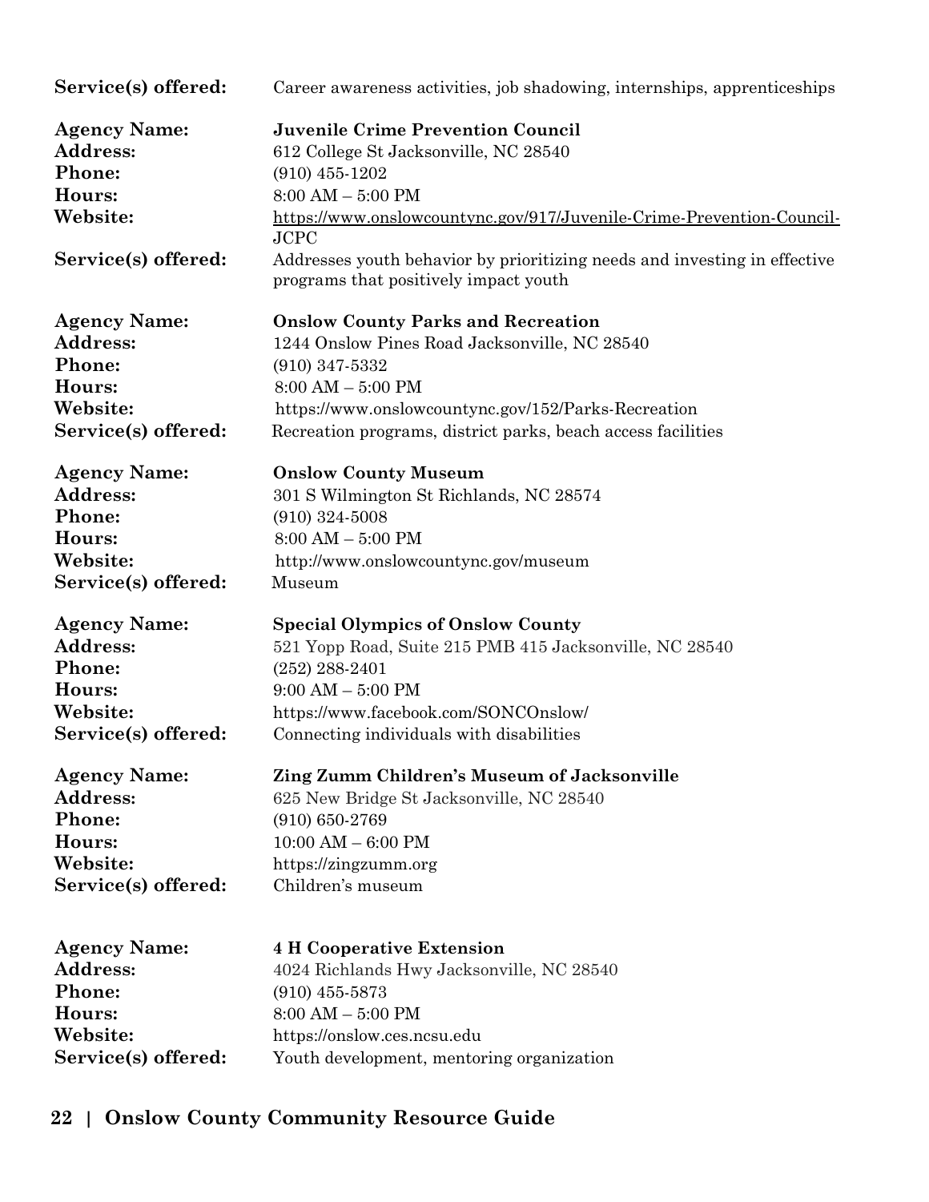**Service(s) offered:** Career awareness activities, job shadowing, internships, apprenticeships

**Agency Name:** **Juvenile Crime Prevention Council**
**Address:** 612 College St Jacksonville, NC 28540
**Phone:** (910) 455-1202
**Hours:** 8:00 AM – 5:00 PM
**Website:** https://www.onslowcountync.gov/917/Juvenile-Crime-Prevention-Council-JCPC
**Service(s) offered:** Addresses youth behavior by prioritizing needs and investing in effective programs that positively impact youth

**Agency Name:** **Onslow County Parks and Recreation**
**Address:** 1244 Onslow Pines Road Jacksonville, NC 28540
**Phone:** (910) 347-5332
**Hours:** 8:00 AM – 5:00 PM
**Website:** https://www.onslowcountync.gov/152/Parks-Recreation
**Service(s) offered:** Recreation programs, district parks, beach access facilities

**Agency Name:** **Onslow County Museum**
**Address:** 301 S Wilmington St Richlands, NC 28574
**Phone:** (910) 324-5008
**Hours:** 8:00 AM – 5:00 PM
**Website:** http://www.onslowcountync.gov/museum
**Service(s) offered:** Museum

**Agency Name:** **Special Olympics of Onslow County**
**Address:** 521 Yopp Road, Suite 215 PMB 415 Jacksonville, NC 28540
**Phone:** (252) 288-2401
**Hours:** 9:00 AM – 5:00 PM
**Website:** https://www.facebook.com/SONCOnslow/
**Service(s) offered:** Connecting individuals with disabilities

**Agency Name:** **Zing Zumm Children's Museum of Jacksonville**
**Address:** 625 New Bridge St Jacksonville, NC 28540
**Phone:** (910) 650-2769
**Hours:** 10:00 AM – 6:00 PM
**Website:** https://zingzumm.org
**Service(s) offered:** Children's museum

**Agency Name:** **4 H Cooperative Extension**
**Address:** 4024 Richlands Hwy Jacksonville, NC 28540
**Phone:** (910) 455-5873
**Hours:** 8:00 AM – 5:00 PM
**Website:** https://onslow.ces.ncsu.edu
**Service(s) offered:** Youth development, mentoring organization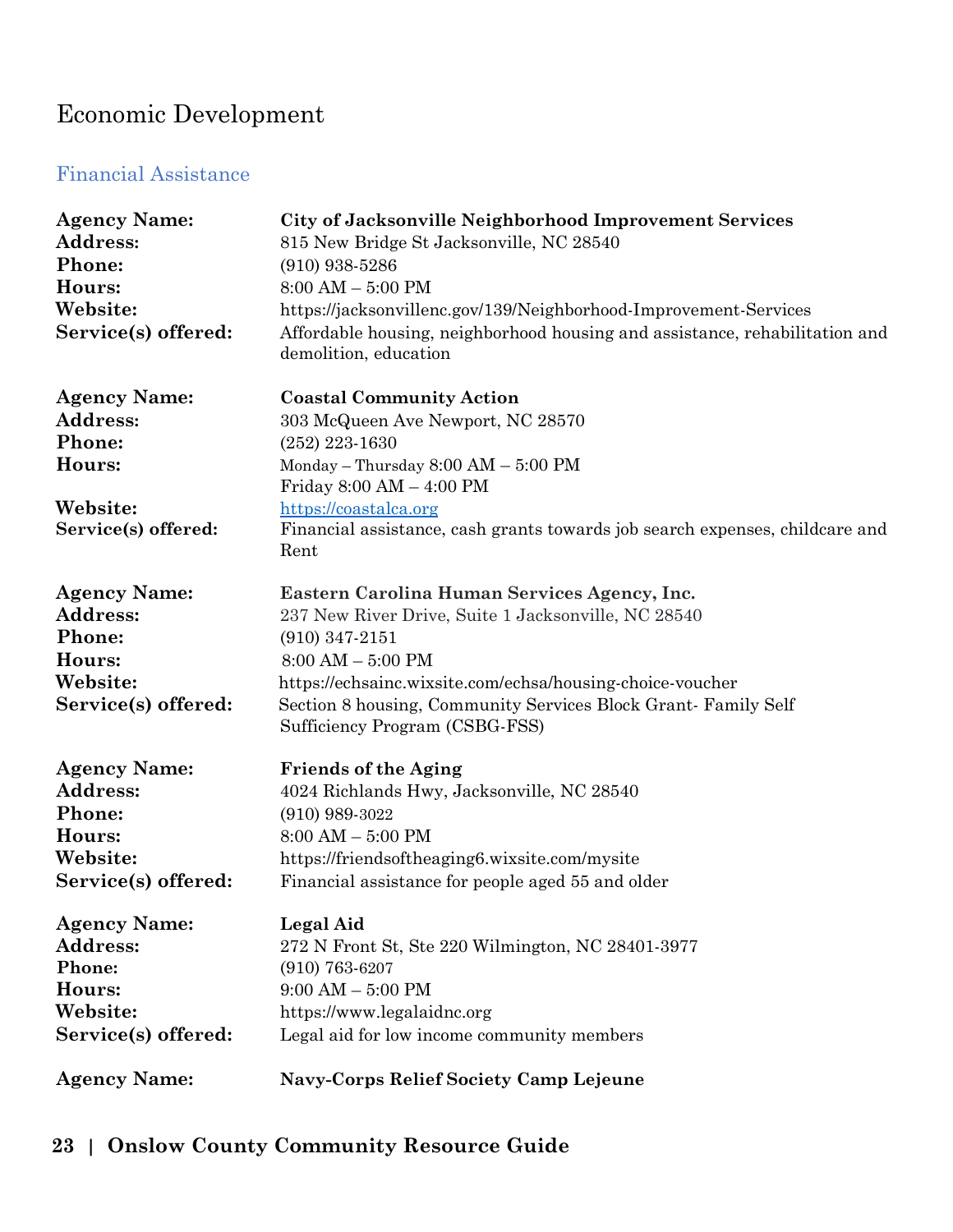# Economic Development

## Financial Assistance

**Agency Name:** **City of Jacksonville Neighborhood Improvement Services**
**Address:** 815 New Bridge St Jacksonville, NC 28540
**Phone:** (910) 938-5286
**Hours:** 8:00 AM – 5:00 PM
**Website:** https://jacksonvillenc.gov/139/Neighborhood-Improvement-Services
**Service(s) offered:** Affordable housing, neighborhood housing and assistance, rehabilitation and demolition, education

**Agency Name:** **Coastal Community Action**
**Address:** 303 McQueen Ave Newport, NC 28570
**Phone:** (252) 223-1630
**Hours:** Monday – Thursday 8:00 AM – 5:00 PM
Friday 8:00 AM – 4:00 PM
**Website:** https://coastalca.org
**Service(s) offered:** Financial assistance, cash grants towards job search expenses, childcare and Rent

**Agency Name:** **Eastern Carolina Human Services Agency, Inc.**
**Address:** 237 New River Drive, Suite 1 Jacksonville, NC 28540
**Phone:** (910) 347-2151
**Hours:** 8:00 AM – 5:00 PM
**Website:** https://echsainc.wixsite.com/echsa/housing-choice-voucher
**Service(s) offered:** Section 8 housing, Community Services Block Grant- Family Self Sufficiency Program (CSBG-FSS)

**Agency Name:** **Friends of the Aging**
**Address:** 4024 Richlands Hwy, Jacksonville, NC 28540
**Phone:** (910) 989-3022
**Hours:** 8:00 AM – 5:00 PM
**Website:** https://friendsoftheaging6.wixsite.com/mysite
**Service(s) offered:** Financial assistance for people aged 55 and older

**Agency Name:** **Legal Aid**
**Address:** 272 N Front St, Ste 220 Wilmington, NC 28401-3977
**Phone:** (910) 763-6207
**Hours:** 9:00 AM – 5:00 PM
**Website:** https://www.legalaidnc.org
**Service(s) offered:** Legal aid for low income community members

**Agency Name:** **Navy-Corps Relief Society Camp Lejeune**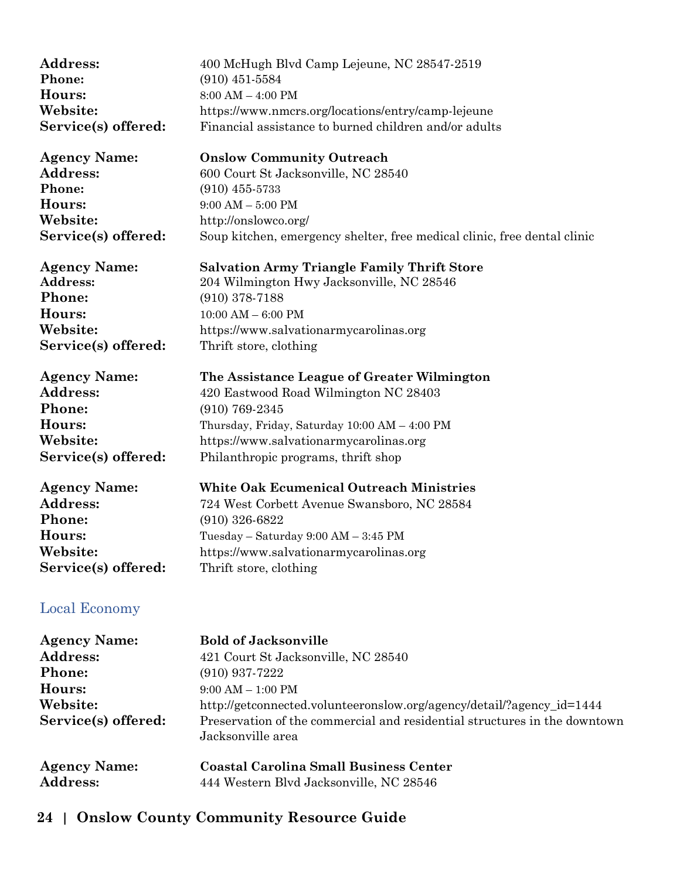**Address:** 400 McHugh Blvd Camp Lejeune, NC 28547-2519
**Phone:** (910) 451-5584
**Hours:** 8:00 AM – 4:00 PM
**Website:** https://www.nmcrs.org/locations/entry/camp-lejeune
**Service(s) offered:** Financial assistance to burned children and/or adults

**Agency Name:** **Onslow Community Outreach**
**Address:** 600 Court St Jacksonville, NC 28540
**Phone:** (910) 455-5733
**Hours:** 9:00 AM – 5:00 PM
**Website:** http://onslowco.org/
**Service(s) offered:** Soup kitchen, emergency shelter, free medical clinic, free dental clinic

**Agency Name:** **Salvation Army Triangle Family Thrift Store**
**Address:** 204 Wilmington Hwy Jacksonville, NC 28546
**Phone:** (910) 378-7188
**Hours:** 10:00 AM – 6:00 PM
**Website:** https://www.salvationarmycarolinas.org
**Service(s) offered:** Thrift store, clothing

**Agency Name:** **The Assistance League of Greater Wilmington**
**Address:** 420 Eastwood Road Wilmington NC 28403
**Phone:** (910) 769-2345
**Hours:** Thursday, Friday, Saturday 10:00 AM – 4:00 PM
**Website:** https://www.salvationarmycarolinas.org
**Service(s) offered:** Philanthropic programs, thrift shop

**Agency Name:** **White Oak Ecumenical Outreach Ministries**
**Address:** 724 West Corbett Avenue Swansboro, NC 28584
**Phone:** (910) 326-6822
**Hours:** Tuesday – Saturday 9:00 AM – 3:45 PM
**Website:** https://www.salvationarmycarolinas.org
**Service(s) offered:** Thrift store, clothing

## Local Economy

**Agency Name:** **Bold of Jacksonville**
**Address:** 421 Court St Jacksonville, NC 28540
**Phone:** (910) 937-7222
**Hours:** 9:00 AM – 1:00 PM
**Website:** http://getconnected.volunteeronslow.org/agency/detail/?agency_id=1444
**Service(s) offered:** Preservation of the commercial and residential structures in the downtown Jacksonville area

**Agency Name:** **Coastal Carolina Small Business Center**
**Address:** 444 Western Blvd Jacksonville, NC 28546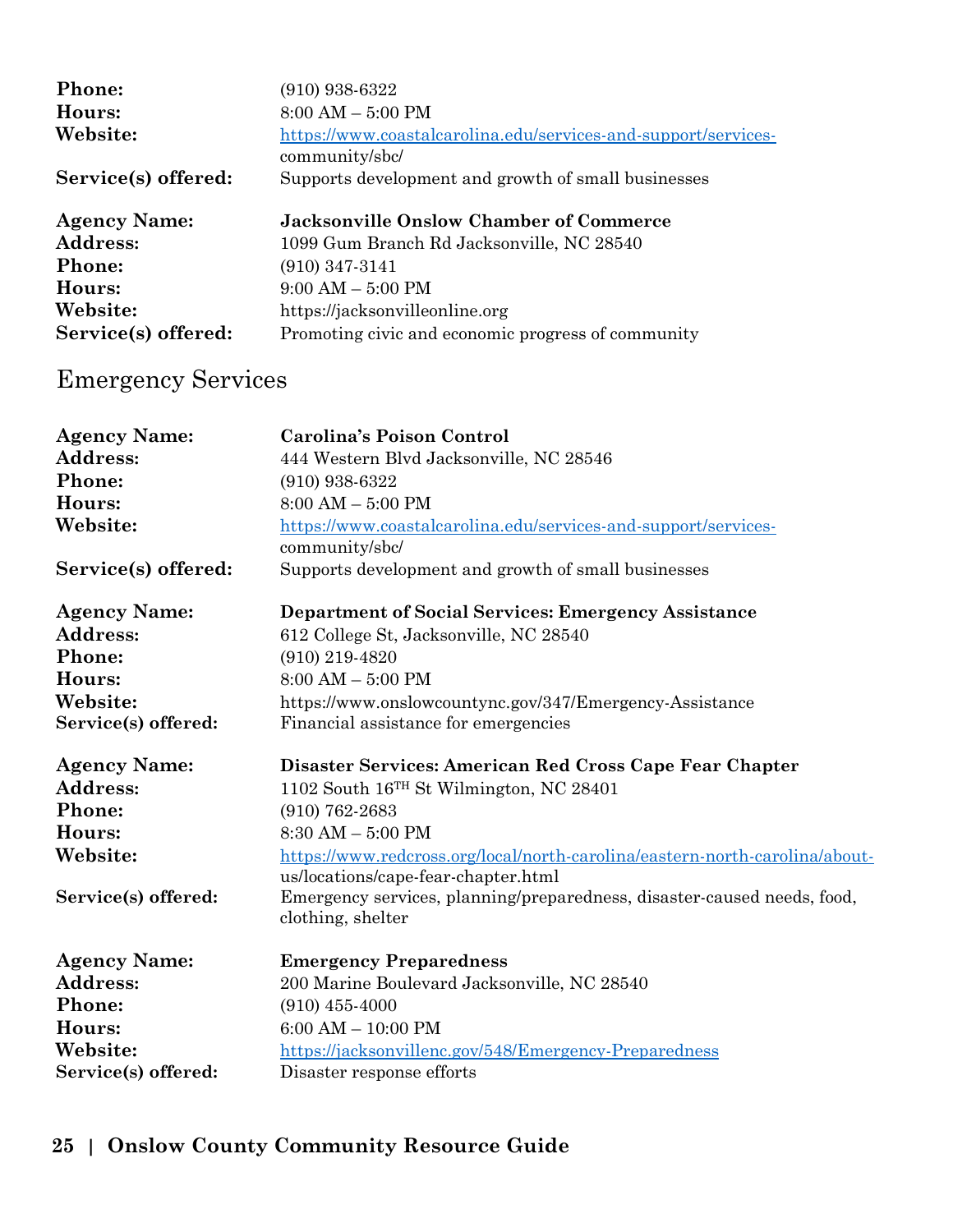**Phone:** (910) 938-6322
**Hours:** 8:00 AM – 5:00 PM
**Website:** https://www.coastalcarolina.edu/services-and-support/services-community/sbc/
**Service(s) offered:** Supports development and growth of small businesses

**Agency Name:** **Jacksonville Onslow Chamber of Commerce**
**Address:** 1099 Gum Branch Rd Jacksonville, NC 28540
**Phone:** (910) 347-3141
**Hours:** 9:00 AM – 5:00 PM
**Website:** https://jacksonvilleonline.org
**Service(s) offered:** Promoting civic and economic progress of community

## Emergency Services

**Agency Name:** **Carolina's Poison Control**
**Address:** 444 Western Blvd Jacksonville, NC 28546
**Phone:** (910) 938-6322
**Hours:** 8:00 AM – 5:00 PM
**Website:** https://www.coastalcarolina.edu/services-and-support/services-community/sbc/
**Service(s) offered:** Supports development and growth of small businesses

**Agency Name:** **Department of Social Services: Emergency Assistance**
**Address:** 612 College St, Jacksonville, NC 28540
**Phone:** (910) 219-4820
**Hours:** 8:00 AM – 5:00 PM
**Website:** https://www.onslowcountync.gov/347/Emergency-Assistance
**Service(s) offered:** Financial assistance for emergencies

**Agency Name:** **Disaster Services: American Red Cross Cape Fear Chapter**
**Address:** 1102 South 16TH St Wilmington, NC 28401
**Phone:** (910) 762-2683
**Hours:** 8:30 AM – 5:00 PM
**Website:** https://www.redcross.org/local/north-carolina/eastern-north-carolina/about-us/locations/cape-fear-chapter.html
**Service(s) offered:** Emergency services, planning/preparedness, disaster-caused needs, food, clothing, shelter

**Agency Name:** **Emergency Preparedness**
**Address:** 200 Marine Boulevard Jacksonville, NC 28540
**Phone:** (910) 455-4000
**Hours:** 6:00 AM – 10:00 PM
**Website:** https://jacksonvillenc.gov/548/Emergency-Preparedness
**Service(s) offered:** Disaster response efforts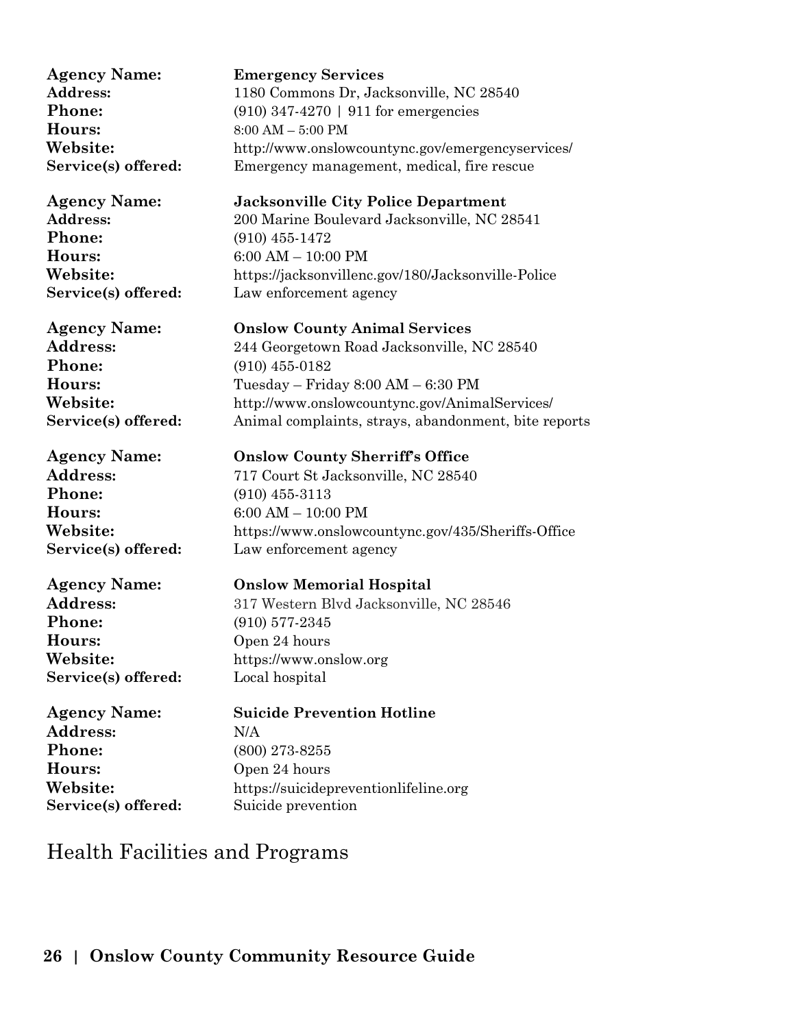**Agency Name:** **Emergency Services**
**Address:** 1180 Commons Dr, Jacksonville, NC 28540
**Phone:** (910) 347-4270 | 911 for emergencies
**Hours:** 8:00 AM – 5:00 PM
**Website:** http://www.onslowcountync.gov/emergencyservices/
**Service(s) offered:** Emergency management, medical, fire rescue

**Agency Name:** **Jacksonville City Police Department**
**Address:** 200 Marine Boulevard Jacksonville, NC 28541
**Phone:** (910) 455-1472
**Hours:** 6:00 AM – 10:00 PM
**Website:** https://jacksonvillenc.gov/180/Jacksonville-Police
**Service(s) offered:** Law enforcement agency

**Agency Name:** **Onslow County Animal Services**
**Address:** 244 Georgetown Road Jacksonville, NC 28540
**Phone:** (910) 455-0182
**Hours:** Tuesday – Friday 8:00 AM – 6:30 PM
**Website:** http://www.onslowcountync.gov/AnimalServices/
**Service(s) offered:** Animal complaints, strays, abandonment, bite reports

**Agency Name:** **Onslow County Sherriff's Office**
**Address:** 717 Court St Jacksonville, NC 28540
**Phone:** (910) 455-3113
**Hours:** 6:00 AM – 10:00 PM
**Website:** https://www.onslowcountync.gov/435/Sheriffs-Office
**Service(s) offered:** Law enforcement agency

**Agency Name:** **Onslow Memorial Hospital**
**Address:** 317 Western Blvd Jacksonville, NC 28546
**Phone:** (910) 577-2345
**Hours:** Open 24 hours
**Website:** https://www.onslow.org
**Service(s) offered:** Local hospital

**Agency Name:** **Suicide Prevention Hotline**
**Address:** N/A
**Phone:** (800) 273-8255
**Hours:** Open 24 hours
**Website:** https://suicidepreventionlifeline.org
**Service(s) offered:** Suicide prevention

## Health Facilities and Programs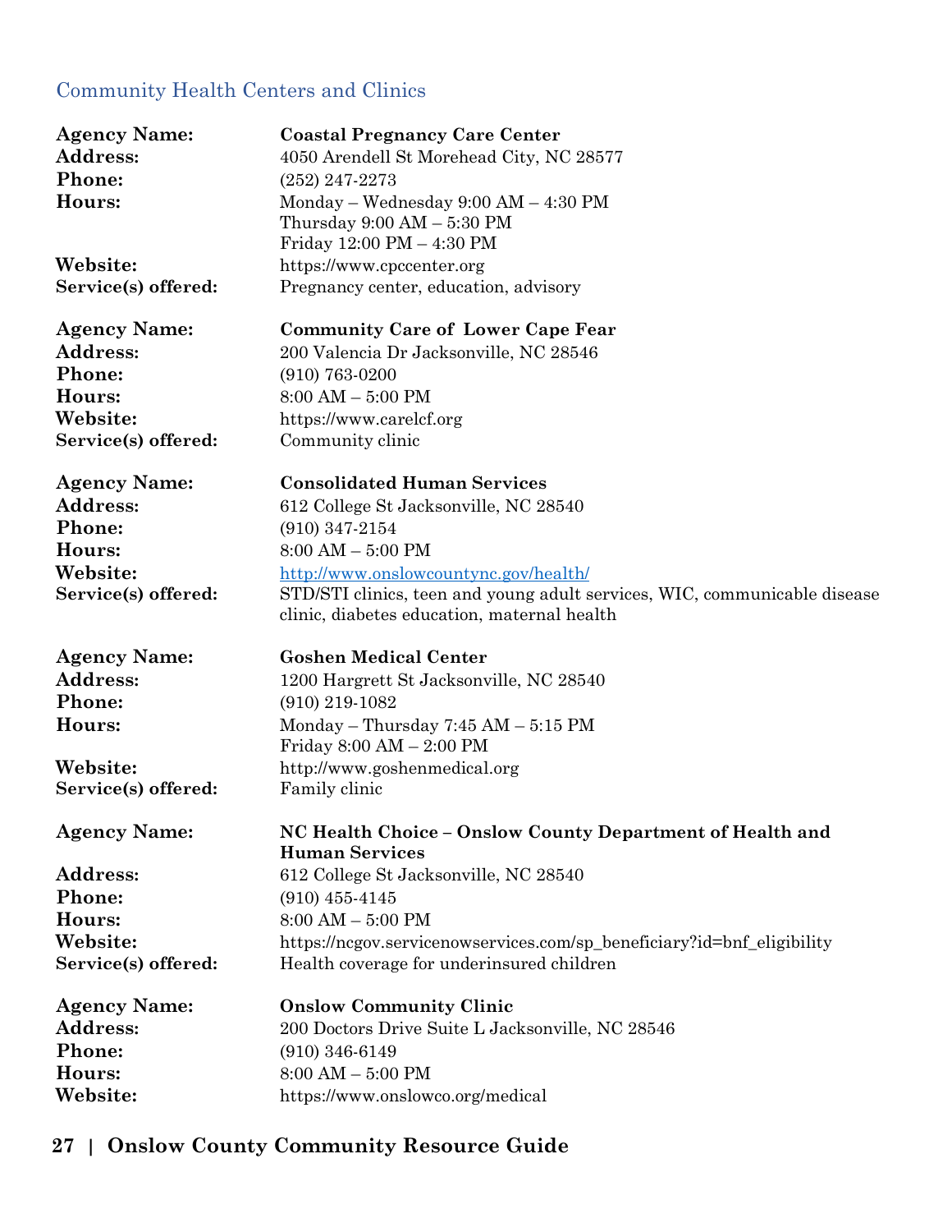## Community Health Centers and Clinics

**Agency Name:** **Coastal Pregnancy Care Center**
**Address:** 4050 Arendell St Morehead City, NC 28577
**Phone:** (252) 247-2273
**Hours:** Monday – Wednesday 9:00 AM – 4:30 PM
Thursday 9:00 AM – 5:30 PM
Friday 12:00 PM – 4:30 PM
**Website:** https://www.cpccenter.org
**Service(s) offered:** Pregnancy center, education, advisory

**Agency Name:** **Community Care of Lower Cape Fear**
**Address:** 200 Valencia Dr Jacksonville, NC 28546
**Phone:** (910) 763-0200
**Hours:** 8:00 AM – 5:00 PM
**Website:** https://www.carelcf.org
**Service(s) offered:** Community clinic

**Agency Name:** **Consolidated Human Services**
**Address:** 612 College St Jacksonville, NC 28540
**Phone:** (910) 347-2154
**Hours:** 8:00 AM – 5:00 PM
**Website:** http://www.onslowcountync.gov/health/
**Service(s) offered:** STD/STI clinics, teen and young adult services, WIC, communicable disease clinic, diabetes education, maternal health

**Agency Name:** **Goshen Medical Center**
**Address:** 1200 Hargrett St Jacksonville, NC 28540
**Phone:** (910) 219-1082
**Hours:** Monday – Thursday 7:45 AM – 5:15 PM
Friday 8:00 AM – 2:00 PM
**Website:** http://www.goshenmedical.org
**Service(s) offered:** Family clinic

**Agency Name:** **NC Health Choice – Onslow County Department of Health and Human Services**
**Address:** 612 College St Jacksonville, NC 28540
**Phone:** (910) 455-4145
**Hours:** 8:00 AM – 5:00 PM
**Website:** https://ncgov.servicenowservices.com/sp_beneficiary?id=bnf_eligibility
**Service(s) offered:** Health coverage for underinsured children

**Agency Name:** **Onslow Community Clinic**
**Address:** 200 Doctors Drive Suite L Jacksonville, NC 28546
**Phone:** (910) 346-6149
**Hours:** 8:00 AM – 5:00 PM
**Website:** https://www.onslowco.org/medical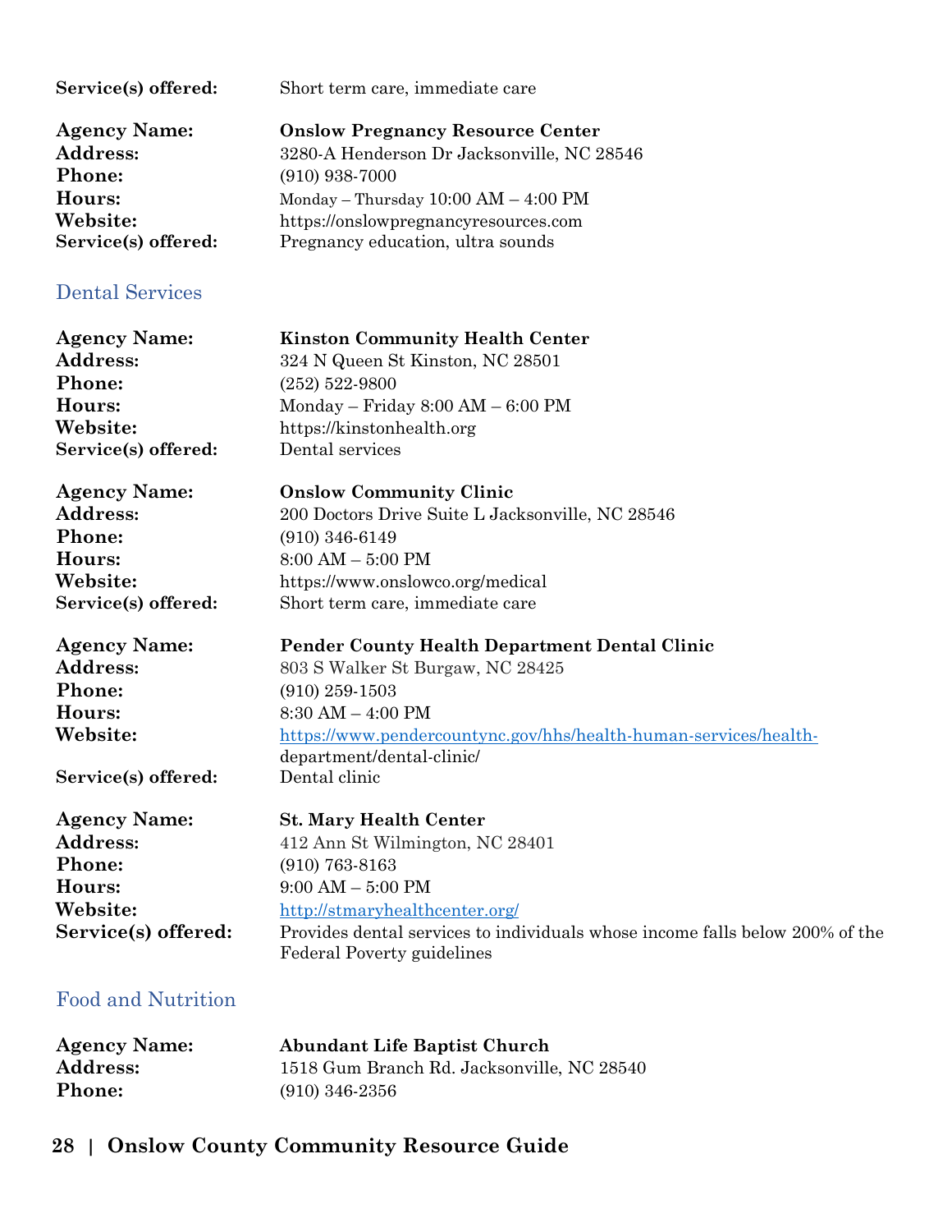**Service(s) offered:** Short term care, immediate care

**Agency Name:** **Onslow Pregnancy Resource Center**
**Address:** 3280-A Henderson Dr Jacksonville, NC 28546
**Phone:** (910) 938-7000
**Hours:** Monday – Thursday 10:00 AM – 4:00 PM
**Website:** https://onslowpregnancyresources.com
**Service(s) offered:** Pregnancy education, ultra sounds

## Dental Services

**Agency Name:** **Kinston Community Health Center**
**Address:** 324 N Queen St Kinston, NC 28501
**Phone:** (252) 522-9800
**Hours:** Monday – Friday 8:00 AM – 6:00 PM
**Website:** https://kinstonhealth.org
**Service(s) offered:** Dental services

**Agency Name:** **Onslow Community Clinic**
**Address:** 200 Doctors Drive Suite L Jacksonville, NC 28546
**Phone:** (910) 346-6149
**Hours:** 8:00 AM – 5:00 PM
**Website:** https://www.onslowco.org/medical
**Service(s) offered:** Short term care, immediate care

**Agency Name:** **Pender County Health Department Dental Clinic**
**Address:** 803 S Walker St Burgaw, NC 28425
**Phone:** (910) 259-1503
**Hours:** 8:30 AM – 4:00 PM
**Website:** https://www.pendercountync.gov/hhs/health-human-services/health-department/dental-clinic/
**Service(s) offered:** Dental clinic

**Agency Name:** **St. Mary Health Center**
**Address:** 412 Ann St Wilmington, NC 28401
**Phone:** (910) 763-8163
**Hours:** 9:00 AM – 5:00 PM
**Website:** http://stmaryhealthcenter.org/
**Service(s) offered:** Provides dental services to individuals whose income falls below 200% of the Federal Poverty guidelines

## Food and Nutrition

**Agency Name:** **Abundant Life Baptist Church**
**Address:** 1518 Gum Branch Rd. Jacksonville, NC 28540
**Phone:** (910) 346-2356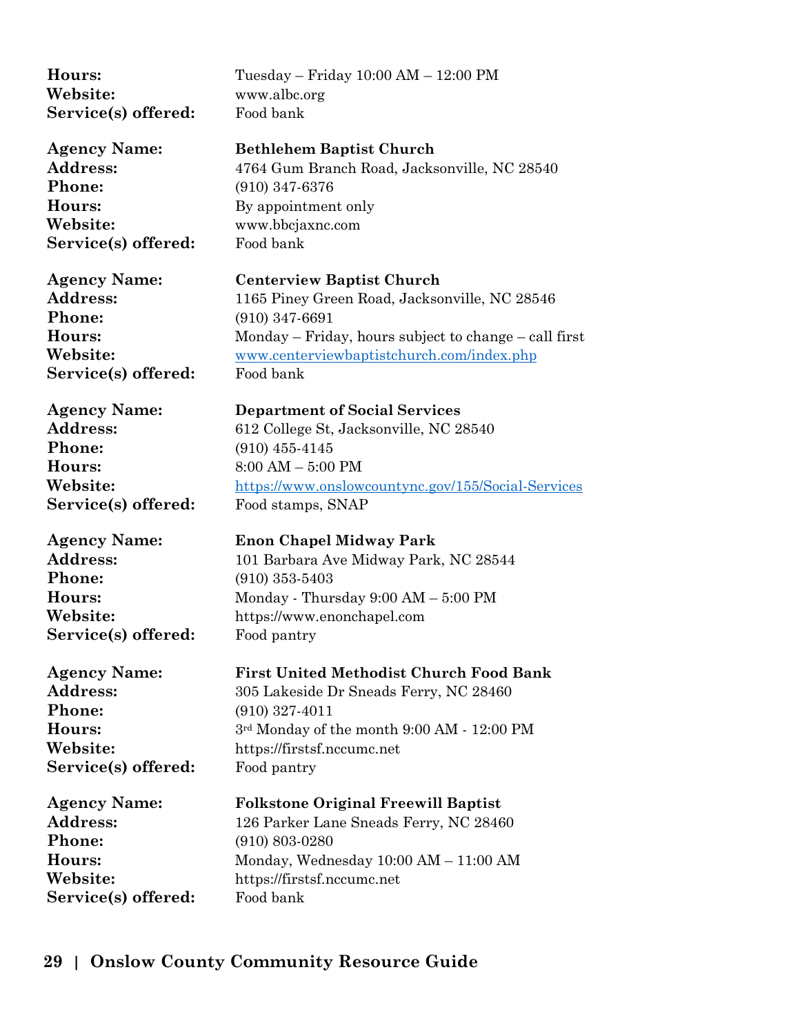**Hours:** Tuesday – Friday 10:00 AM – 12:00 PM
**Website:** www.albc.org
**Service(s) offered:** Food bank

**Agency Name:** **Bethlehem Baptist Church**
**Address:** 4764 Gum Branch Road, Jacksonville, NC 28540
**Phone:** (910) 347-6376
**Hours:** By appointment only
**Website:** www.bbcjaxnc.com
**Service(s) offered:** Food bank

**Agency Name:** **Centerview Baptist Church**
**Address:** 1165 Piney Green Road, Jacksonville, NC 28546
**Phone:** (910) 347-6691
**Hours:** Monday – Friday, hours subject to change – call first
**Website:** www.centerviewbaptistchurch.com/index.php
**Service(s) offered:** Food bank

**Agency Name:** **Department of Social Services**
**Address:** 612 College St, Jacksonville, NC 28540
**Phone:** (910) 455-4145
**Hours:** 8:00 AM – 5:00 PM
**Website:** https://www.onslowcountync.gov/155/Social-Services
**Service(s) offered:** Food stamps, SNAP

**Agency Name:** **Enon Chapel Midway Park**
**Address:** 101 Barbara Ave Midway Park, NC 28544
**Phone:** (910) 353-5403
**Hours:** Monday - Thursday 9:00 AM – 5:00 PM
**Website:** https://www.enonchapel.com
**Service(s) offered:** Food pantry

**Agency Name:** **First United Methodist Church Food Bank**
**Address:** 305 Lakeside Dr Sneads Ferry, NC 28460
**Phone:** (910) 327-4011
**Hours:** 3rd Monday of the month 9:00 AM - 12:00 PM
**Website:** https://firstsf.nccumc.net
**Service(s) offered:** Food pantry

**Agency Name:** **Folkstone Original Freewill Baptist**
**Address:** 126 Parker Lane Sneads Ferry, NC 28460
**Phone:** (910) 803-0280
**Hours:** Monday, Wednesday 10:00 AM – 11:00 AM
**Website:** https://firstsf.nccumc.net
**Service(s) offered:** Food bank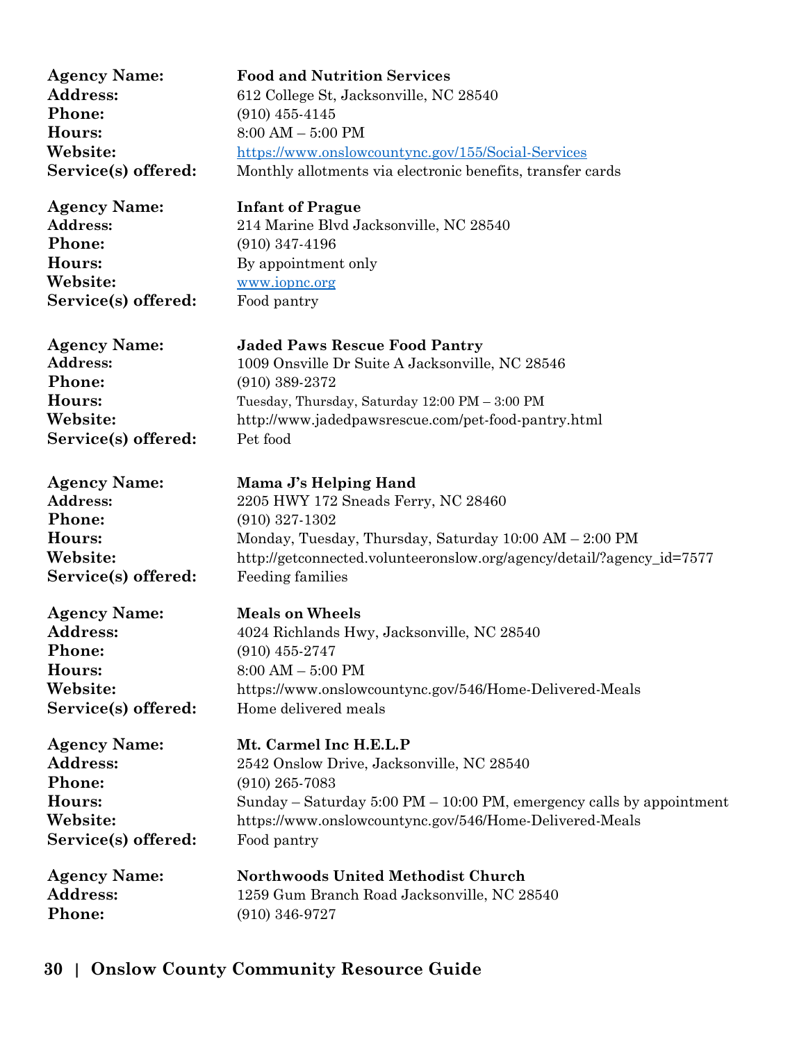**Agency Name:** **Food and Nutrition Services**
**Address:** 612 College St, Jacksonville, NC 28540
**Phone:** (910) 455-4145
**Hours:** 8:00 AM – 5:00 PM
**Website:** https://www.onslowcountync.gov/155/Social-Services
**Service(s) offered:** Monthly allotments via electronic benefits, transfer cards

**Agency Name:** **Infant of Prague**
**Address:** 214 Marine Blvd Jacksonville, NC 28540
**Phone:** (910) 347-4196
**Hours:** By appointment only
**Website:** www.iopnc.org
**Service(s) offered:** Food pantry

**Agency Name:** **Jaded Paws Rescue Food Pantry**
**Address:** 1009 Onsville Dr Suite A Jacksonville, NC 28546
**Phone:** (910) 389-2372
**Hours:** Tuesday, Thursday, Saturday 12:00 PM – 3:00 PM
**Website:** http://www.jadedpawsrescue.com/pet-food-pantry.html
**Service(s) offered:** Pet food

**Agency Name:** **Mama J's Helping Hand**
**Address:** 2205 HWY 172 Sneads Ferry, NC 28460
**Phone:** (910) 327-1302
**Hours:** Monday, Tuesday, Thursday, Saturday 10:00 AM – 2:00 PM
**Website:** http://getconnected.volunteeronslow.org/agency/detail/?agency_id=7577
**Service(s) offered:** Feeding families

**Agency Name:** **Meals on Wheels**
**Address:** 4024 Richlands Hwy, Jacksonville, NC 28540
**Phone:** (910) 455-2747
**Hours:** 8:00 AM – 5:00 PM
**Website:** https://www.onslowcountync.gov/546/Home-Delivered-Meals
**Service(s) offered:** Home delivered meals

**Agency Name:** **Mt. Carmel Inc H.E.L.P**
**Address:** 2542 Onslow Drive, Jacksonville, NC 28540
**Phone:** (910) 265-7083
**Hours:** Sunday – Saturday 5:00 PM – 10:00 PM, emergency calls by appointment
**Website:** https://www.onslowcountync.gov/546/Home-Delivered-Meals
**Service(s) offered:** Food pantry

**Agency Name:** **Northwoods United Methodist Church**
**Address:** 1259 Gum Branch Road Jacksonville, NC 28540
**Phone:** (910) 346-9727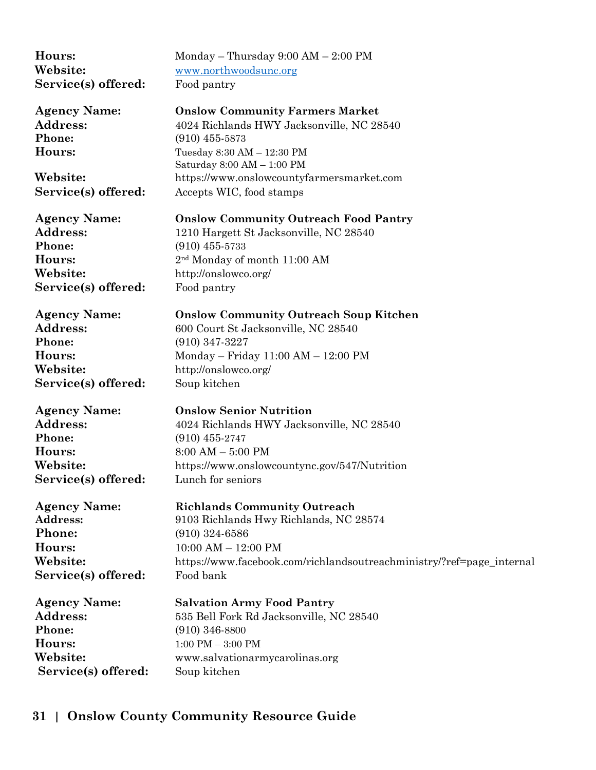**Hours:** Monday – Thursday 9:00 AM – 2:00 PM
**Website:** www.northwoodsunc.org
**Service(s) offered:** Food pantry

**Agency Name:** **Onslow Community Farmers Market**
**Address:** 4024 Richlands HWY Jacksonville, NC 28540
**Phone:** (910) 455-5873
**Hours:** Tuesday 8:30 AM – 12:30 PM
Saturday 8:00 AM – 1:00 PM
**Website:** https://www.onslowcountyfarmersmarket.com
**Service(s) offered:** Accepts WIC, food stamps

**Agency Name:** **Onslow Community Outreach Food Pantry**
**Address:** 1210 Hargett St Jacksonville, NC 28540
**Phone:** (910) 455-5733
**Hours:** 2nd Monday of month 11:00 AM
**Website:** http://onslowco.org/
**Service(s) offered:** Food pantry

**Agency Name:** **Onslow Community Outreach Soup Kitchen**
**Address:** 600 Court St Jacksonville, NC 28540
**Phone:** (910) 347-3227
**Hours:** Monday – Friday 11:00 AM – 12:00 PM
**Website:** http://onslowco.org/
**Service(s) offered:** Soup kitchen

**Agency Name:** **Onslow Senior Nutrition**
**Address:** 4024 Richlands HWY Jacksonville, NC 28540
**Phone:** (910) 455-2747
**Hours:** 8:00 AM – 5:00 PM
**Website:** https://www.onslowcountync.gov/547/Nutrition
**Service(s) offered:** Lunch for seniors

**Agency Name:** **Richlands Community Outreach**
**Address:** 9103 Richlands Hwy Richlands, NC 28574
**Phone:** (910) 324-6586
**Hours:** 10:00 AM – 12:00 PM
**Website:** https://www.facebook.com/richlandsoutreachministry/?ref=page_internal
**Service(s) offered:** Food bank

**Agency Name:** **Salvation Army Food Pantry**
**Address:** 535 Bell Fork Rd Jacksonville, NC 28540
**Phone:** (910) 346-8800
**Hours:** 1:00 PM – 3:00 PM
**Website:** www.salvationarmycarolinas.org
**Service(s) offered:** Soup kitchen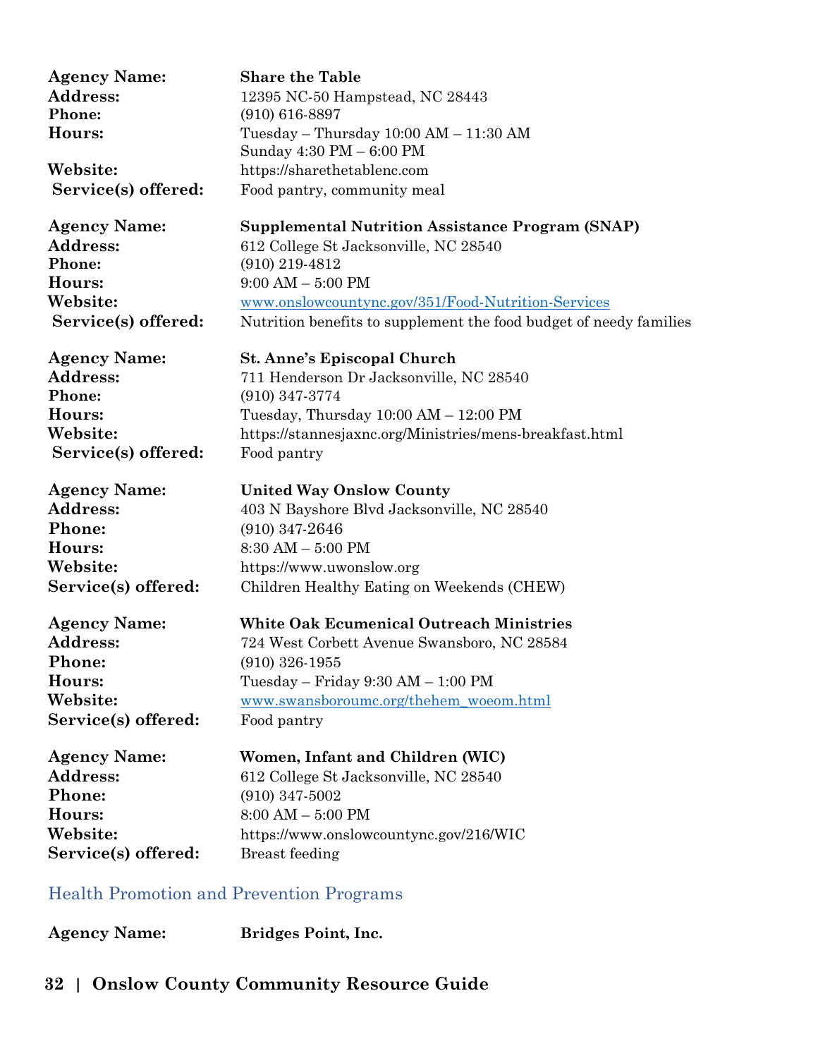**Agency Name:** **Share the Table**
**Address:** 12395 NC-50 Hampstead, NC 28443
**Phone:** (910) 616-8897
**Hours:** Tuesday – Thursday 10:00 AM – 11:30 AM
Sunday 4:30 PM – 6:00 PM
**Website:** https://sharethetablenc.com
**Service(s) offered:** Food pantry, community meal

**Agency Name:** **Supplemental Nutrition Assistance Program (SNAP)**
**Address:** 612 College St Jacksonville, NC 28540
**Phone:** (910) 219-4812
**Hours:** 9:00 AM – 5:00 PM
**Website:** www.onslowcountync.gov/351/Food-Nutrition-Services
**Service(s) offered:** Nutrition benefits to supplement the food budget of needy families

**Agency Name:** **St. Anne's Episcopal Church**
**Address:** 711 Henderson Dr Jacksonville, NC 28540
**Phone:** (910) 347-3774
**Hours:** Tuesday, Thursday 10:00 AM – 12:00 PM
**Website:** https://stannesjaxnc.org/Ministries/mens-breakfast.html
**Service(s) offered:** Food pantry

**Agency Name:** **United Way Onslow County**
**Address:** 403 N Bayshore Blvd Jacksonville, NC 28540
**Phone:** (910) 347-2646
**Hours:** 8:30 AM – 5:00 PM
**Website:** https://www.uwonslow.org
**Service(s) offered:** Children Healthy Eating on Weekends (CHEW)

**Agency Name:** **White Oak Ecumenical Outreach Ministries**
**Address:** 724 West Corbett Avenue Swansboro, NC 28584
**Phone:** (910) 326-1955
**Hours:** Tuesday – Friday 9:30 AM – 1:00 PM
**Website:** www.swansboroumc.org/thehem_woeom.html
**Service(s) offered:** Food pantry

**Agency Name:** **Women, Infant and Children (WIC)**
**Address:** 612 College St Jacksonville, NC 28540
**Phone:** (910) 347-5002
**Hours:** 8:00 AM – 5:00 PM
**Website:** https://www.onslowcountync.gov/216/WIC
**Service(s) offered:** Breast feeding

## Health Promotion and Prevention Programs

**Agency Name:** **Bridges Point, Inc.**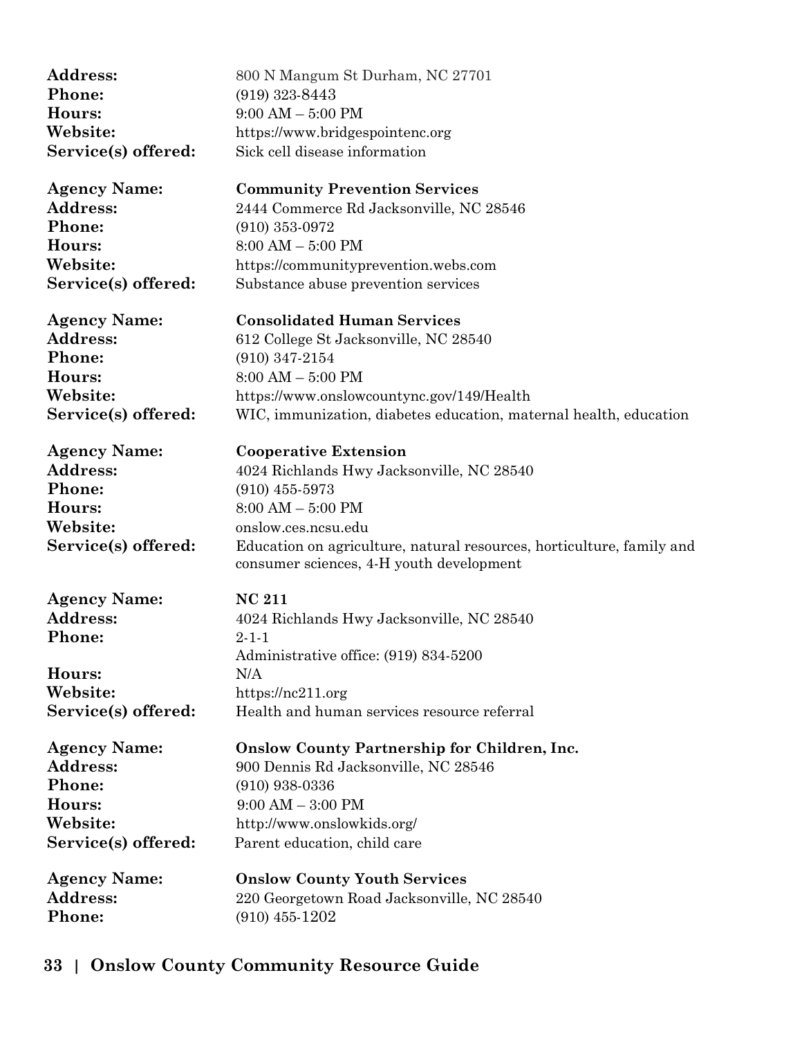**Address:** 800 N Mangum St Durham, NC 27701
**Phone:** (919) 323-8443
**Hours:** 9:00 AM – 5:00 PM
**Website:** https://www.bridgespointenc.org
**Service(s) offered:** Sick cell disease information

**Agency Name:** **Community Prevention Services**
**Address:** 2444 Commerce Rd Jacksonville, NC 28546
**Phone:** (910) 353-0972
**Hours:** 8:00 AM – 5:00 PM
**Website:** https://communityprevention.webs.com
**Service(s) offered:** Substance abuse prevention services

**Agency Name:** **Consolidated Human Services**
**Address:** 612 College St Jacksonville, NC 28540
**Phone:** (910) 347-2154
**Hours:** 8:00 AM – 5:00 PM
**Website:** https://www.onslowcountync.gov/149/Health
**Service(s) offered:** WIC, immunization, diabetes education, maternal health, education

**Agency Name:** **Cooperative Extension**
**Address:** 4024 Richlands Hwy Jacksonville, NC 28540
**Phone:** (910) 455-5973
**Hours:** 8:00 AM – 5:00 PM
**Website:** onslow.ces.ncsu.edu
**Service(s) offered:** Education on agriculture, natural resources, horticulture, family and consumer sciences, 4-H youth development

**Agency Name:** **NC 211**
**Address:** 4024 Richlands Hwy Jacksonville, NC 28540
**Phone:** 2-1-1
Administrative office: (919) 834-5200
**Hours:** N/A
**Website:** https://nc211.org
**Service(s) offered:** Health and human services resource referral

**Agency Name:** **Onslow County Partnership for Children, Inc.**
**Address:** 900 Dennis Rd Jacksonville, NC 28546
**Phone:** (910) 938-0336
**Hours:** 9:00 AM – 3:00 PM
**Website:** http://www.onslowkids.org/
**Service(s) offered:** Parent education, child care

**Agency Name:** **Onslow County Youth Services**
**Address:** 220 Georgetown Road Jacksonville, NC 28540
**Phone:** (910) 455-1202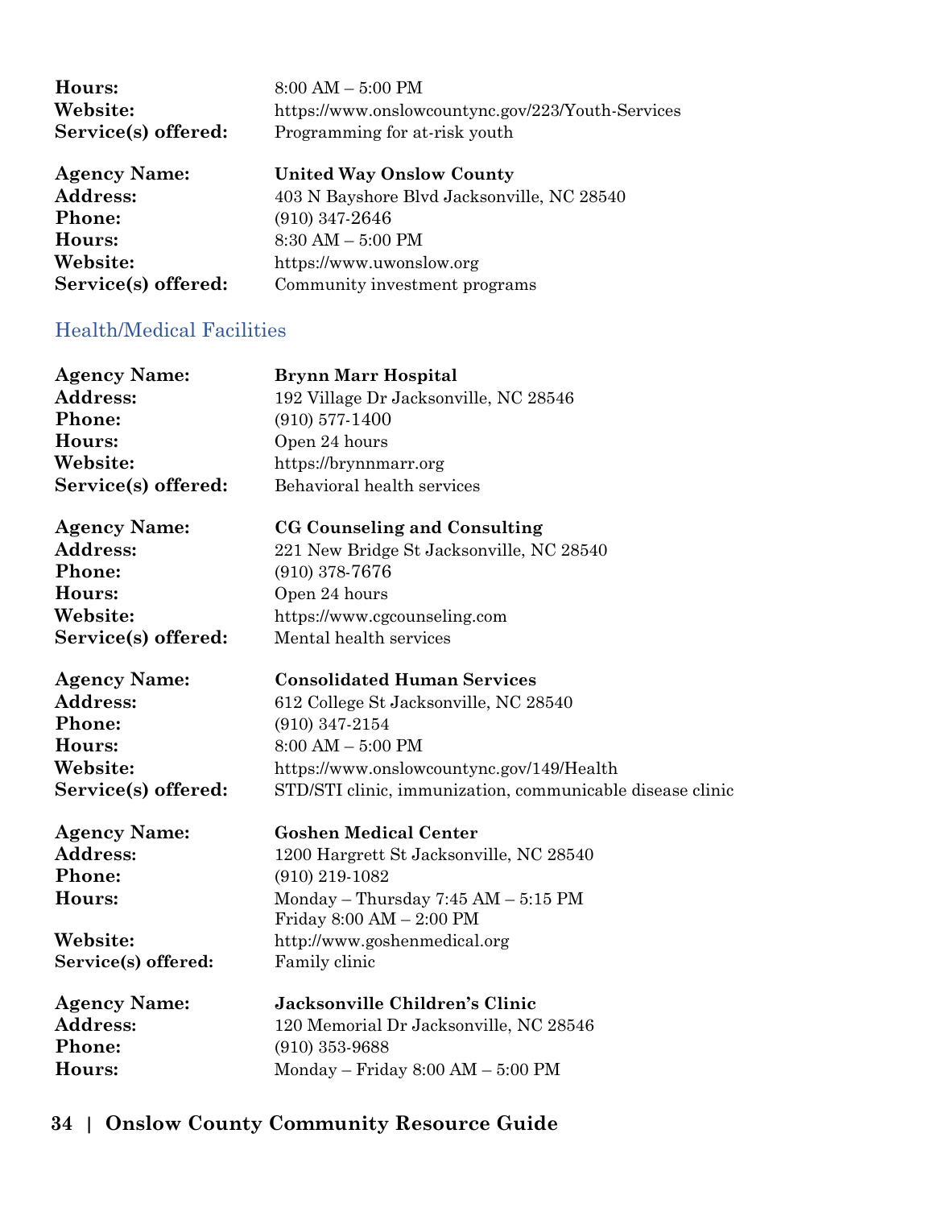**Hours:** 8:00 AM – 5:00 PM
**Website:** https://www.onslowcountync.gov/223/Youth-Services
**Service(s) offered:** Programming for at-risk youth

**Agency Name:** **United Way Onslow County**
**Address:** 403 N Bayshore Blvd Jacksonville, NC 28540
**Phone:** (910) 347-2646
**Hours:** 8:30 AM – 5:00 PM
**Website:** https://www.uwonslow.org
**Service(s) offered:** Community investment programs

## Health/Medical Facilities

**Agency Name:** **Brynn Marr Hospital**
**Address:** 192 Village Dr Jacksonville, NC 28546
**Phone:** (910) 577-1400
**Hours:** Open 24 hours
**Website:** https://brynnmarr.org
**Service(s) offered:** Behavioral health services

**Agency Name:** **CG Counseling and Consulting**
**Address:** 221 New Bridge St Jacksonville, NC 28540
**Phone:** (910) 378-7676
**Hours:** Open 24 hours
**Website:** https://www.cgcounseling.com
**Service(s) offered:** Mental health services

**Agency Name:** **Consolidated Human Services**
**Address:** 612 College St Jacksonville, NC 28540
**Phone:** (910) 347-2154
**Hours:** 8:00 AM – 5:00 PM
**Website:** https://www.onslowcountync.gov/149/Health
**Service(s) offered:** STD/STI clinic, immunization, communicable disease clinic

**Agency Name:** **Goshen Medical Center**
**Address:** 1200 Hargrett St Jacksonville, NC 28540
**Phone:** (910) 219-1082
**Hours:** Monday – Thursday 7:45 AM – 5:15 PM
Friday 8:00 AM – 2:00 PM
**Website:** http://www.goshenmedical.org
**Service(s) offered:** Family clinic

**Agency Name:** **Jacksonville Children's Clinic**
**Address:** 120 Memorial Dr Jacksonville, NC 28546
**Phone:** (910) 353-9688
**Hours:** Monday – Friday 8:00 AM – 5:00 PM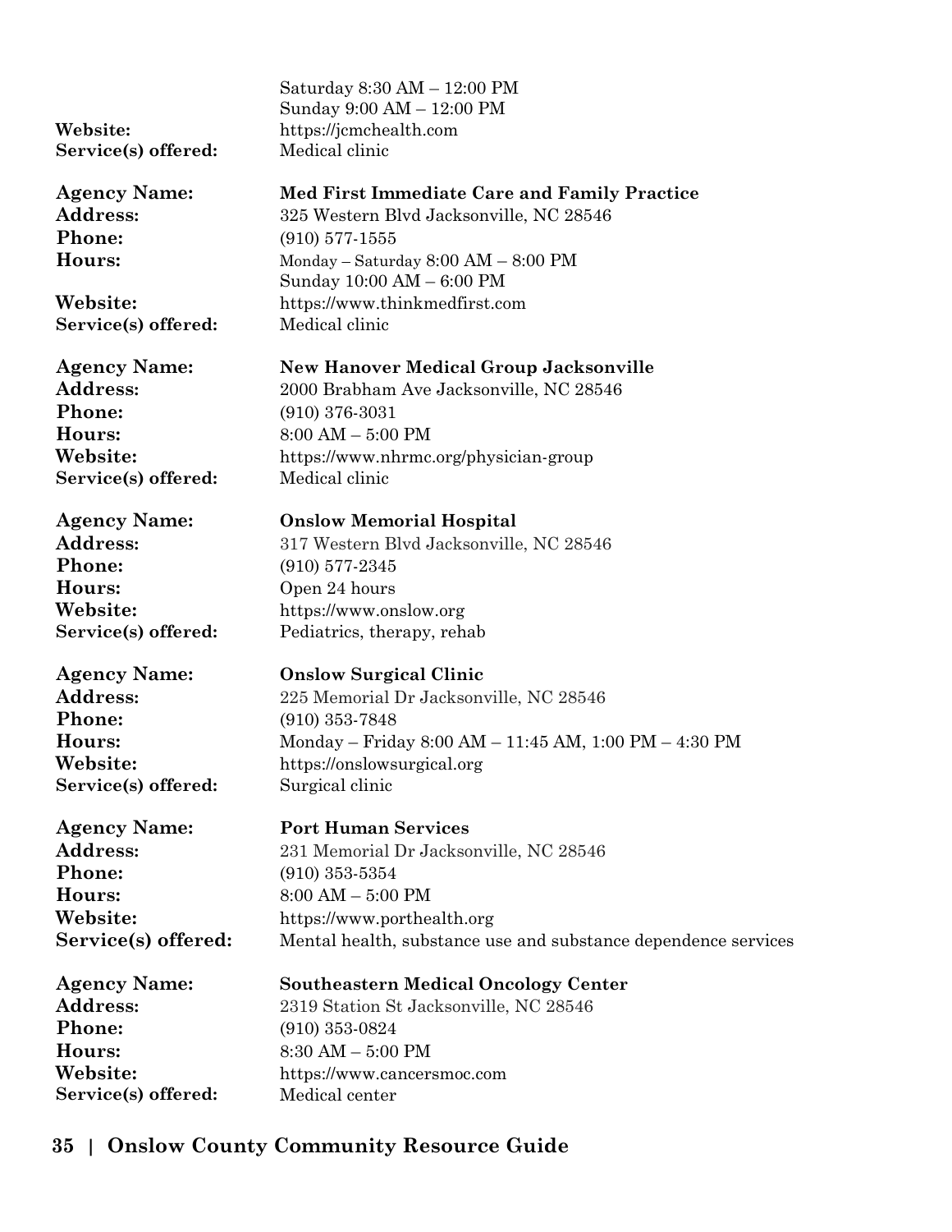Saturday 8:30 AM – 12:00 PM
Sunday 9:00 AM – 12:00 PM

**Website:** https://jcmchealth.com
**Service(s) offered:** Medical clinic

**Agency Name:** **Med First Immediate Care and Family Practice**
**Address:** 325 Western Blvd Jacksonville, NC 28546
**Phone:** (910) 577-1555
**Hours:** Monday – Saturday 8:00 AM – 8:00 PM
Sunday 10:00 AM – 6:00 PM
**Website:** https://www.thinkmedfirst.com
**Service(s) offered:** Medical clinic

**Agency Name:** **New Hanover Medical Group Jacksonville**
**Address:** 2000 Brabham Ave Jacksonville, NC 28546
**Phone:** (910) 376-3031
**Hours:** 8:00 AM – 5:00 PM
**Website:** https://www.nhrmc.org/physician-group
**Service(s) offered:** Medical clinic

**Agency Name:** **Onslow Memorial Hospital**
**Address:** 317 Western Blvd Jacksonville, NC 28546
**Phone:** (910) 577-2345
**Hours:** Open 24 hours
**Website:** https://www.onslow.org
**Service(s) offered:** Pediatrics, therapy, rehab

**Agency Name:** **Onslow Surgical Clinic**
**Address:** 225 Memorial Dr Jacksonville, NC 28546
**Phone:** (910) 353-7848
**Hours:** Monday – Friday 8:00 AM – 11:45 AM, 1:00 PM – 4:30 PM
**Website:** https://onslowsurgical.org
**Service(s) offered:** Surgical clinic

**Agency Name:** **Port Human Services**
**Address:** 231 Memorial Dr Jacksonville, NC 28546
**Phone:** (910) 353-5354
**Hours:** 8:00 AM – 5:00 PM
**Website:** https://www.porthealth.org
**Service(s) offered:** Mental health, substance use and substance dependence services

**Agency Name:** **Southeastern Medical Oncology Center**
**Address:** 2319 Station St Jacksonville, NC 28546
**Phone:** (910) 353-0824
**Hours:** 8:30 AM – 5:00 PM
**Website:** https://www.cancersmoc.com
**Service(s) offered:** Medical center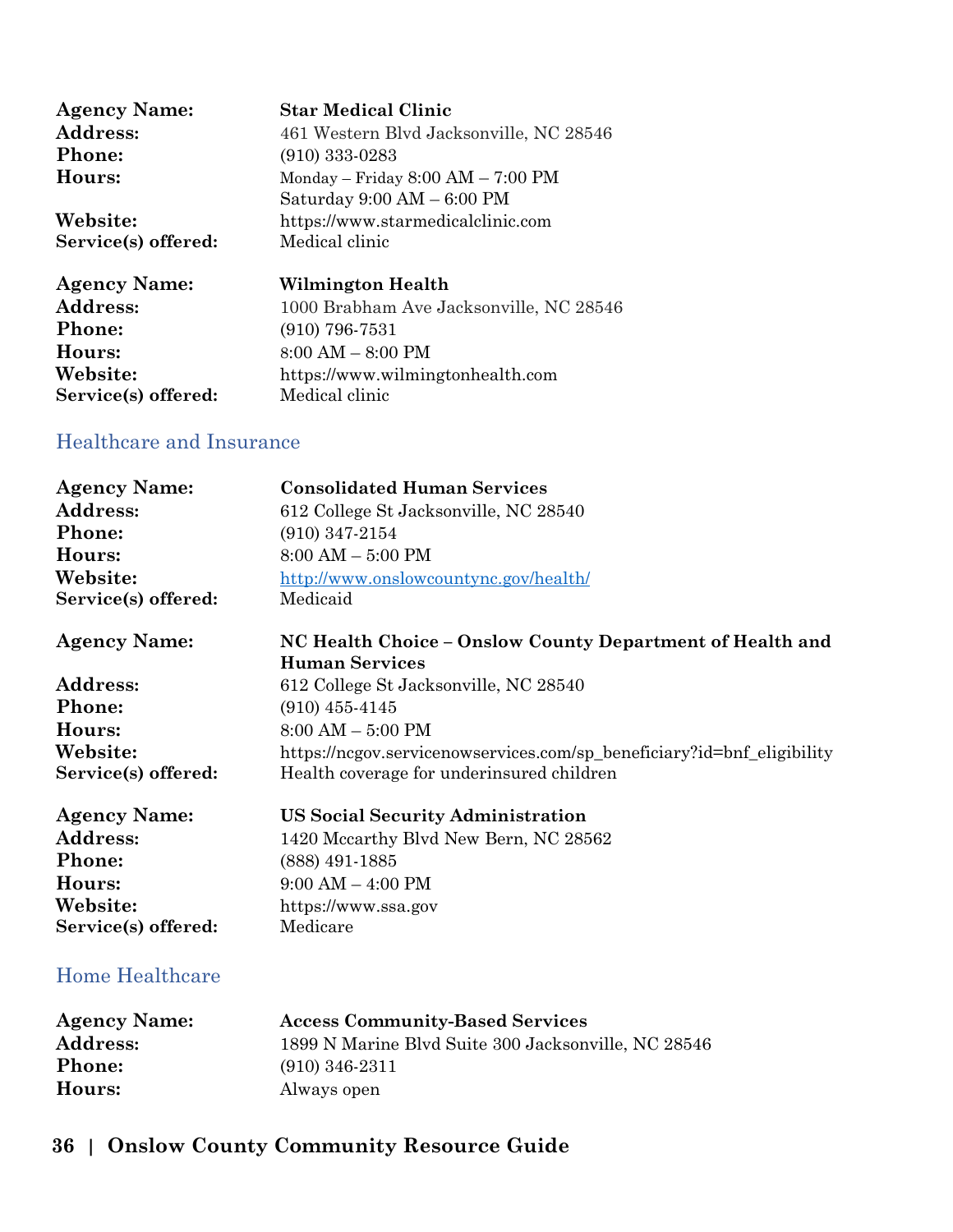**Agency Name:** **Star Medical Clinic**
**Address:** 461 Western Blvd Jacksonville, NC 28546
**Phone:** (910) 333-0283
**Hours:** Monday – Friday 8:00 AM – 7:00 PM
Saturday 9:00 AM – 6:00 PM
**Website:** https://www.starmedicalclinic.com
**Service(s) offered:** Medical clinic

**Agency Name:** **Wilmington Health**
**Address:** 1000 Brabham Ave Jacksonville, NC 28546
**Phone:** (910) 796-7531
**Hours:** 8:00 AM – 8:00 PM
**Website:** https://www.wilmingtonhealth.com
**Service(s) offered:** Medical clinic

## Healthcare and Insurance

**Agency Name:** **Consolidated Human Services**
**Address:** 612 College St Jacksonville, NC 28540
**Phone:** (910) 347-2154
**Hours:** 8:00 AM – 5:00 PM
**Website:** http://www.onslowcountync.gov/health/
**Service(s) offered:** Medicaid

**Agency Name:** **NC Health Choice – Onslow County Department of Health and Human Services**
**Address:** 612 College St Jacksonville, NC 28540
**Phone:** (910) 455-4145
**Hours:** 8:00 AM – 5:00 PM
**Website:** https://ncgov.servicenowservices.com/sp_beneficiary?id=bnf_eligibility
**Service(s) offered:** Health coverage for underinsured children

**Agency Name:** **US Social Security Administration**
**Address:** 1420 Mccarthy Blvd New Bern, NC 28562
**Phone:** (888) 491-1885
**Hours:** 9:00 AM – 4:00 PM
**Website:** https://www.ssa.gov
**Service(s) offered:** Medicare

## Home Healthcare

**Agency Name:** **Access Community-Based Services**
**Address:** 1899 N Marine Blvd Suite 300 Jacksonville, NC 28546
**Phone:** (910) 346-2311
**Hours:** Always open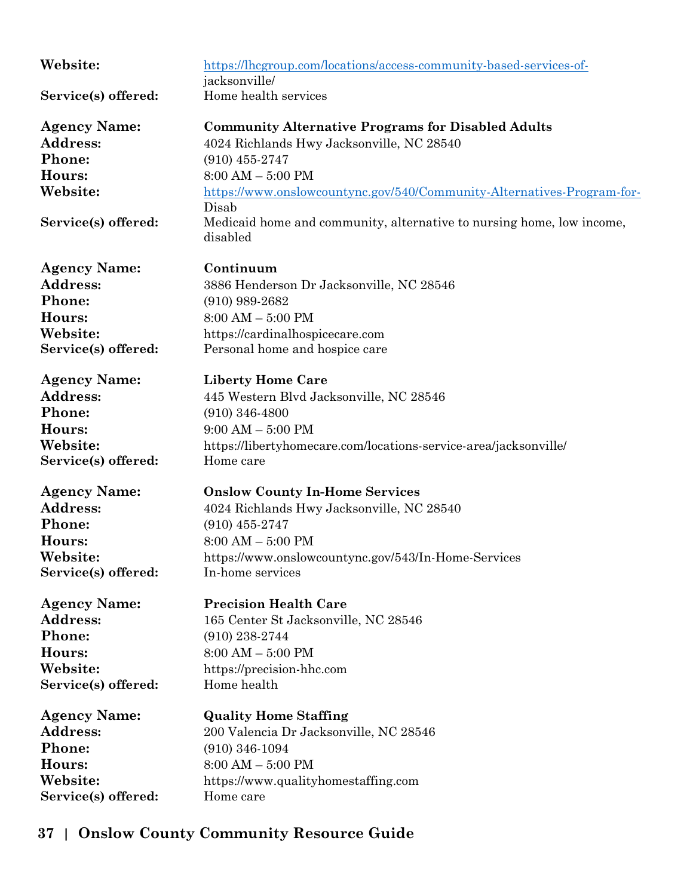**Website:** https://lhcgroup.com/locations/access-community-based-services-of-jacksonville/
**Service(s) offered:** Home health services

**Agency Name:** **Community Alternative Programs for Disabled Adults**
**Address:** 4024 Richlands Hwy Jacksonville, NC 28540
**Phone:** (910) 455-2747
**Hours:** 8:00 AM – 5:00 PM
**Website:** https://www.onslowcountync.gov/540/Community-Alternatives-Program-for-Disab
**Service(s) offered:** Medicaid home and community, alternative to nursing home, low income, disabled

**Agency Name:** **Continuum**
**Address:** 3886 Henderson Dr Jacksonville, NC 28546
**Phone:** (910) 989-2682
**Hours:** 8:00 AM – 5:00 PM
**Website:** https://cardinalhospicecare.com
**Service(s) offered:** Personal home and hospice care

**Agency Name:** **Liberty Home Care**
**Address:** 445 Western Blvd Jacksonville, NC 28546
**Phone:** (910) 346-4800
**Hours:** 9:00 AM – 5:00 PM
**Website:** https://libertyhomecare.com/locations-service-area/jacksonville/
**Service(s) offered:** Home care

**Agency Name:** **Onslow County In-Home Services**
**Address:** 4024 Richlands Hwy Jacksonville, NC 28540
**Phone:** (910) 455-2747
**Hours:** 8:00 AM – 5:00 PM
**Website:** https://www.onslowcountync.gov/543/In-Home-Services
**Service(s) offered:** In-home services

**Agency Name:** **Precision Health Care**
**Address:** 165 Center St Jacksonville, NC 28546
**Phone:** (910) 238-2744
**Hours:** 8:00 AM – 5:00 PM
**Website:** https://precision-hhc.com
**Service(s) offered:** Home health

**Agency Name:** **Quality Home Staffing**
**Address:** 200 Valencia Dr Jacksonville, NC 28546
**Phone:** (910) 346-1094
**Hours:** 8:00 AM – 5:00 PM
**Website:** https://www.qualityhomestaffing.com
**Service(s) offered:** Home care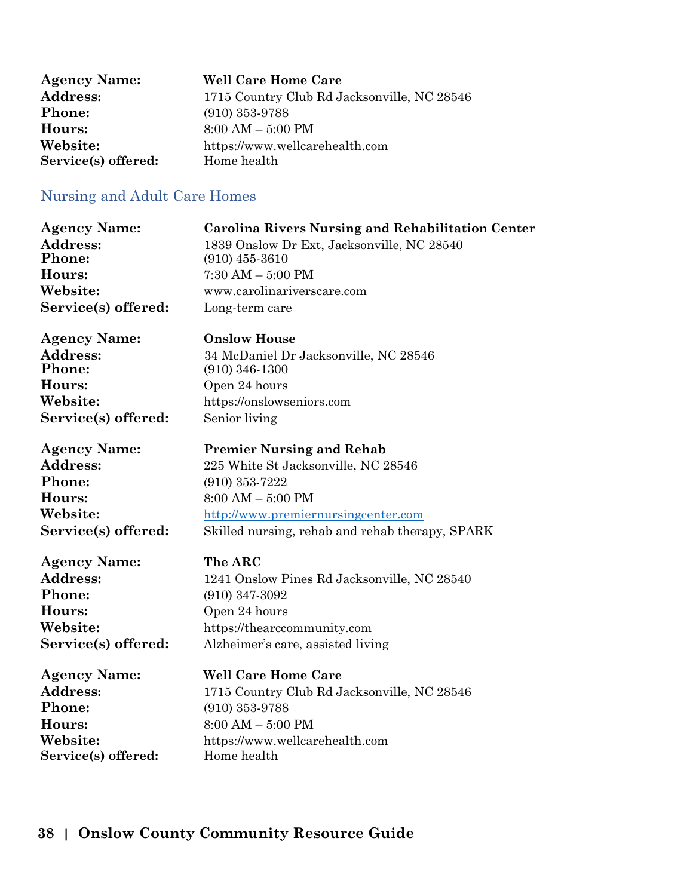**Agency Name:** **Well Care Home Care**
**Address:** 1715 Country Club Rd Jacksonville, NC 28546
**Phone:** (910) 353-9788
**Hours:** 8:00 AM – 5:00 PM
**Website:** https://www.wellcarehealth.com
**Service(s) offered:** Home health

## Nursing and Adult Care Homes

**Agency Name:** **Carolina Rivers Nursing and Rehabilitation Center**
**Address:** 1839 Onslow Dr Ext, Jacksonville, NC 28540
**Phone:** (910) 455-3610
**Hours:** 7:30 AM – 5:00 PM
**Website:** www.carolinariverscare.com
**Service(s) offered:** Long-term care

**Agency Name:** **Onslow House**
**Address:** 34 McDaniel Dr Jacksonville, NC 28546
**Phone:** (910) 346-1300
**Hours:** Open 24 hours
**Website:** https://onslowseniors.com
**Service(s) offered:** Senior living

**Agency Name:** **Premier Nursing and Rehab**
**Address:** 225 White St Jacksonville, NC 28546
**Phone:** (910) 353-7222
**Hours:** 8:00 AM – 5:00 PM
**Website:** http://www.premiernursingcenter.com
**Service(s) offered:** Skilled nursing, rehab and rehab therapy, SPARK

**Agency Name:** **The ARC**
**Address:** 1241 Onslow Pines Rd Jacksonville, NC 28540
**Phone:** (910) 347-3092
**Hours:** Open 24 hours
**Website:** https://thearccommunity.com
**Service(s) offered:** Alzheimer's care, assisted living

**Agency Name:** **Well Care Home Care**
**Address:** 1715 Country Club Rd Jacksonville, NC 28546
**Phone:** (910) 353-9788
**Hours:** 8:00 AM – 5:00 PM
**Website:** https://www.wellcarehealth.com
**Service(s) offered:** Home health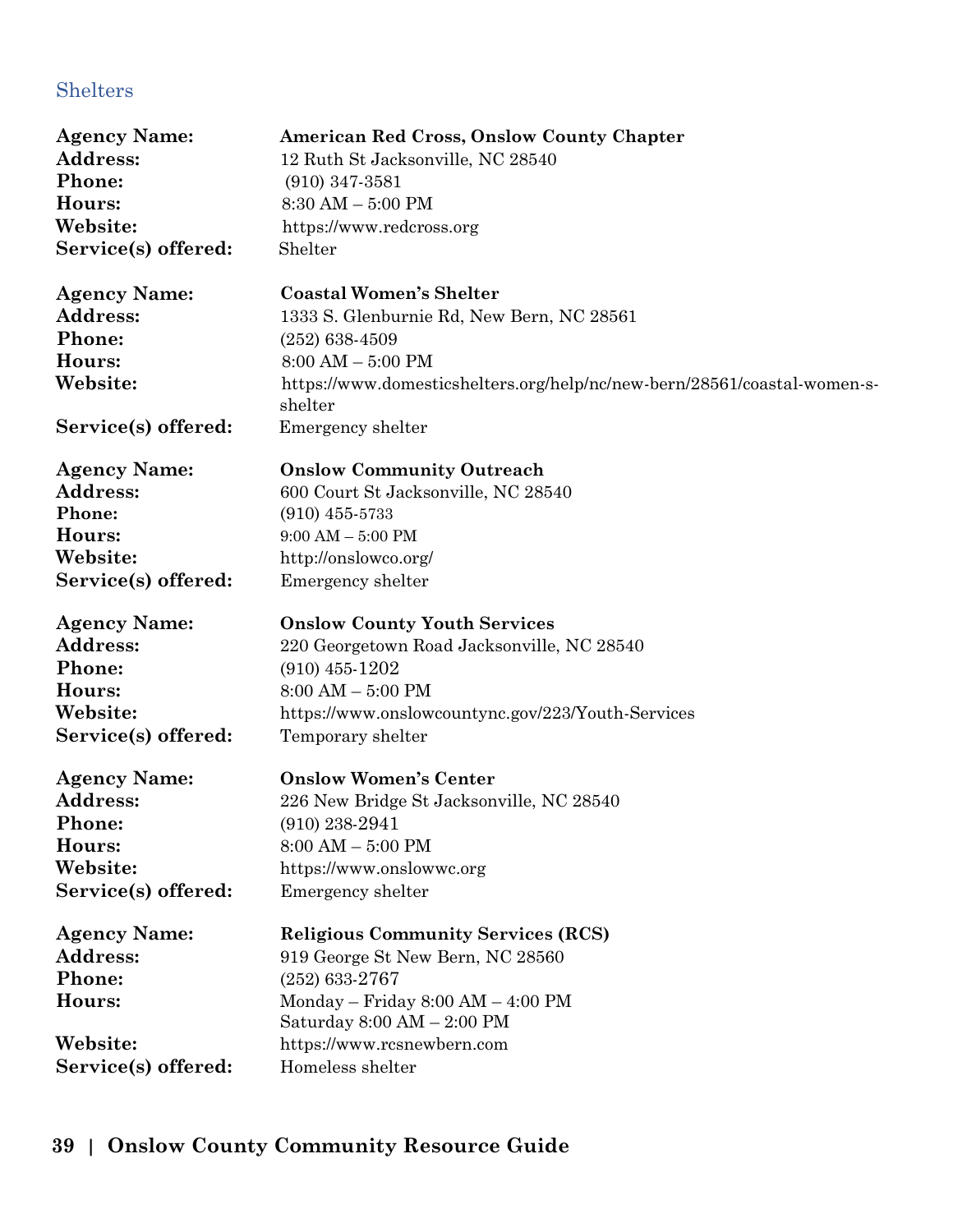## Shelters

**Agency Name:** **American Red Cross, Onslow County Chapter**
**Address:** 12 Ruth St Jacksonville, NC 28540
**Phone:** (910) 347-3581
**Hours:** 8:30 AM – 5:00 PM
**Website:** https://www.redcross.org
**Service(s) offered:** Shelter

**Agency Name:** **Coastal Women's Shelter**
**Address:** 1333 S. Glenburnie Rd, New Bern, NC 28561
**Phone:** (252) 638-4509
**Hours:** 8:00 AM – 5:00 PM
**Website:** https://www.domesticshelters.org/help/nc/new-bern/28561/coastal-women-s-shelter
**Service(s) offered:** Emergency shelter

**Agency Name:** **Onslow Community Outreach**
**Address:** 600 Court St Jacksonville, NC 28540
**Phone:** (910) 455-5733
**Hours:** 9:00 AM – 5:00 PM
**Website:** http://onslowco.org/
**Service(s) offered:** Emergency shelter

**Agency Name:** **Onslow County Youth Services**
**Address:** 220 Georgetown Road Jacksonville, NC 28540
**Phone:** (910) 455-1202
**Hours:** 8:00 AM – 5:00 PM
**Website:** https://www.onslowcountync.gov/223/Youth-Services
**Service(s) offered:** Temporary shelter

**Agency Name:** **Onslow Women's Center**
**Address:** 226 New Bridge St Jacksonville, NC 28540
**Phone:** (910) 238-2941
**Hours:** 8:00 AM – 5:00 PM
**Website:** https://www.onslowwc.org
**Service(s) offered:** Emergency shelter

**Agency Name:** **Religious Community Services (RCS)**
**Address:** 919 George St New Bern, NC 28560
**Phone:** (252) 633-2767
**Hours:** Monday – Friday 8:00 AM – 4:00 PM
Saturday 8:00 AM – 2:00 PM
**Website:** https://www.rcsnewbern.com
**Service(s) offered:** Homeless shelter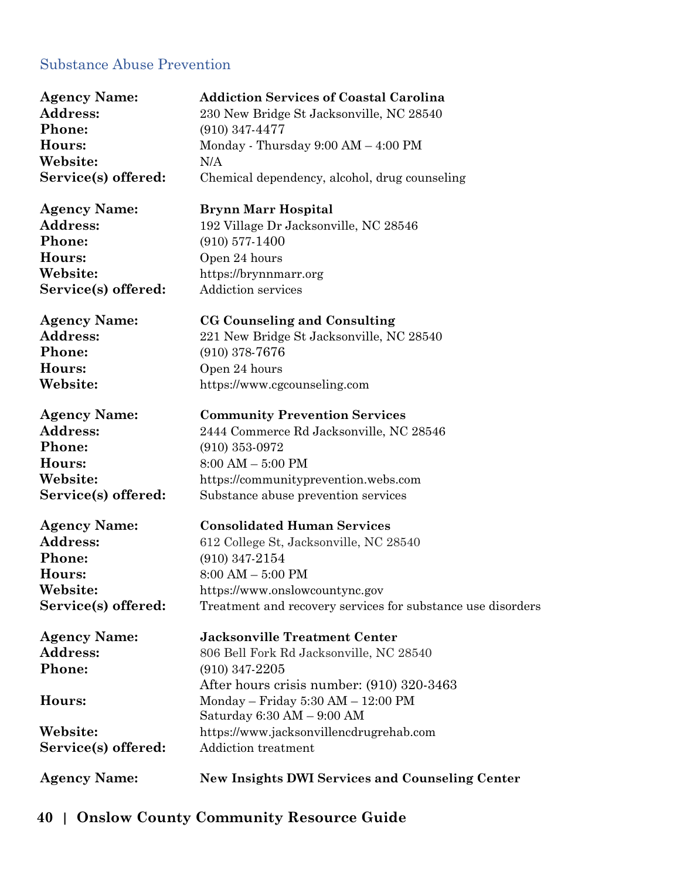## Substance Abuse Prevention

**Agency Name:** **Addiction Services of Coastal Carolina**
**Address:** 230 New Bridge St Jacksonville, NC 28540
**Phone:** (910) 347-4477
**Hours:** Monday - Thursday 9:00 AM – 4:00 PM
**Website:** N/A
**Service(s) offered:** Chemical dependency, alcohol, drug counseling

**Agency Name:** **Brynn Marr Hospital**
**Address:** 192 Village Dr Jacksonville, NC 28546
**Phone:** (910) 577-1400
**Hours:** Open 24 hours
**Website:** https://brynnmarr.org
**Service(s) offered:** Addiction services

**Agency Name:** **CG Counseling and Consulting**
**Address:** 221 New Bridge St Jacksonville, NC 28540
**Phone:** (910) 378-7676
**Hours:** Open 24 hours
**Website:** https://www.cgcounseling.com

**Agency Name:** **Community Prevention Services**
**Address:** 2444 Commerce Rd Jacksonville, NC 28546
**Phone:** (910) 353-0972
**Hours:** 8:00 AM – 5:00 PM
**Website:** https://communityprevention.webs.com
**Service(s) offered:** Substance abuse prevention services

**Agency Name:** **Consolidated Human Services**
**Address:** 612 College St, Jacksonville, NC 28540
**Phone:** (910) 347-2154
**Hours:** 8:00 AM – 5:00 PM
**Website:** https://www.onslowcountync.gov
**Service(s) offered:** Treatment and recovery services for substance use disorders

**Agency Name:** **Jacksonville Treatment Center**
**Address:** 806 Bell Fork Rd Jacksonville, NC 28540
**Phone:** (910) 347-2205
After hours crisis number: (910) 320-3463
**Hours:** Monday – Friday 5:30 AM – 12:00 PM
Saturday 6:30 AM – 9:00 AM
**Website:** https://www.jacksonvillencdrugrehab.com
**Service(s) offered:** Addiction treatment

**Agency Name:** **New Insights DWI Services and Counseling Center**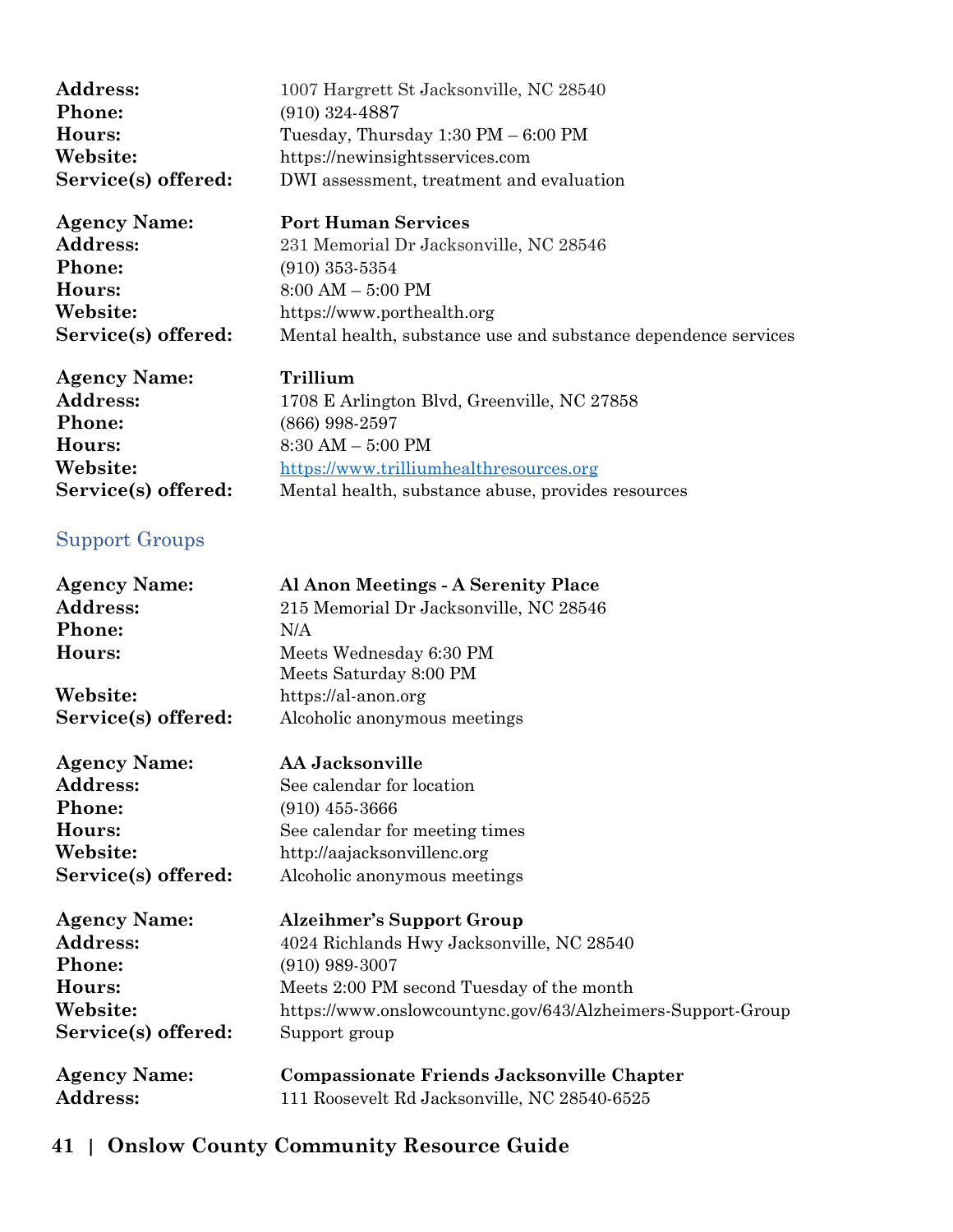**Address:** 1007 Hargrett St Jacksonville, NC 28540
**Phone:** (910) 324-4887
**Hours:** Tuesday, Thursday 1:30 PM – 6:00 PM
**Website:** https://newinsightsservices.com
**Service(s) offered:** DWI assessment, treatment and evaluation

**Agency Name:** **Port Human Services**
**Address:** 231 Memorial Dr Jacksonville, NC 28546
**Phone:** (910) 353-5354
**Hours:** 8:00 AM – 5:00 PM
**Website:** https://www.porthealth.org
**Service(s) offered:** Mental health, substance use and substance dependence services

**Agency Name:** **Trillium**
**Address:** 1708 E Arlington Blvd, Greenville, NC 27858
**Phone:** (866) 998-2597
**Hours:** 8:30 AM – 5:00 PM
**Website:** https://www.trilliumhealthresources.org
**Service(s) offered:** Mental health, substance abuse, provides resources

## Support Groups

**Agency Name:** **Al Anon Meetings - A Serenity Place**
**Address:** 215 Memorial Dr Jacksonville, NC 28546
**Phone:** N/A
**Hours:** Meets Wednesday 6:30 PM
Meets Saturday 8:00 PM
**Website:** https://al-anon.org
**Service(s) offered:** Alcoholic anonymous meetings

**Agency Name:** **AA Jacksonville**
**Address:** See calendar for location
**Phone:** (910) 455-3666
**Hours:** See calendar for meeting times
**Website:** http://aajacksonvillenc.org
**Service(s) offered:** Alcoholic anonymous meetings

**Agency Name:** **Alzeihmer's Support Group**
**Address:** 4024 Richlands Hwy Jacksonville, NC 28540
**Phone:** (910) 989-3007
**Hours:** Meets 2:00 PM second Tuesday of the month
**Website:** https://www.onslowcountync.gov/643/Alzheimers-Support-Group
**Service(s) offered:** Support group

**Agency Name:** **Compassionate Friends Jacksonville Chapter**
**Address:** 111 Roosevelt Rd Jacksonville, NC 28540-6525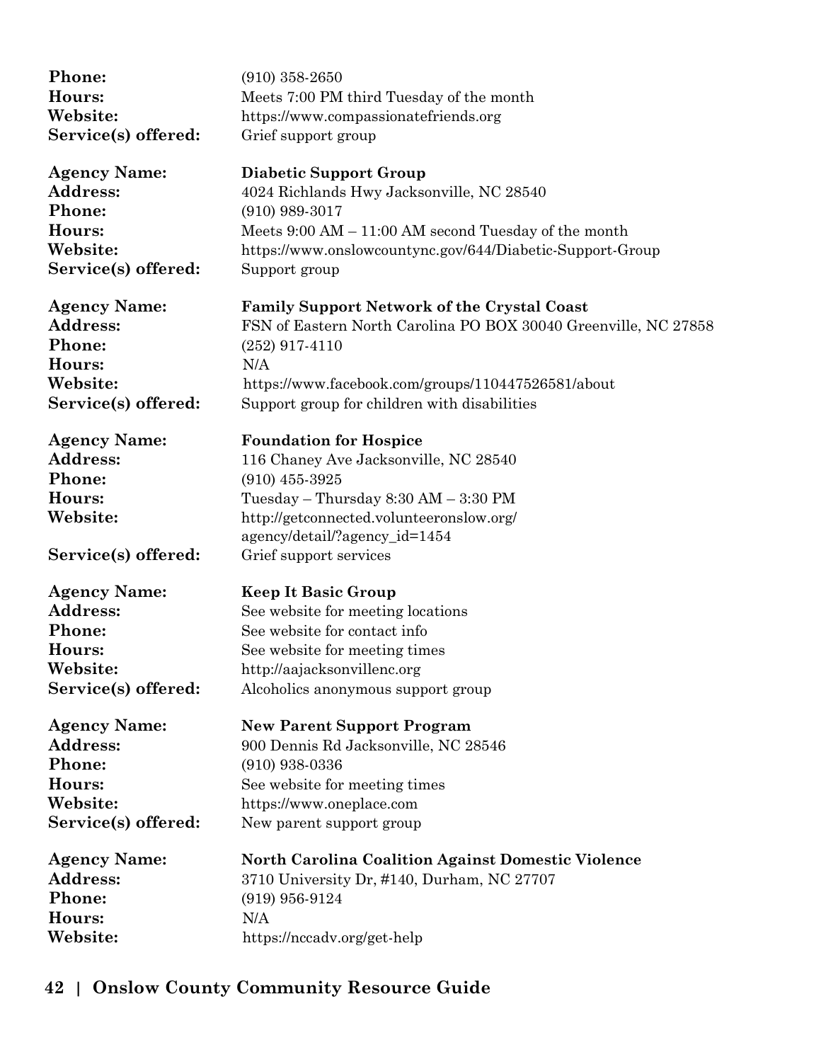**Phone:** (910) 358-2650
**Hours:** Meets 7:00 PM third Tuesday of the month
**Website:** https://www.compassionatefriends.org
**Service(s) offered:** Grief support group

**Agency Name:** **Diabetic Support Group**
**Address:** 4024 Richlands Hwy Jacksonville, NC 28540
**Phone:** (910) 989-3017
**Hours:** Meets 9:00 AM – 11:00 AM second Tuesday of the month
**Website:** https://www.onslowcountync.gov/644/Diabetic-Support-Group
**Service(s) offered:** Support group

**Agency Name:** **Family Support Network of the Crystal Coast**
**Address:** FSN of Eastern North Carolina PO BOX 30040 Greenville, NC 27858
**Phone:** (252) 917-4110
**Hours:** N/A
**Website:** https://www.facebook.com/groups/110447526581/about
**Service(s) offered:** Support group for children with disabilities

**Agency Name:** **Foundation for Hospice**
**Address:** 116 Chaney Ave Jacksonville, NC 28540
**Phone:** (910) 455-3925
**Hours:** Tuesday – Thursday 8:30 AM – 3:30 PM
**Website:** http://getconnected.volunteeronslow.org/agency/detail/?agency_id=1454
**Service(s) offered:** Grief support services

**Agency Name:** **Keep It Basic Group**
**Address:** See website for meeting locations
**Phone:** See website for contact info
**Hours:** See website for meeting times
**Website:** http://aajacksonvillenc.org
**Service(s) offered:** Alcoholics anonymous support group

**Agency Name:** **New Parent Support Program**
**Address:** 900 Dennis Rd Jacksonville, NC 28546
**Phone:** (910) 938-0336
**Hours:** See website for meeting times
**Website:** https://www.oneplace.com
**Service(s) offered:** New parent support group

**Agency Name:** **North Carolina Coalition Against Domestic Violence**
**Address:** 3710 University Dr, #140, Durham, NC 27707
**Phone:** (919) 956-9124
**Hours:** N/A
**Website:** https://nccadv.org/get-help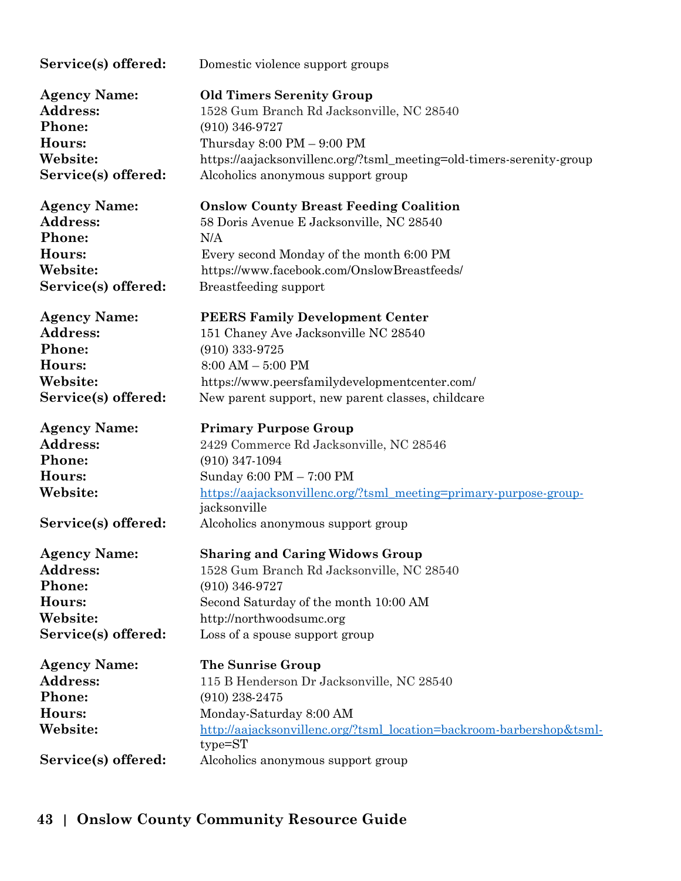**Service(s) offered:** Domestic violence support groups

**Agency Name:** **Old Timers Serenity Group**
**Address:** 1528 Gum Branch Rd Jacksonville, NC 28540
**Phone:** (910) 346-9727
**Hours:** Thursday 8:00 PM – 9:00 PM
**Website:** https://aajacksonvillenc.org/?tsml_meeting=old-timers-serenity-group
**Service(s) offered:** Alcoholics anonymous support group

**Agency Name:** **Onslow County Breast Feeding Coalition**
**Address:** 58 Doris Avenue E Jacksonville, NC 28540
**Phone:** N/A
**Hours:** Every second Monday of the month 6:00 PM
**Website:** https://www.facebook.com/OnslowBreastfeeds/
**Service(s) offered:** Breastfeeding support

**Agency Name:** **PEERS Family Development Center**
**Address:** 151 Chaney Ave Jacksonville NC 28540
**Phone:** (910) 333-9725
**Hours:** 8:00 AM – 5:00 PM
**Website:** https://www.peersfamilydevelopmentcenter.com/
**Service(s) offered:** New parent support, new parent classes, childcare

**Agency Name:** **Primary Purpose Group**
**Address:** 2429 Commerce Rd Jacksonville, NC 28546
**Phone:** (910) 347-1094
**Hours:** Sunday 6:00 PM – 7:00 PM
**Website:** https://aajacksonvillenc.org/?tsml_meeting=primary-purpose-group-jacksonville
**Service(s) offered:** Alcoholics anonymous support group

**Agency Name:** **Sharing and Caring Widows Group**
**Address:** 1528 Gum Branch Rd Jacksonville, NC 28540
**Phone:** (910) 346-9727
**Hours:** Second Saturday of the month 10:00 AM
**Website:** http://northwoodsumc.org
**Service(s) offered:** Loss of a spouse support group

**Agency Name:** **The Sunrise Group**
**Address:** 115 B Henderson Dr Jacksonville, NC 28540
**Phone:** (910) 238-2475
**Hours:** Monday-Saturday 8:00 AM
**Website:** http://aajacksonvillenc.org/?tsml_location=backroom-barbershop&tsml-type=ST
**Service(s) offered:** Alcoholics anonymous support group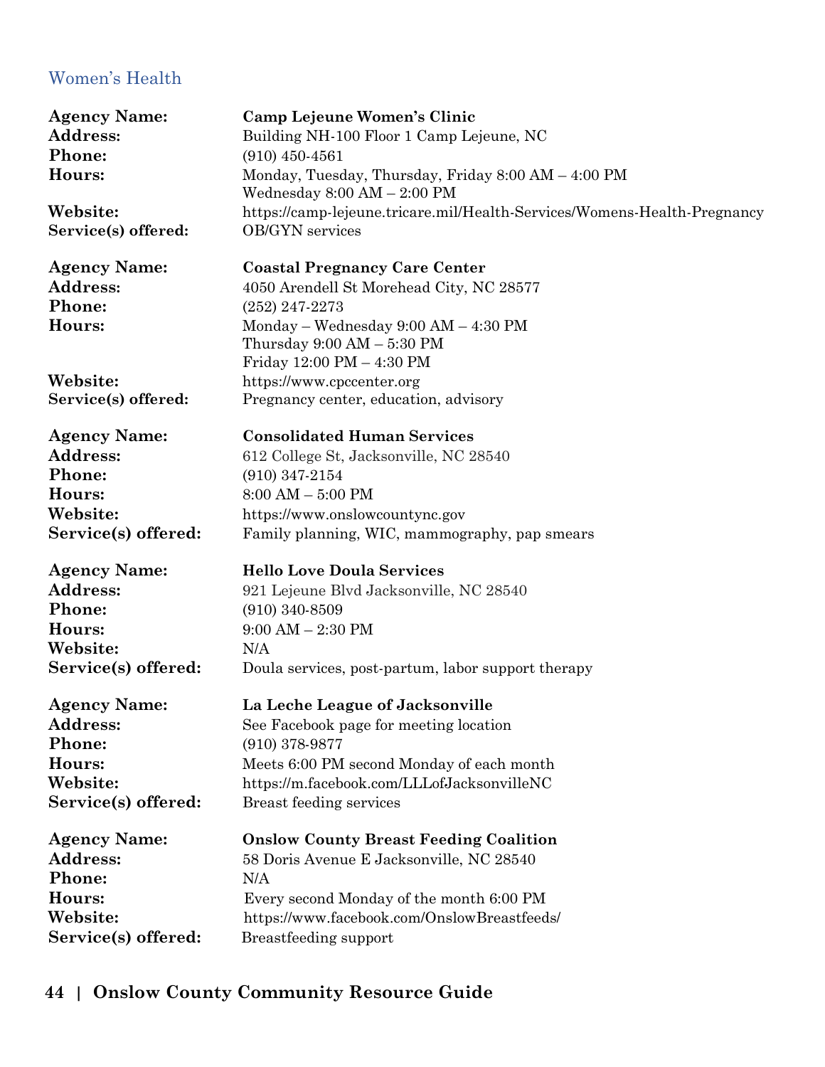## Women's Health

**Agency Name:** **Camp Lejeune Women's Clinic**
**Address:** Building NH-100 Floor 1 Camp Lejeune, NC
**Phone:** (910) 450-4561
**Hours:** Monday, Tuesday, Thursday, Friday 8:00 AM – 4:00 PM
Wednesday 8:00 AM – 2:00 PM
**Website:** https://camp-lejeune.tricare.mil/Health-Services/Womens-Health-Pregnancy
**Service(s) offered:** OB/GYN services

**Agency Name:** **Coastal Pregnancy Care Center**
**Address:** 4050 Arendell St Morehead City, NC 28577
**Phone:** (252) 247-2273
**Hours:** Monday – Wednesday 9:00 AM – 4:30 PM
Thursday 9:00 AM – 5:30 PM
Friday 12:00 PM – 4:30 PM
**Website:** https://www.cpccenter.org
**Service(s) offered:** Pregnancy center, education, advisory

**Agency Name:** **Consolidated Human Services**
**Address:** 612 College St, Jacksonville, NC 28540
**Phone:** (910) 347-2154
**Hours:** 8:00 AM – 5:00 PM
**Website:** https://www.onslowcountync.gov
**Service(s) offered:** Family planning, WIC, mammography, pap smears

**Agency Name:** **Hello Love Doula Services**
**Address:** 921 Lejeune Blvd Jacksonville, NC 28540
**Phone:** (910) 340-8509
**Hours:** 9:00 AM – 2:30 PM
**Website:** N/A
**Service(s) offered:** Doula services, post-partum, labor support therapy

**Agency Name:** **La Leche League of Jacksonville**
**Address:** See Facebook page for meeting location
**Phone:** (910) 378-9877
**Hours:** Meets 6:00 PM second Monday of each month
**Website:** https://m.facebook.com/LLLofJacksonvilleNC
**Service(s) offered:** Breast feeding services

**Agency Name:** **Onslow County Breast Feeding Coalition**
**Address:** 58 Doris Avenue E Jacksonville, NC 28540
**Phone:** N/A
**Hours:** Every second Monday of the month 6:00 PM
**Website:** https://www.facebook.com/OnslowBreastfeeds/
**Service(s) offered:** Breastfeeding support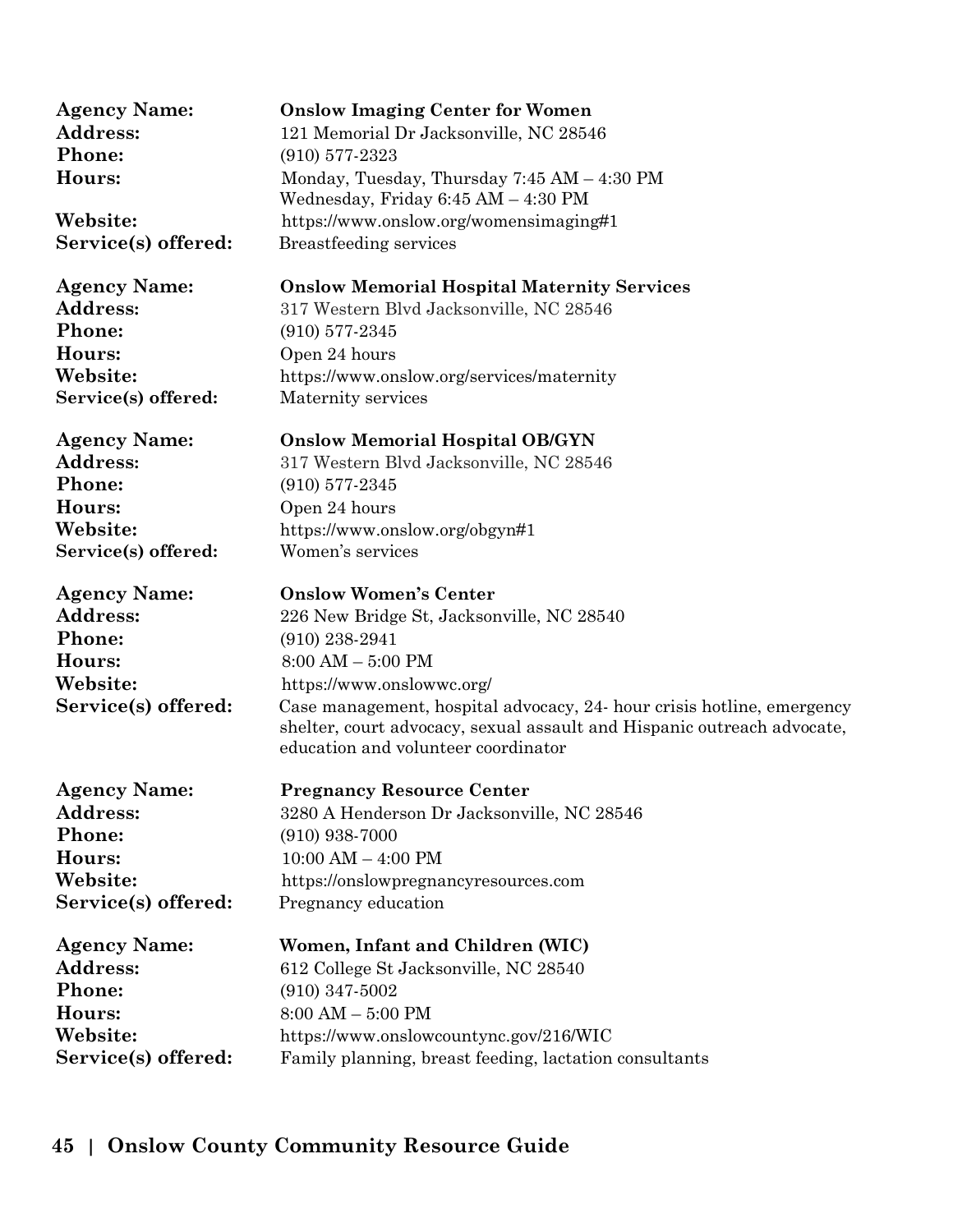**Agency Name:** **Onslow Imaging Center for Women**
**Address:** 121 Memorial Dr Jacksonville, NC 28546
**Phone:** (910) 577-2323
**Hours:** Monday, Tuesday, Thursday 7:45 AM – 4:30 PM
Wednesday, Friday 6:45 AM – 4:30 PM
**Website:** https://www.onslow.org/womensimaging#1
**Service(s) offered:** Breastfeeding services

**Agency Name:** **Onslow Memorial Hospital Maternity Services**
**Address:** 317 Western Blvd Jacksonville, NC 28546
**Phone:** (910) 577-2345
**Hours:** Open 24 hours
**Website:** https://www.onslow.org/services/maternity
**Service(s) offered:** Maternity services

**Agency Name:** **Onslow Memorial Hospital OB/GYN**
**Address:** 317 Western Blvd Jacksonville, NC 28546
**Phone:** (910) 577-2345
**Hours:** Open 24 hours
**Website:** https://www.onslow.org/obgyn#1
**Service(s) offered:** Women's services

**Agency Name:** **Onslow Women's Center**
**Address:** 226 New Bridge St, Jacksonville, NC 28540
**Phone:** (910) 238-2941
**Hours:** 8:00 AM – 5:00 PM
**Website:** https://www.onslowwc.org/
**Service(s) offered:** Case management, hospital advocacy, 24- hour crisis hotline, emergency shelter, court advocacy, sexual assault and Hispanic outreach advocate, education and volunteer coordinator

**Agency Name:** **Pregnancy Resource Center**
**Address:** 3280 A Henderson Dr Jacksonville, NC 28546
**Phone:** (910) 938-7000
**Hours:** 10:00 AM – 4:00 PM
**Website:** https://onslowpregnancyresources.com
**Service(s) offered:** Pregnancy education

**Agency Name:** **Women, Infant and Children (WIC)**
**Address:** 612 College St Jacksonville, NC 28540
**Phone:** (910) 347-5002
**Hours:** 8:00 AM – 5:00 PM
**Website:** https://www.onslowcountync.gov/216/WIC
**Service(s) offered:** Family planning, breast feeding, lactation consultants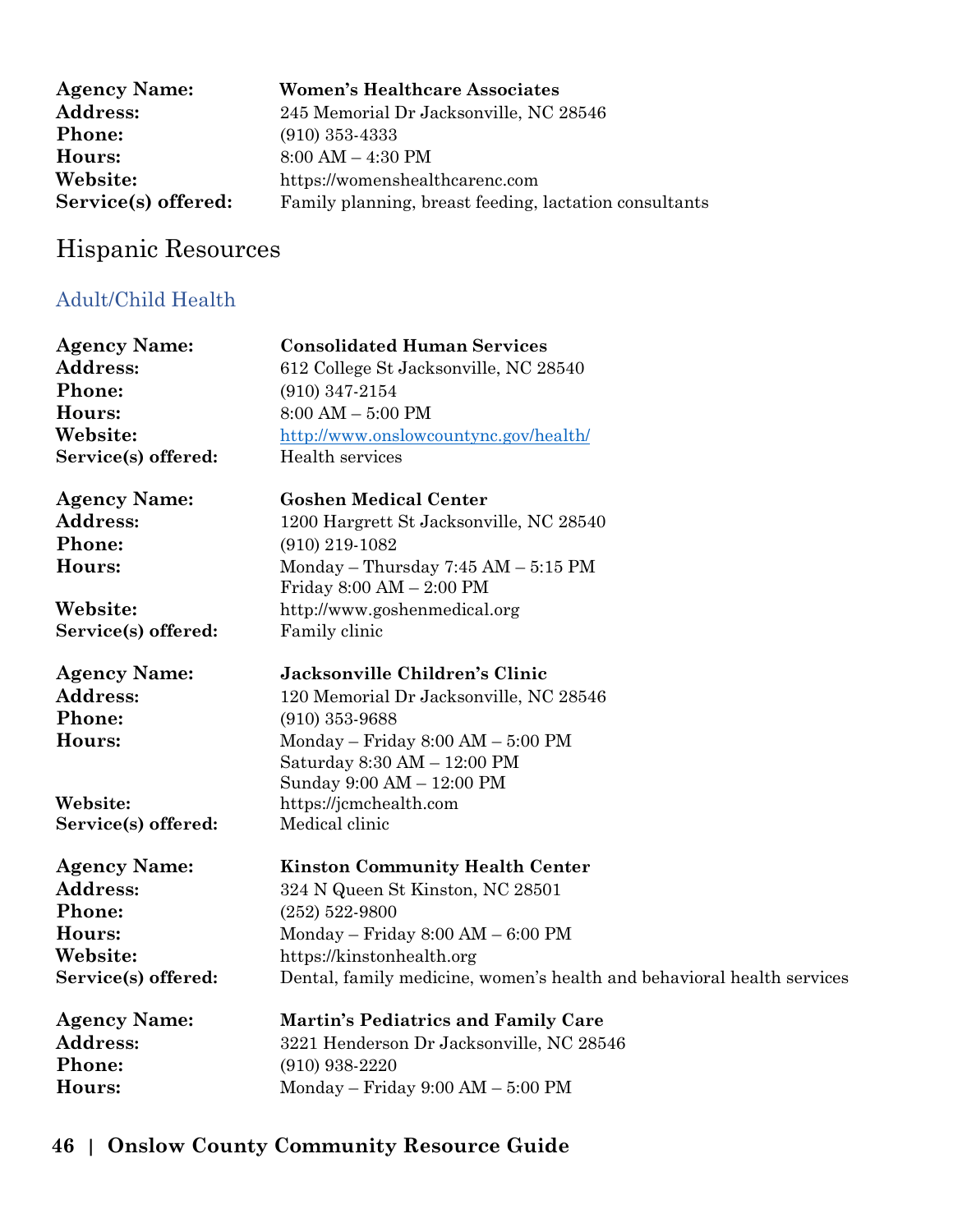**Agency Name:** **Women's Healthcare Associates**
**Address:** 245 Memorial Dr Jacksonville, NC 28546
**Phone:** (910) 353-4333
**Hours:** 8:00 AM – 4:30 PM
**Website:** https://womenshealthcarenc.com
**Service(s) offered:** Family planning, breast feeding, lactation consultants

# Hispanic Resources

## Adult/Child Health

**Agency Name:** **Consolidated Human Services**
**Address:** 612 College St Jacksonville, NC 28540
**Phone:** (910) 347-2154
**Hours:** 8:00 AM – 5:00 PM
**Website:** http://www.onslowcountync.gov/health/
**Service(s) offered:** Health services

**Agency Name:** **Goshen Medical Center**
**Address:** 1200 Hargrett St Jacksonville, NC 28540
**Phone:** (910) 219-1082
**Hours:** Monday – Thursday 7:45 AM – 5:15 PM
Friday 8:00 AM – 2:00 PM
**Website:** http://www.goshenmedical.org
**Service(s) offered:** Family clinic

**Agency Name:** **Jacksonville Children's Clinic**
**Address:** 120 Memorial Dr Jacksonville, NC 28546
**Phone:** (910) 353-9688
**Hours:** Monday – Friday 8:00 AM – 5:00 PM
Saturday 8:30 AM – 12:00 PM
Sunday 9:00 AM – 12:00 PM
**Website:** https://jcmchealth.com
**Service(s) offered:** Medical clinic

**Agency Name:** **Kinston Community Health Center**
**Address:** 324 N Queen St Kinston, NC 28501
**Phone:** (252) 522-9800
**Hours:** Monday – Friday 8:00 AM – 6:00 PM
**Website:** https://kinstonhealth.org
**Service(s) offered:** Dental, family medicine, women's health and behavioral health services

**Agency Name:** **Martin's Pediatrics and Family Care**
**Address:** 3221 Henderson Dr Jacksonville, NC 28546
**Phone:** (910) 938-2220
**Hours:** Monday – Friday 9:00 AM – 5:00 PM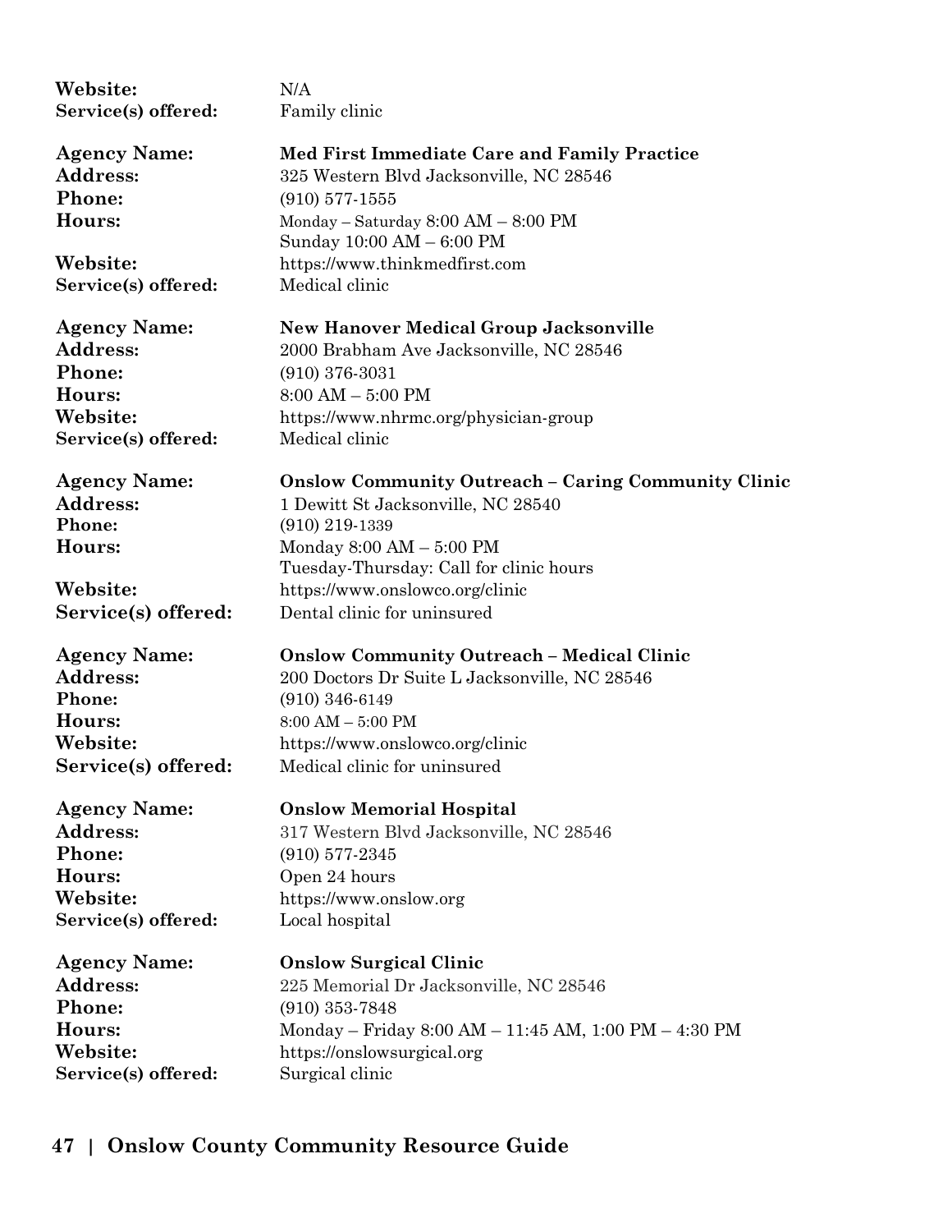**Website:** N/A
**Service(s) offered:** Family clinic

**Agency Name:** **Med First Immediate Care and Family Practice**
**Address:** 325 Western Blvd Jacksonville, NC 28546
**Phone:** (910) 577-1555
**Hours:** Monday – Saturday 8:00 AM – 8:00 PM
Sunday 10:00 AM – 6:00 PM
**Website:** https://www.thinkmedfirst.com
**Service(s) offered:** Medical clinic

**Agency Name:** **New Hanover Medical Group Jacksonville**
**Address:** 2000 Brabham Ave Jacksonville, NC 28546
**Phone:** (910) 376-3031
**Hours:** 8:00 AM – 5:00 PM
**Website:** https://www.nhrmc.org/physician-group
**Service(s) offered:** Medical clinic

**Agency Name:** **Onslow Community Outreach – Caring Community Clinic**
**Address:** 1 Dewitt St Jacksonville, NC 28540
**Phone:** (910) 219-1339
**Hours:** Monday 8:00 AM – 5:00 PM
Tuesday-Thursday: Call for clinic hours
**Website:** https://www.onslowco.org/clinic
**Service(s) offered:** Dental clinic for uninsured

**Agency Name:** **Onslow Community Outreach – Medical Clinic**
**Address:** 200 Doctors Dr Suite L Jacksonville, NC 28546
**Phone:** (910) 346-6149
**Hours:** 8:00 AM – 5:00 PM
**Website:** https://www.onslowco.org/clinic
**Service(s) offered:** Medical clinic for uninsured

**Agency Name:** **Onslow Memorial Hospital**
**Address:** 317 Western Blvd Jacksonville, NC 28546
**Phone:** (910) 577-2345
**Hours:** Open 24 hours
**Website:** https://www.onslow.org
**Service(s) offered:** Local hospital

**Agency Name:** **Onslow Surgical Clinic**
**Address:** 225 Memorial Dr Jacksonville, NC 28546
**Phone:** (910) 353-7848
**Hours:** Monday – Friday 8:00 AM – 11:45 AM, 1:00 PM – 4:30 PM
**Website:** https://onslowsurgical.org
**Service(s) offered:** Surgical clinic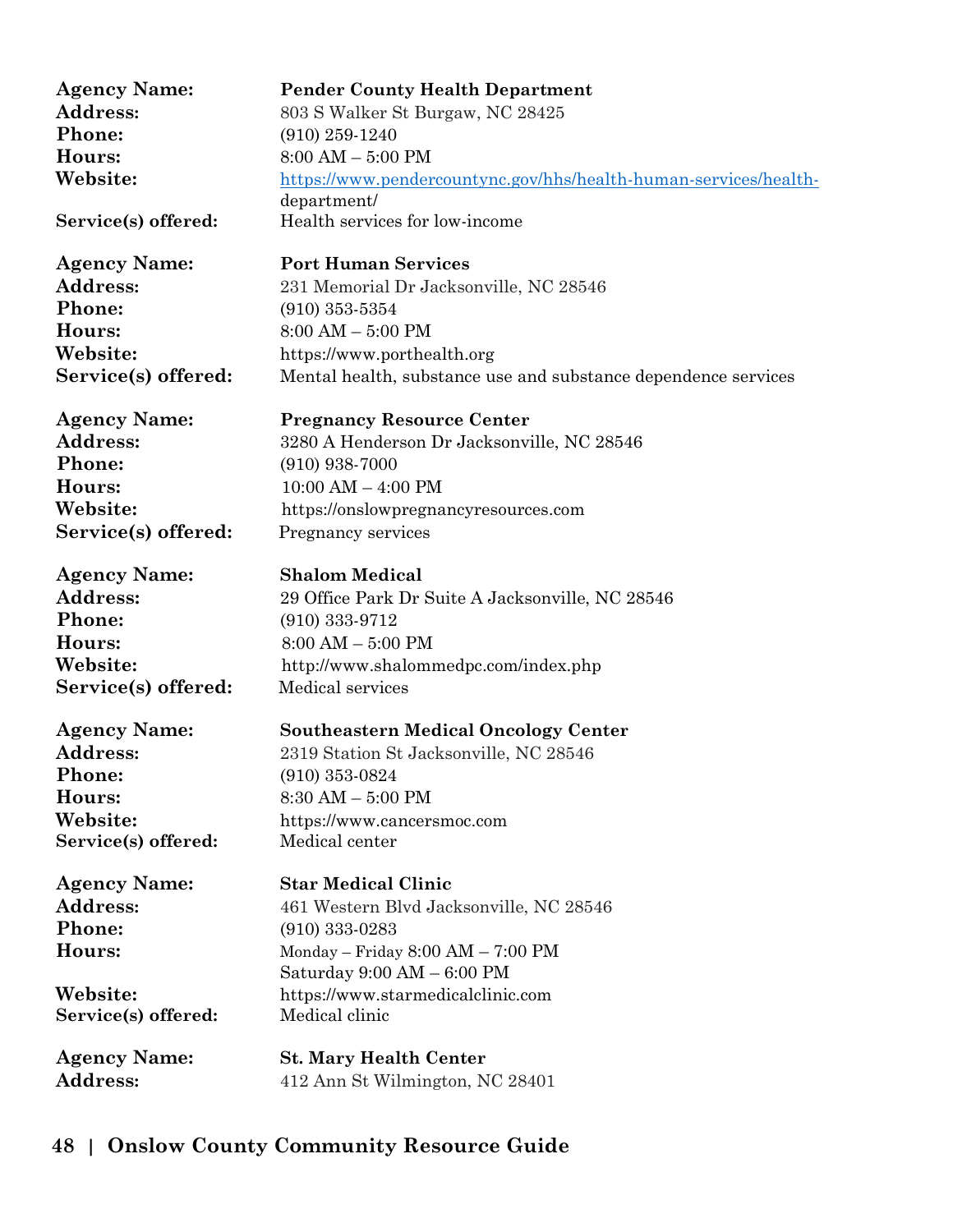**Agency Name:** **Pender County Health Department**
**Address:** 803 S Walker St Burgaw, NC 28425
**Phone:** (910) 259-1240
**Hours:** 8:00 AM – 5:00 PM
**Website:** https://www.pendercountync.gov/hhs/health-human-services/health-department/
**Service(s) offered:** Health services for low-income

**Agency Name:** **Port Human Services**
**Address:** 231 Memorial Dr Jacksonville, NC 28546
**Phone:** (910) 353-5354
**Hours:** 8:00 AM – 5:00 PM
**Website:** https://www.porthealth.org
**Service(s) offered:** Mental health, substance use and substance dependence services

**Agency Name:** **Pregnancy Resource Center**
**Address:** 3280 A Henderson Dr Jacksonville, NC 28546
**Phone:** (910) 938-7000
**Hours:** 10:00 AM – 4:00 PM
**Website:** https://onslowpregnancyresources.com
**Service(s) offered:** Pregnancy services

**Agency Name:** **Shalom Medical**
**Address:** 29 Office Park Dr Suite A Jacksonville, NC 28546
**Phone:** (910) 333-9712
**Hours:** 8:00 AM – 5:00 PM
**Website:** http://www.shalommedpc.com/index.php
**Service(s) offered:** Medical services

**Agency Name:** **Southeastern Medical Oncology Center**
**Address:** 2319 Station St Jacksonville, NC 28546
**Phone:** (910) 353-0824
**Hours:** 8:30 AM – 5:00 PM
**Website:** https://www.cancersmoc.com
**Service(s) offered:** Medical center

**Agency Name:** **Star Medical Clinic**
**Address:** 461 Western Blvd Jacksonville, NC 28546
**Phone:** (910) 333-0283
**Hours:** Monday – Friday 8:00 AM – 7:00 PM
Saturday 9:00 AM – 6:00 PM
**Website:** https://www.starmedicalclinic.com
**Service(s) offered:** Medical clinic

**Agency Name:** **St. Mary Health Center**
**Address:** 412 Ann St Wilmington, NC 28401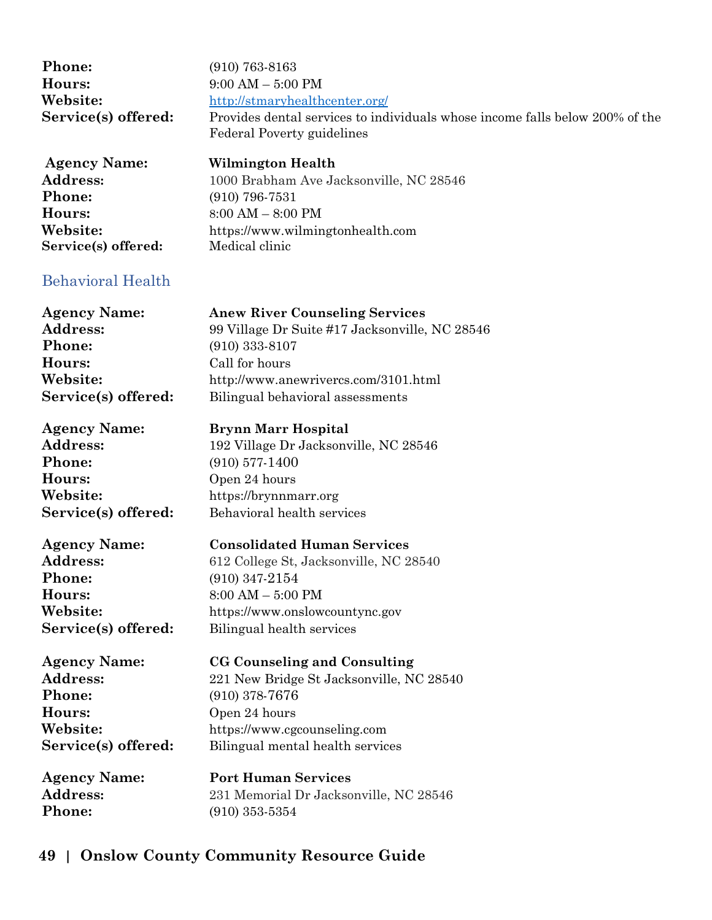**Phone:** (910) 763-8163
**Hours:** 9:00 AM – 5:00 PM
**Website:** http://stmaryhealthcenter.org/
**Service(s) offered:** Provides dental services to individuals whose income falls below 200% of the Federal Poverty guidelines

**Agency Name:** **Wilmington Health**
**Address:** 1000 Brabham Ave Jacksonville, NC 28546
**Phone:** (910) 796-7531
**Hours:** 8:00 AM – 8:00 PM
**Website:** https://www.wilmingtonhealth.com
**Service(s) offered:** Medical clinic

## Behavioral Health

**Agency Name:** **Anew River Counseling Services**
**Address:** 99 Village Dr Suite #17 Jacksonville, NC 28546
**Phone:** (910) 333-8107
**Hours:** Call for hours
**Website:** http://www.anewrivercs.com/3101.html
**Service(s) offered:** Bilingual behavioral assessments

**Agency Name:** **Brynn Marr Hospital**
**Address:** 192 Village Dr Jacksonville, NC 28546
**Phone:** (910) 577-1400
**Hours:** Open 24 hours
**Website:** https://brynnmarr.org
**Service(s) offered:** Behavioral health services

**Agency Name:** **Consolidated Human Services**
**Address:** 612 College St, Jacksonville, NC 28540
**Phone:** (910) 347-2154
**Hours:** 8:00 AM – 5:00 PM
**Website:** https://www.onslowcountync.gov
**Service(s) offered:** Bilingual health services

**Agency Name:** **CG Counseling and Consulting**
**Address:** 221 New Bridge St Jacksonville, NC 28540
**Phone:** (910) 378-7676
**Hours:** Open 24 hours
**Website:** https://www.cgcounseling.com
**Service(s) offered:** Bilingual mental health services

**Agency Name:** **Port Human Services**
**Address:** 231 Memorial Dr Jacksonville, NC 28546
**Phone:** (910) 353-5354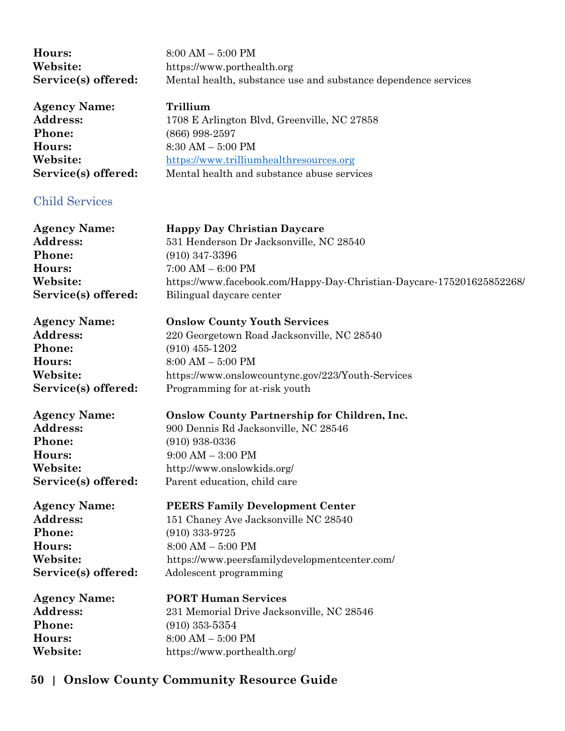**Hours:** 8:00 AM – 5:00 PM
**Website:** https://www.porthealth.org
**Service(s) offered:** Mental health, substance use and substance dependence services

**Agency Name:** **Trillium**
**Address:** 1708 E Arlington Blvd, Greenville, NC 27858
**Phone:** (866) 998-2597
**Hours:** 8:30 AM – 5:00 PM
**Website:** https://www.trilliumhealthresources.org
**Service(s) offered:** Mental health and substance abuse services

## Child Services

**Agency Name:** **Happy Day Christian Daycare**
**Address:** 531 Henderson Dr Jacksonville, NC 28540
**Phone:** (910) 347-3396
**Hours:** 7:00 AM – 6:00 PM
**Website:** https://www.facebook.com/Happy-Day-Christian-Daycare-175201625852268/
**Service(s) offered:** Bilingual daycare center

**Agency Name:** **Onslow County Youth Services**
**Address:** 220 Georgetown Road Jacksonville, NC 28540
**Phone:** (910) 455-1202
**Hours:** 8:00 AM – 5:00 PM
**Website:** https://www.onslowcountync.gov/223/Youth-Services
**Service(s) offered:** Programming for at-risk youth

**Agency Name:** **Onslow County Partnership for Children, Inc.**
**Address:** 900 Dennis Rd Jacksonville, NC 28546
**Phone:** (910) 938-0336
**Hours:** 9:00 AM – 3:00 PM
**Website:** http://www.onslowkids.org/
**Service(s) offered:** Parent education, child care

**Agency Name:** **PEERS Family Development Center**
**Address:** 151 Chaney Ave Jacksonville NC 28540
**Phone:** (910) 333-9725
**Hours:** 8:00 AM – 5:00 PM
**Website:** https://www.peersfamilydevelopmentcenter.com/
**Service(s) offered:** Adolescent programming

**Agency Name:** **PORT Human Services**
**Address:** 231 Memorial Drive Jacksonville, NC 28546
**Phone:** (910) 353-5354
**Hours:** 8:00 AM – 5:00 PM
**Website:** https://www.porthealth.org/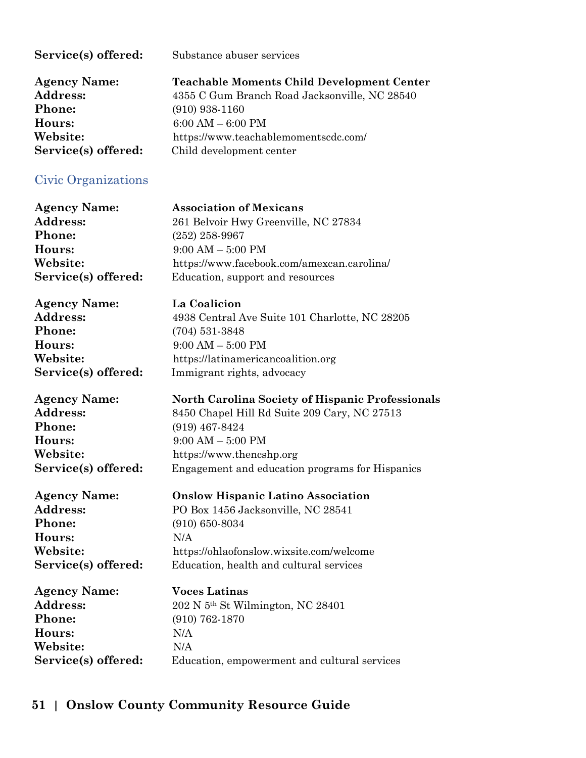**Service(s) offered:** Substance abuser services

**Agency Name:** **Teachable Moments Child Development Center**
**Address:** 4355 C Gum Branch Road Jacksonville, NC 28540
**Phone:** (910) 938-1160
**Hours:** 6:00 AM – 6:00 PM
**Website:** https://www.teachablemomentscdc.com/
**Service(s) offered:** Child development center

## Civic Organizations

**Agency Name:** **Association of Mexicans**
**Address:** 261 Belvoir Hwy Greenville, NC 27834
**Phone:** (252) 258-9967
**Hours:** 9:00 AM – 5:00 PM
**Website:** https://www.facebook.com/amexcan.carolina/
**Service(s) offered:** Education, support and resources

**Agency Name:** **La Coalicion**
**Address:** 4938 Central Ave Suite 101 Charlotte, NC 28205
**Phone:** (704) 531-3848
**Hours:** 9:00 AM – 5:00 PM
**Website:** https://latinamericancoalition.org
**Service(s) offered:** Immigrant rights, advocacy

**Agency Name:** **North Carolina Society of Hispanic Professionals**
**Address:** 8450 Chapel Hill Rd Suite 209 Cary, NC 27513
**Phone:** (919) 467-8424
**Hours:** 9:00 AM – 5:00 PM
**Website:** https://www.thencshp.org
**Service(s) offered:** Engagement and education programs for Hispanics

**Agency Name:** **Onslow Hispanic Latino Association**
**Address:** PO Box 1456 Jacksonville, NC 28541
**Phone:** (910) 650-8034
**Hours:** N/A
**Website:** https://ohlaofonslow.wixsite.com/welcome
**Service(s) offered:** Education, health and cultural services

**Agency Name:** **Voces Latinas**
**Address:** 202 N 5th St Wilmington, NC 28401
**Phone:** (910) 762-1870
**Hours:** N/A
**Website:** N/A
**Service(s) offered:** Education, empowerment and cultural services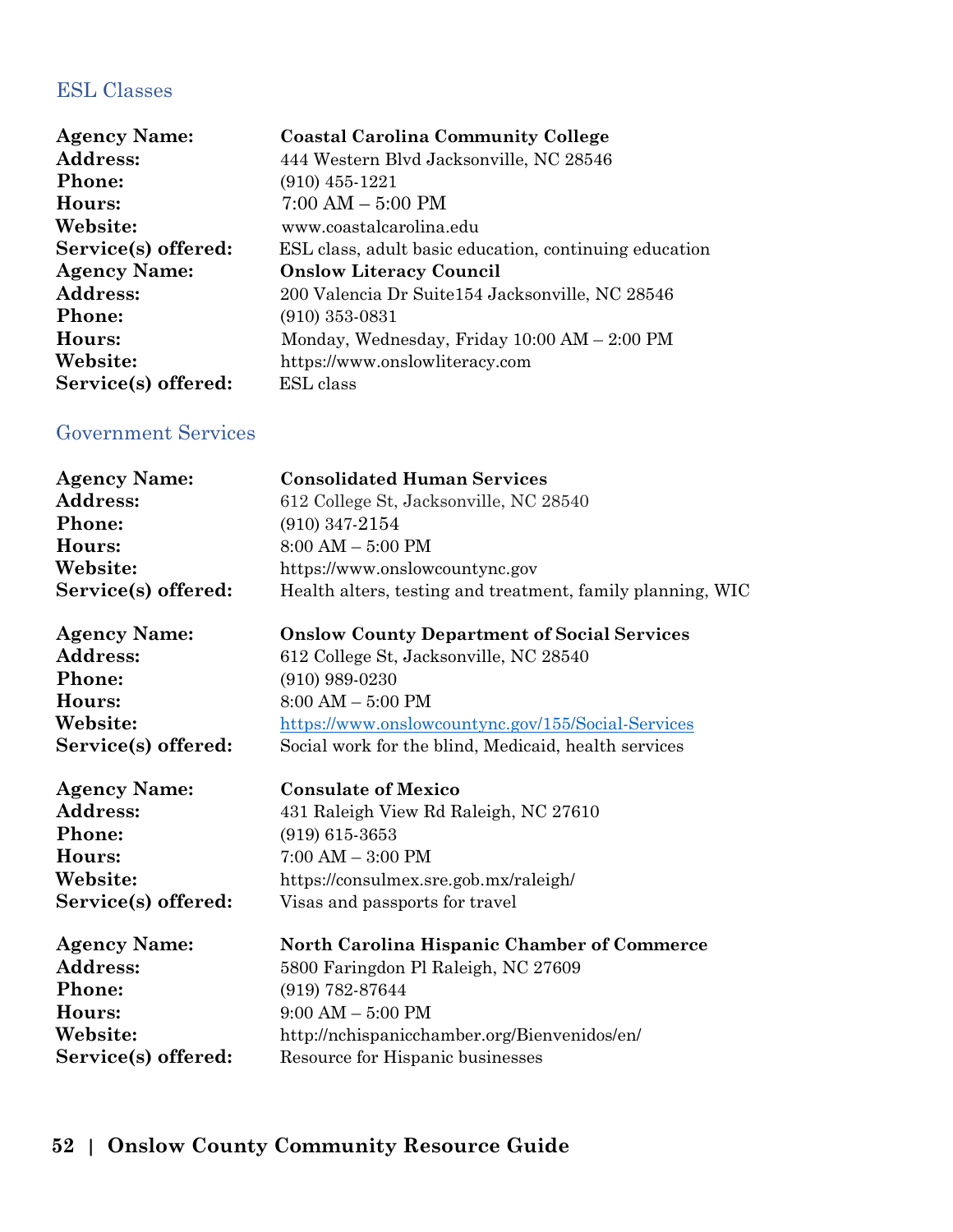## ESL Classes

**Agency Name:** **Coastal Carolina Community College**
**Address:** 444 Western Blvd Jacksonville, NC 28546
**Phone:** (910) 455-1221
**Hours:** 7:00 AM – 5:00 PM
**Website:** www.coastalcarolina.edu
**Service(s) offered:** ESL class, adult basic education, continuing education
**Agency Name:** **Onslow Literacy Council**
**Address:** 200 Valencia Dr Suite154 Jacksonville, NC 28546
**Phone:** (910) 353-0831
**Hours:** Monday, Wednesday, Friday 10:00 AM – 2:00 PM
**Website:** https://www.onslowliteracy.com
**Service(s) offered:** ESL class

## Government Services

**Agency Name:** **Consolidated Human Services**
**Address:** 612 College St, Jacksonville, NC 28540
**Phone:** (910) 347-2154
**Hours:** 8:00 AM – 5:00 PM
**Website:** https://www.onslowcountync.gov
**Service(s) offered:** Health alters, testing and treatment, family planning, WIC

**Agency Name:** **Onslow County Department of Social Services**
**Address:** 612 College St, Jacksonville, NC 28540
**Phone:** (910) 989-0230
**Hours:** 8:00 AM – 5:00 PM
**Website:** https://www.onslowcountync.gov/155/Social-Services
**Service(s) offered:** Social work for the blind, Medicaid, health services

**Agency Name:** **Consulate of Mexico**
**Address:** 431 Raleigh View Rd Raleigh, NC 27610
**Phone:** (919) 615-3653
**Hours:** 7:00 AM – 3:00 PM
**Website:** https://consulmex.sre.gob.mx/raleigh/
**Service(s) offered:** Visas and passports for travel

**Agency Name:** **North Carolina Hispanic Chamber of Commerce**
**Address:** 5800 Faringdon Pl Raleigh, NC 27609
**Phone:** (919) 782-87644
**Hours:** 9:00 AM – 5:00 PM
**Website:** http://nchispanicchamber.org/Bienvenidos/en/
**Service(s) offered:** Resource for Hispanic businesses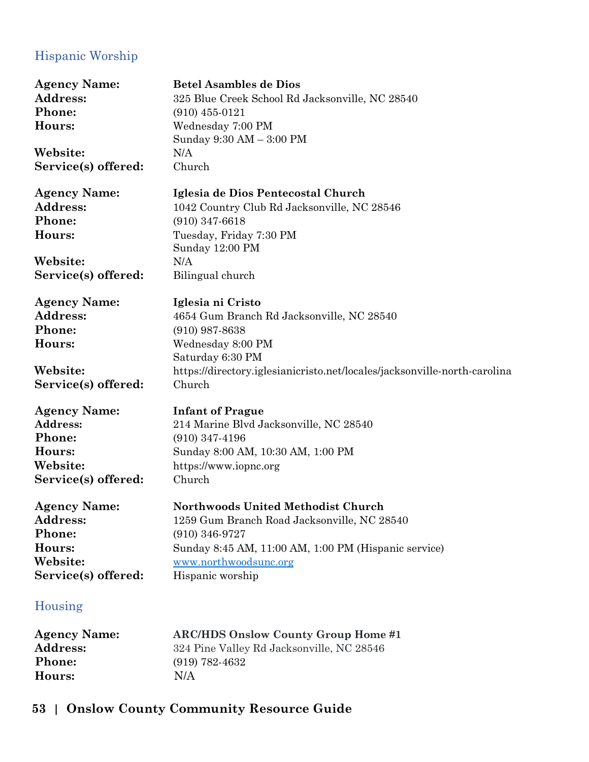## Hispanic Worship

**Agency Name:** **Betel Asambles de Dios**
**Address:** 325 Blue Creek School Rd Jacksonville, NC 28540
**Phone:** (910) 455-0121
**Hours:** Wednesday 7:00 PM
Sunday 9:30 AM – 3:00 PM
**Website:** N/A
**Service(s) offered:** Church

**Agency Name:** **Iglesia de Dios Pentecostal Church**
**Address:** 1042 Country Club Rd Jacksonville, NC 28546
**Phone:** (910) 347-6618
**Hours:** Tuesday, Friday 7:30 PM
Sunday 12:00 PM
**Website:** N/A
**Service(s) offered:** Bilingual church

**Agency Name:** **Iglesia ni Cristo**
**Address:** 4654 Gum Branch Rd Jacksonville, NC 28540
**Phone:** (910) 987-8638
**Hours:** Wednesday 8:00 PM
Saturday 6:30 PM
**Website:** https://directory.iglesianicristo.net/locales/jacksonville-north-carolina
**Service(s) offered:** Church

**Agency Name:** **Infant of Prague**
**Address:** 214 Marine Blvd Jacksonville, NC 28540
**Phone:** (910) 347-4196
**Hours:** Sunday 8:00 AM, 10:30 AM, 1:00 PM
**Website:** https://www.iopnc.org
**Service(s) offered:** Church

**Agency Name:** **Northwoods United Methodist Church**
**Address:** 1259 Gum Branch Road Jacksonville, NC 28540
**Phone:** (910) 346-9727
**Hours:** Sunday 8:45 AM, 11:00 AM, 1:00 PM (Hispanic service)
**Website:** www.northwoodsunc.org
**Service(s) offered:** Hispanic worship

## Housing

**Agency Name:** **ARC/HDS Onslow County Group Home #1**
**Address:** 324 Pine Valley Rd Jacksonville, NC 28546
**Phone:** (919) 782-4632
**Hours:** N/A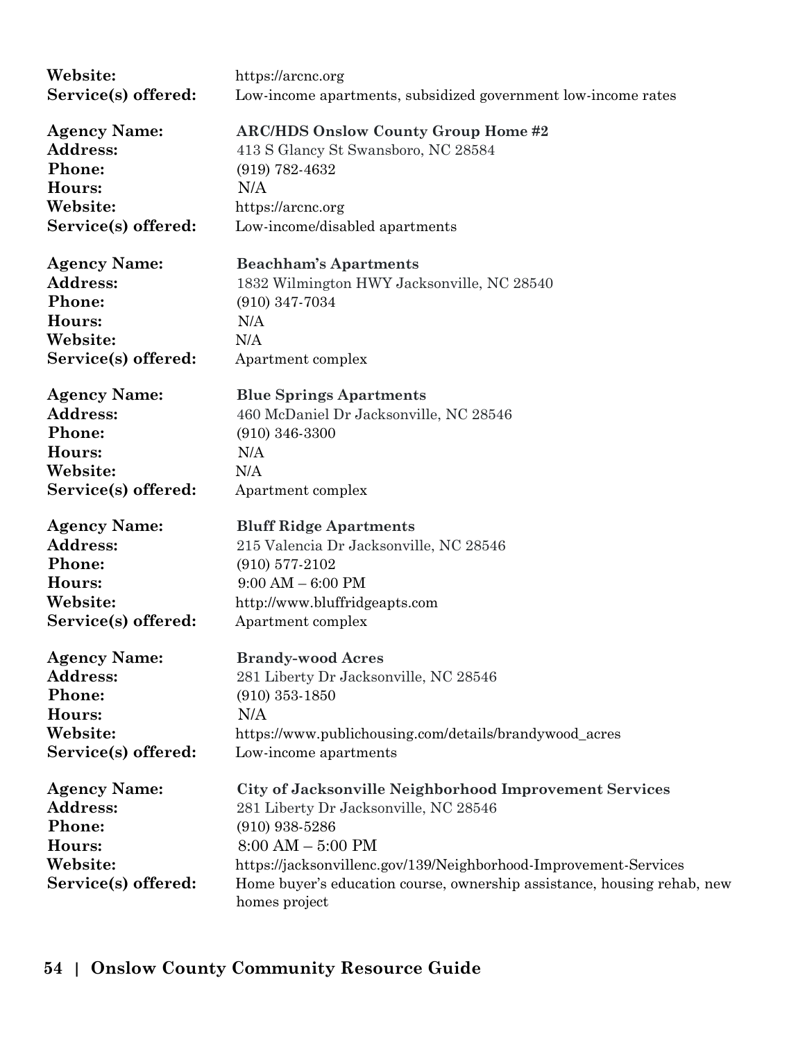**Website:** https://arcnc.org
**Service(s) offered:** Low-income apartments, subsidized government low-income rates

**Agency Name:** **ARC/HDS Onslow County Group Home #2**
**Address:** 413 S Glancy St Swansboro, NC 28584
**Phone:** (919) 782-4632
**Hours:** N/A
**Website:** https://arcnc.org
**Service(s) offered:** Low-income/disabled apartments

**Agency Name:** **Beachham's Apartments**
**Address:** 1832 Wilmington HWY Jacksonville, NC 28540
**Phone:** (910) 347-7034
**Hours:** N/A
**Website:** N/A
**Service(s) offered:** Apartment complex

**Agency Name:** **Blue Springs Apartments**
**Address:** 460 McDaniel Dr Jacksonville, NC 28546
**Phone:** (910) 346-3300
**Hours:** N/A
**Website:** N/A
**Service(s) offered:** Apartment complex

**Agency Name:** **Bluff Ridge Apartments**
**Address:** 215 Valencia Dr Jacksonville, NC 28546
**Phone:** (910) 577-2102
**Hours:** 9:00 AM – 6:00 PM
**Website:** http://www.bluffridgeapts.com
**Service(s) offered:** Apartment complex

**Agency Name:** **Brandy-wood Acres**
**Address:** 281 Liberty Dr Jacksonville, NC 28546
**Phone:** (910) 353-1850
**Hours:** N/A
**Website:** https://www.publichousing.com/details/brandywood_acres
**Service(s) offered:** Low-income apartments

**Agency Name:** **City of Jacksonville Neighborhood Improvement Services**
**Address:** 281 Liberty Dr Jacksonville, NC 28546
**Phone:** (910) 938-5286
**Hours:** 8:00 AM – 5:00 PM
**Website:** https://jacksonvillenc.gov/139/Neighborhood-Improvement-Services
**Service(s) offered:** Home buyer's education course, ownership assistance, housing rehab, new homes project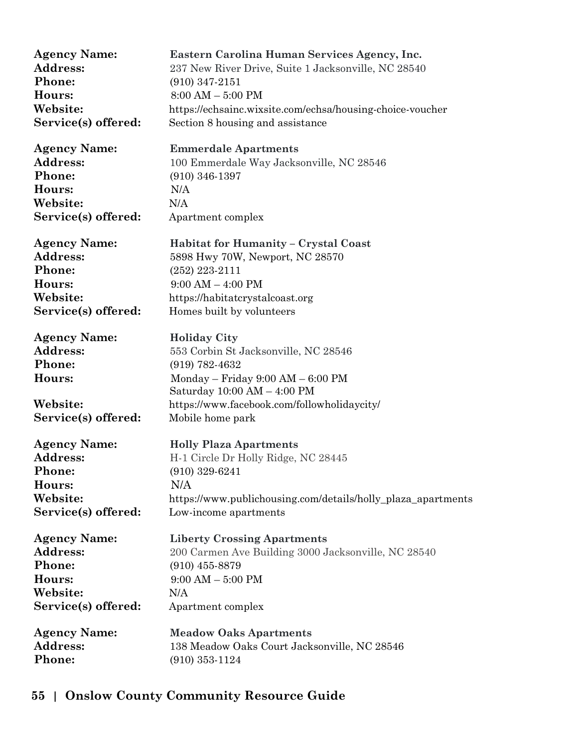**Agency Name:** **Eastern Carolina Human Services Agency, Inc.**
**Address:** 237 New River Drive, Suite 1 Jacksonville, NC 28540
**Phone:** (910) 347-2151
**Hours:** 8:00 AM – 5:00 PM
**Website:** https://echsainc.wixsite.com/echsa/housing-choice-voucher
**Service(s) offered:** Section 8 housing and assistance

**Agency Name:** **Emmerdale Apartments**
**Address:** 100 Emmerdale Way Jacksonville, NC 28546
**Phone:** (910) 346-1397
**Hours:** N/A
**Website:** N/A
**Service(s) offered:** Apartment complex

**Agency Name:** **Habitat for Humanity – Crystal Coast**
**Address:** 5898 Hwy 70W, Newport, NC 28570
**Phone:** (252) 223-2111
**Hours:** 9:00 AM – 4:00 PM
**Website:** https://habitatcrystalcoast.org
**Service(s) offered:** Homes built by volunteers

**Agency Name:** **Holiday City**
**Address:** 553 Corbin St Jacksonville, NC 28546
**Phone:** (919) 782-4632
**Hours:** Monday – Friday 9:00 AM – 6:00 PM
Saturday 10:00 AM – 4:00 PM
**Website:** https://www.facebook.com/followholidaycity/
**Service(s) offered:** Mobile home park

**Agency Name:** **Holly Plaza Apartments**
**Address:** H-1 Circle Dr Holly Ridge, NC 28445
**Phone:** (910) 329-6241
**Hours:** N/A
**Website:** https://www.publichousing.com/details/holly_plaza_apartments
**Service(s) offered:** Low-income apartments

**Agency Name:** **Liberty Crossing Apartments**
**Address:** 200 Carmen Ave Building 3000 Jacksonville, NC 28540
**Phone:** (910) 455-8879
**Hours:** 9:00 AM – 5:00 PM
**Website:** N/A
**Service(s) offered:** Apartment complex

**Agency Name:** **Meadow Oaks Apartments**
**Address:** 138 Meadow Oaks Court Jacksonville, NC 28546
**Phone:** (910) 353-1124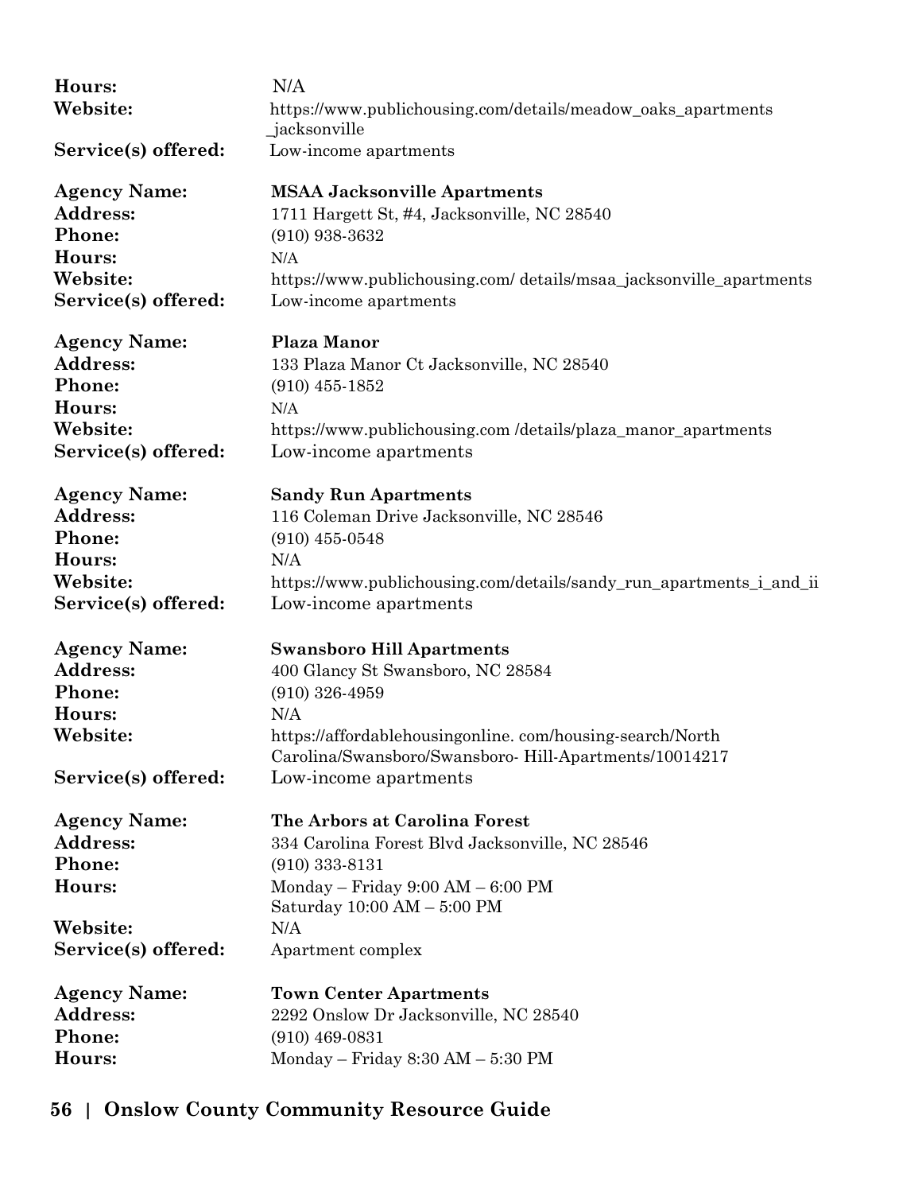**Hours:** N/A
**Website:** https://www.publichousing.com/details/meadow_oaks_apartments_jacksonville
**Service(s) offered:** Low-income apartments

**Agency Name:** **MSAA Jacksonville Apartments**
**Address:** 1711 Hargett St, #4, Jacksonville, NC 28540
**Phone:** (910) 938-3632
**Hours:** N/A
**Website:** https://www.publichousing.com/ details/msaa_jacksonville_apartments
**Service(s) offered:** Low-income apartments

**Agency Name:** **Plaza Manor**
**Address:** 133 Plaza Manor Ct Jacksonville, NC 28540
**Phone:** (910) 455-1852
**Hours:** N/A
**Website:** https://www.publichousing.com /details/plaza_manor_apartments
**Service(s) offered:** Low-income apartments

**Agency Name:** **Sandy Run Apartments**
**Address:** 116 Coleman Drive Jacksonville, NC 28546
**Phone:** (910) 455-0548
**Hours:** N/A
**Website:** https://www.publichousing.com/details/sandy_run_apartments_i_and_ii
**Service(s) offered:** Low-income apartments

**Agency Name:** **Swansboro Hill Apartments**
**Address:** 400 Glancy St Swansboro, NC 28584
**Phone:** (910) 326-4959
**Hours:** N/A
**Website:** https://affordablehousingonline. com/housing-search/North Carolina/Swansboro/Swansboro- Hill-Apartments/10014217
**Service(s) offered:** Low-income apartments

**Agency Name:** **The Arbors at Carolina Forest**
**Address:** 334 Carolina Forest Blvd Jacksonville, NC 28546
**Phone:** (910) 333-8131
**Hours:** Monday – Friday 9:00 AM – 6:00 PM
Saturday 10:00 AM – 5:00 PM
**Website:** N/A
**Service(s) offered:** Apartment complex

**Agency Name:** **Town Center Apartments**
**Address:** 2292 Onslow Dr Jacksonville, NC 28540
**Phone:** (910) 469-0831
**Hours:** Monday – Friday 8:30 AM – 5:30 PM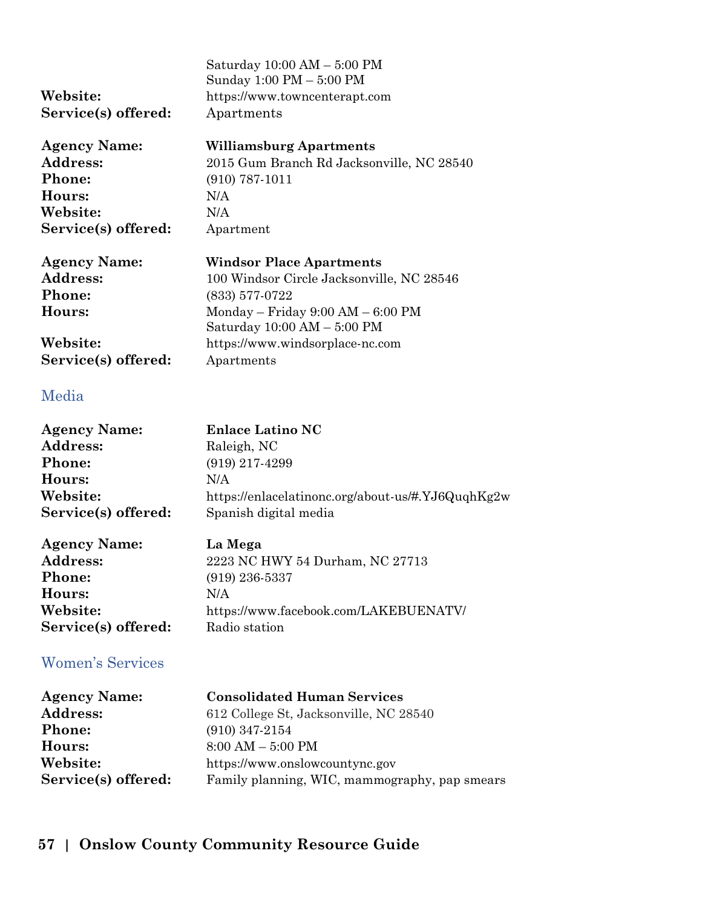| | |
|---|---|
| | Saturday 10:00 AM – 5:00 PM |
| | Sunday 1:00 PM – 5:00 PM |
| **Website:** | https://www.towncenterapt.com |
| **Service(s) offered:** | Apartments |

| | |
|---|---|
| **Agency Name:** | **Williamsburg Apartments** |
| **Address:** | 2015 Gum Branch Rd Jacksonville, NC 28540 |
| **Phone:** | (910) 787-1011 |
| **Hours:** | N/A |
| **Website:** | N/A |
| **Service(s) offered:** | Apartment |

| | |
|---|---|
| **Agency Name:** | **Windsor Place Apartments** |
| **Address:** | 100 Windsor Circle Jacksonville, NC 28546 |
| **Phone:** | (833) 577-0722 |
| **Hours:** | Monday – Friday 9:00 AM – 6:00 PM<br>Saturday 10:00 AM – 5:00 PM |
| **Website:** | https://www.windsorplace-nc.com |
| **Service(s) offered:** | Apartments |

## Media

| | |
|---|---|
| **Agency Name:** | **Enlace Latino NC** |
| **Address:** | Raleigh, NC |
| **Phone:** | (919) 217-4299 |
| **Hours:** | N/A |
| **Website:** | https://enlacelatinonc.org/about-us/#.YJ6QuqhKg2w |
| **Service(s) offered:** | Spanish digital media |

| | |
|---|---|
| **Agency Name:** | **La Mega** |
| **Address:** | 2223 NC HWY 54 Durham, NC 27713 |
| **Phone:** | (919) 236-5337 |
| **Hours:** | N/A |
| **Website:** | https://www.facebook.com/LAKEBUENATV/ |
| **Service(s) offered:** | Radio station |

## Women's Services

| | |
|---|---|
| **Agency Name:** | **Consolidated Human Services** |
| **Address:** | 612 College St, Jacksonville, NC 28540 |
| **Phone:** | (910) 347-2154 |
| **Hours:** | 8:00 AM – 5:00 PM |
| **Website:** | https://www.onslowcountync.gov |
| **Service(s) offered:** | Family planning, WIC, mammography, pap smears |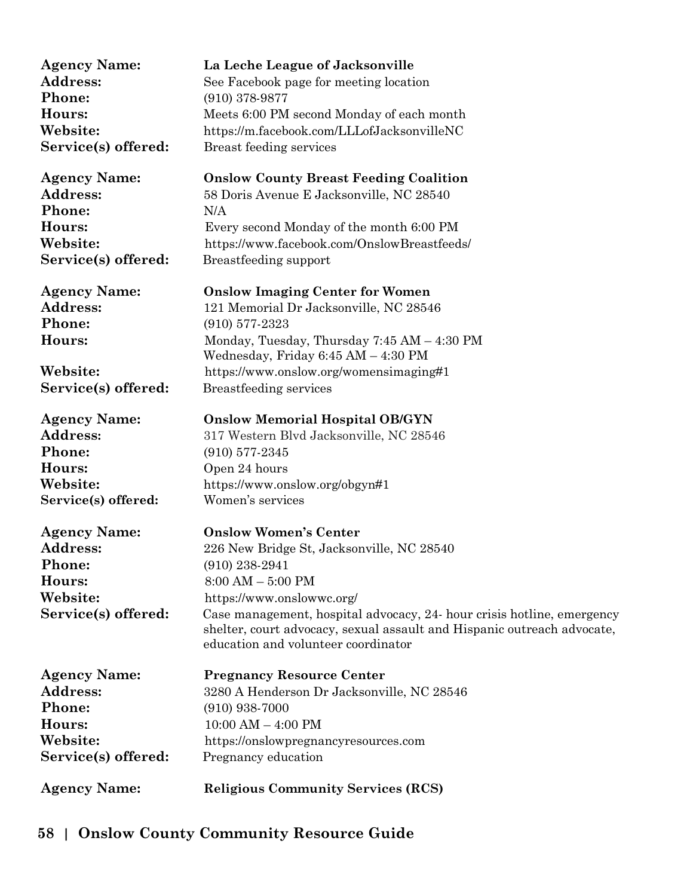**Agency Name:** **La Leche League of Jacksonville**
**Address:** See Facebook page for meeting location
**Phone:** (910) 378-9877
**Hours:** Meets 6:00 PM second Monday of each month
**Website:** https://m.facebook.com/LLLofJacksonvilleNC
**Service(s) offered:** Breast feeding services

**Agency Name:** **Onslow County Breast Feeding Coalition**
**Address:** 58 Doris Avenue E Jacksonville, NC 28540
**Phone:** N/A
**Hours:** Every second Monday of the month 6:00 PM
**Website:** https://www.facebook.com/OnslowBreastfeeds/
**Service(s) offered:** Breastfeeding support

**Agency Name:** **Onslow Imaging Center for Women**
**Address:** 121 Memorial Dr Jacksonville, NC 28546
**Phone:** (910) 577-2323
**Hours:** Monday, Tuesday, Thursday 7:45 AM – 4:30 PM
Wednesday, Friday 6:45 AM – 4:30 PM
**Website:** https://www.onslow.org/womensimaging#1
**Service(s) offered:** Breastfeeding services

**Agency Name:** **Onslow Memorial Hospital OB/GYN**
**Address:** 317 Western Blvd Jacksonville, NC 28546
**Phone:** (910) 577-2345
**Hours:** Open 24 hours
**Website:** https://www.onslow.org/obgyn#1
**Service(s) offered:** Women's services

**Agency Name:** **Onslow Women's Center**
**Address:** 226 New Bridge St, Jacksonville, NC 28540
**Phone:** (910) 238-2941
**Hours:** 8:00 AM – 5:00 PM
**Website:** https://www.onslowwc.org/
**Service(s) offered:** Case management, hospital advocacy, 24- hour crisis hotline, emergency shelter, court advocacy, sexual assault and Hispanic outreach advocate, education and volunteer coordinator

**Agency Name:** **Pregnancy Resource Center**
**Address:** 3280 A Henderson Dr Jacksonville, NC 28546
**Phone:** (910) 938-7000
**Hours:** 10:00 AM – 4:00 PM
**Website:** https://onslowpregnancyresources.com
**Service(s) offered:** Pregnancy education

**Agency Name:** **Religious Community Services (RCS)**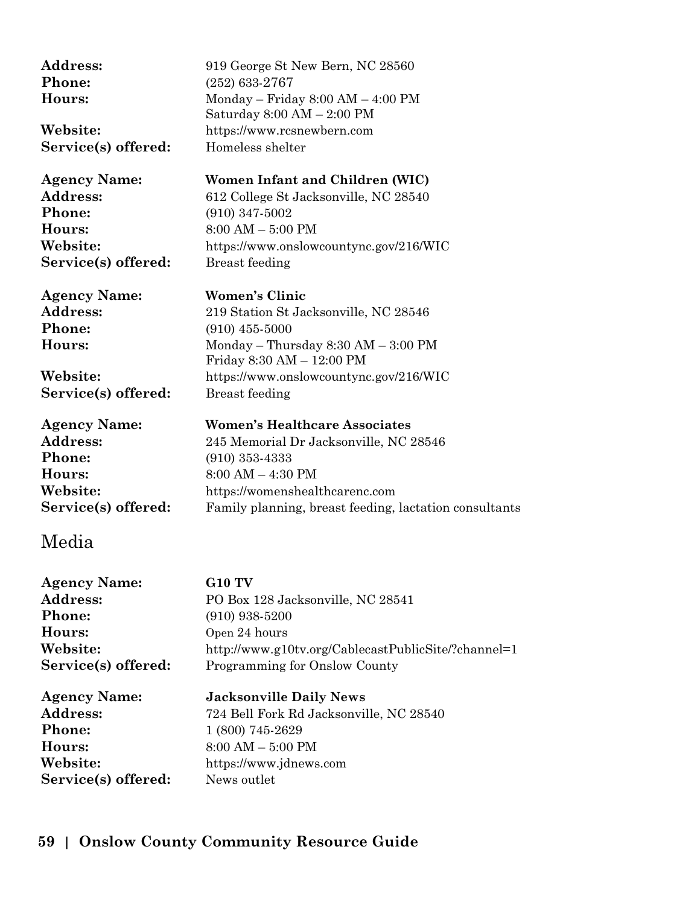**Address:** 919 George St New Bern, NC 28560
**Phone:** (252) 633-2767
**Hours:** Monday – Friday 8:00 AM – 4:00 PM
Saturday 8:00 AM – 2:00 PM
**Website:** https://www.rcsnewbern.com
**Service(s) offered:** Homeless shelter

**Agency Name:** **Women Infant and Children (WIC)**
**Address:** 612 College St Jacksonville, NC 28540
**Phone:** (910) 347-5002
**Hours:** 8:00 AM – 5:00 PM
**Website:** https://www.onslowcountync.gov/216/WIC
**Service(s) offered:** Breast feeding

**Agency Name:** **Women's Clinic**
**Address:** 219 Station St Jacksonville, NC 28546
**Phone:** (910) 455-5000
**Hours:** Monday – Thursday 8:30 AM – 3:00 PM
Friday 8:30 AM – 12:00 PM
**Website:** https://www.onslowcountync.gov/216/WIC
**Service(s) offered:** Breast feeding

**Agency Name:** **Women's Healthcare Associates**
**Address:** 245 Memorial Dr Jacksonville, NC 28546
**Phone:** (910) 353-4333
**Hours:** 8:00 AM – 4:30 PM
**Website:** https://womenshealthcarenc.com
**Service(s) offered:** Family planning, breast feeding, lactation consultants

## Media

**Agency Name:** **G10 TV**
**Address:** PO Box 128 Jacksonville, NC 28541
**Phone:** (910) 938-5200
**Hours:** Open 24 hours
**Website:** http://www.g10tv.org/CablecastPublicSite/?channel=1
**Service(s) offered:** Programming for Onslow County

**Agency Name:** **Jacksonville Daily News**
**Address:** 724 Bell Fork Rd Jacksonville, NC 28540
**Phone:** 1 (800) 745-2629
**Hours:** 8:00 AM – 5:00 PM
**Website:** https://www.jdnews.com
**Service(s) offered:** News outlet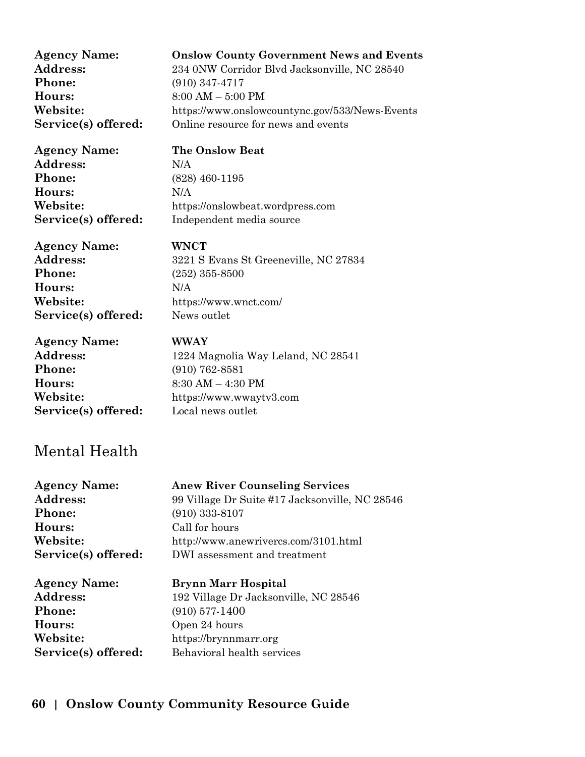**Agency Name:** **Onslow County Government News and Events**
**Address:** 234 0NW Corridor Blvd Jacksonville, NC 28540
**Phone:** (910) 347-4717
**Hours:** 8:00 AM – 5:00 PM
**Website:** https://www.onslowcountync.gov/533/News-Events
**Service(s) offered:** Online resource for news and events

**Agency Name:** **The Onslow Beat**
**Address:** N/A
**Phone:** (828) 460-1195
**Hours:** N/A
**Website:** https://onslowbeat.wordpress.com
**Service(s) offered:** Independent media source

**Agency Name:** **WNCT**
**Address:** 3221 S Evans St Greeneville, NC 27834
**Phone:** (252) 355-8500
**Hours:** N/A
**Website:** https://www.wnct.com/
**Service(s) offered:** News outlet

**Agency Name:** **WWAY**
**Address:** 1224 Magnolia Way Leland, NC 28541
**Phone:** (910) 762-8581
**Hours:** 8:30 AM – 4:30 PM
**Website:** https://www.wwaytv3.com
**Service(s) offered:** Local news outlet

## Mental Health

**Agency Name:** **Anew River Counseling Services**
**Address:** 99 Village Dr Suite #17 Jacksonville, NC 28546
**Phone:** (910) 333-8107
**Hours:** Call for hours
**Website:** http://www.anewrivercs.com/3101.html
**Service(s) offered:** DWI assessment and treatment

**Agency Name:** **Brynn Marr Hospital**
**Address:** 192 Village Dr Jacksonville, NC 28546
**Phone:** (910) 577-1400
**Hours:** Open 24 hours
**Website:** https://brynnmarr.org
**Service(s) offered:** Behavioral health services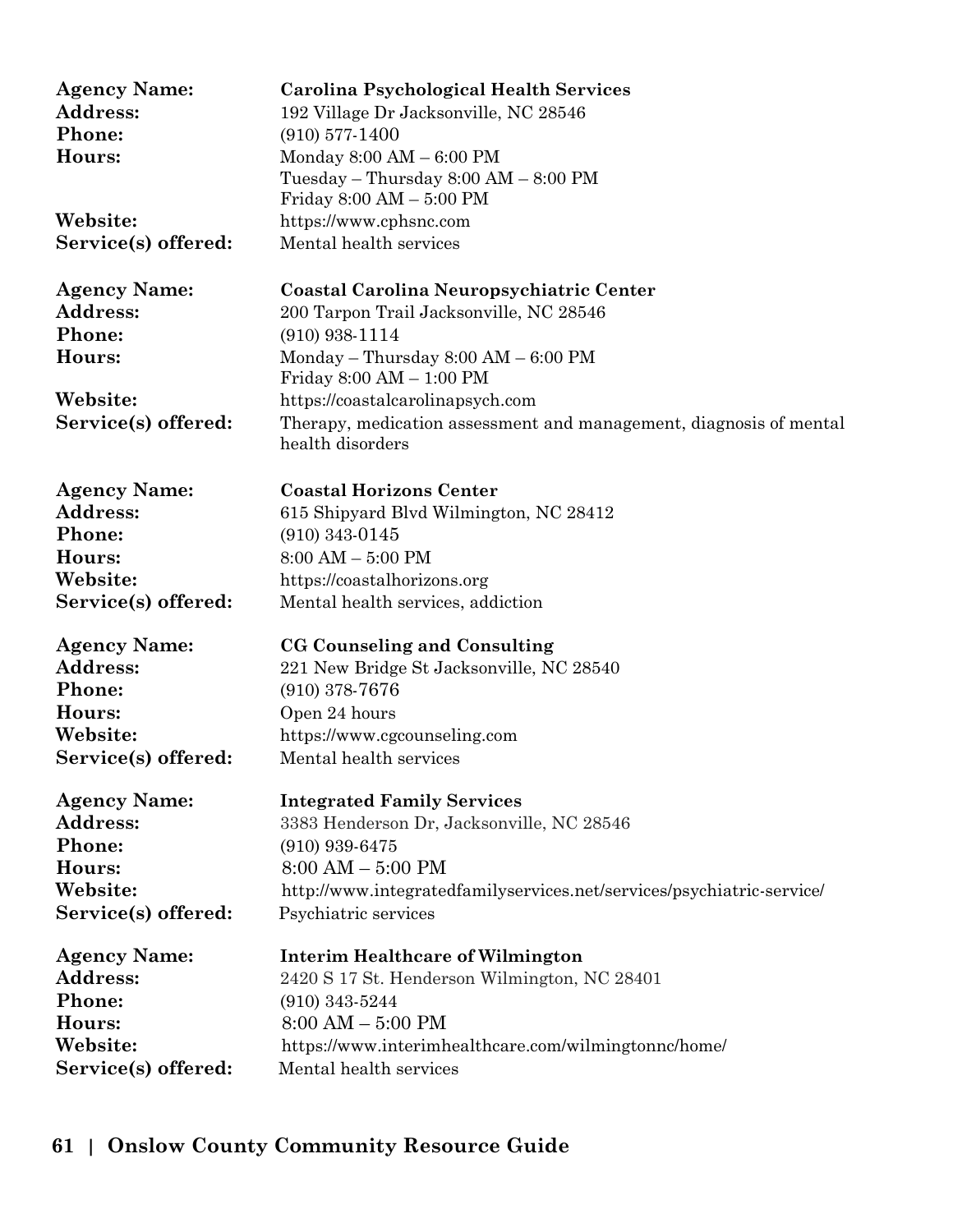**Agency Name:** **Carolina Psychological Health Services**
**Address:** 192 Village Dr Jacksonville, NC 28546
**Phone:** (910) 577-1400
**Hours:** Monday 8:00 AM – 6:00 PM
Tuesday – Thursday 8:00 AM – 8:00 PM
Friday 8:00 AM – 5:00 PM
**Website:** https://www.cphsnc.com
**Service(s) offered:** Mental health services

**Agency Name:** **Coastal Carolina Neuropsychiatric Center**
**Address:** 200 Tarpon Trail Jacksonville, NC 28546
**Phone:** (910) 938-1114
**Hours:** Monday – Thursday 8:00 AM – 6:00 PM
Friday 8:00 AM – 1:00 PM
**Website:** https://coastalcarolinapsych.com
**Service(s) offered:** Therapy, medication assessment and management, diagnosis of mental health disorders

**Agency Name:** **Coastal Horizons Center**
**Address:** 615 Shipyard Blvd Wilmington, NC 28412
**Phone:** (910) 343-0145
**Hours:** 8:00 AM – 5:00 PM
**Website:** https://coastalhorizons.org
**Service(s) offered:** Mental health services, addiction

**Agency Name:** **CG Counseling and Consulting**
**Address:** 221 New Bridge St Jacksonville, NC 28540
**Phone:** (910) 378-7676
**Hours:** Open 24 hours
**Website:** https://www.cgcounseling.com
**Service(s) offered:** Mental health services

**Agency Name:** **Integrated Family Services**
**Address:** 3383 Henderson Dr, Jacksonville, NC 28546
**Phone:** (910) 939-6475
**Hours:** 8:00 AM – 5:00 PM
**Website:** http://www.integratedfamilyservices.net/services/psychiatric-service/
**Service(s) offered:** Psychiatric services

**Agency Name:** **Interim Healthcare of Wilmington**
**Address:** 2420 S 17 St. Henderson Wilmington, NC 28401
**Phone:** (910) 343-5244
**Hours:** 8:00 AM – 5:00 PM
**Website:** https://www.interimhealthcare.com/wilmingtonnc/home/
**Service(s) offered:** Mental health services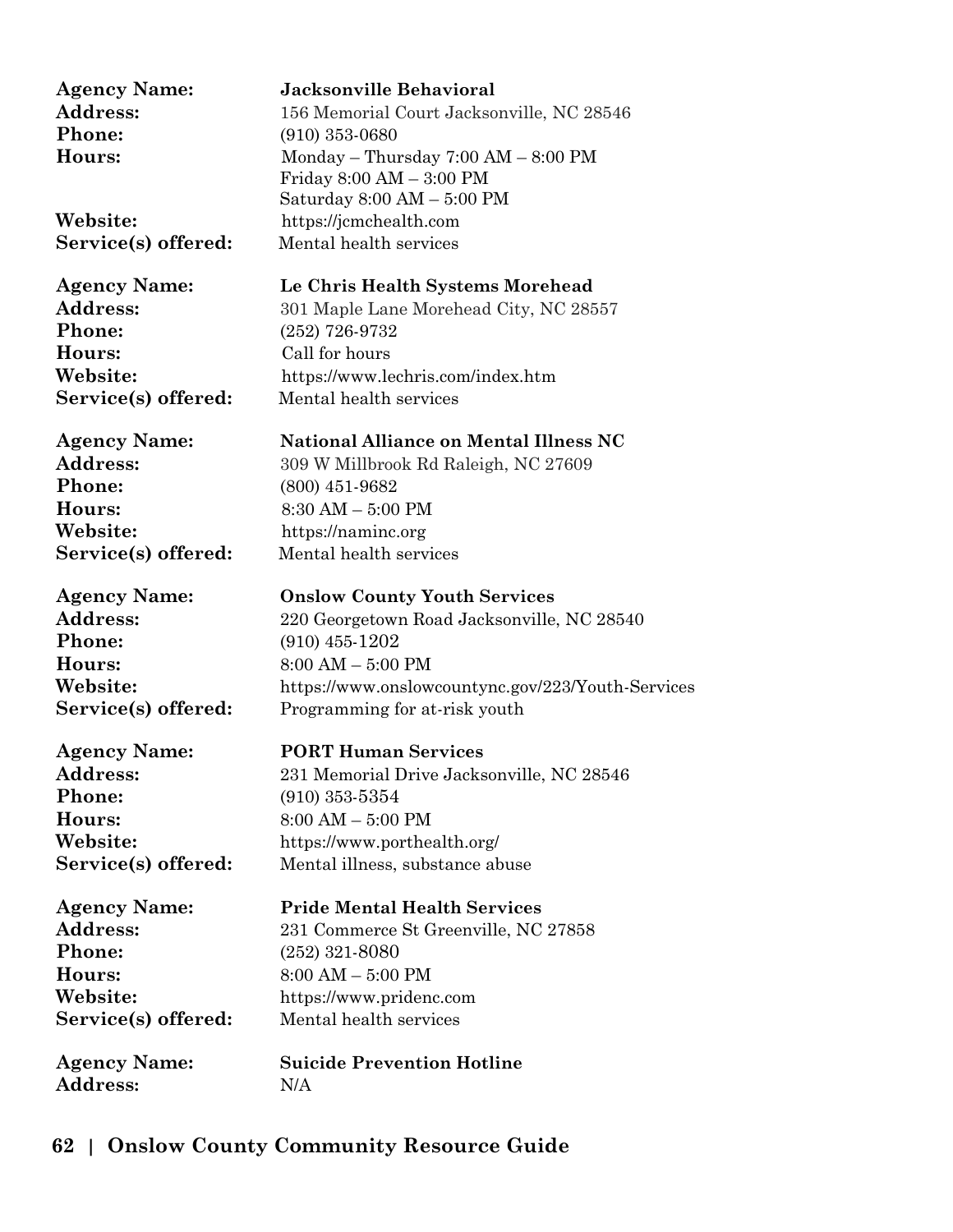**Agency Name:** **Jacksonville Behavioral**
**Address:** 156 Memorial Court Jacksonville, NC 28546
**Phone:** (910) 353-0680
**Hours:** Monday – Thursday 7:00 AM – 8:00 PM
Friday 8:00 AM – 3:00 PM
Saturday 8:00 AM – 5:00 PM
**Website:** https://jcmchealth.com
**Service(s) offered:** Mental health services

**Agency Name:** **Le Chris Health Systems Morehead**
**Address:** 301 Maple Lane Morehead City, NC 28557
**Phone:** (252) 726-9732
**Hours:** Call for hours
**Website:** https://www.lechris.com/index.htm
**Service(s) offered:** Mental health services

**Agency Name:** **National Alliance on Mental Illness NC**
**Address:** 309 W Millbrook Rd Raleigh, NC 27609
**Phone:** (800) 451-9682
**Hours:** 8:30 AM – 5:00 PM
**Website:** https://naminc.org
**Service(s) offered:** Mental health services

**Agency Name:** **Onslow County Youth Services**
**Address:** 220 Georgetown Road Jacksonville, NC 28540
**Phone:** (910) 455-1202
**Hours:** 8:00 AM – 5:00 PM
**Website:** https://www.onslowcountync.gov/223/Youth-Services
**Service(s) offered:** Programming for at-risk youth

**Agency Name:** **PORT Human Services**
**Address:** 231 Memorial Drive Jacksonville, NC 28546
**Phone:** (910) 353-5354
**Hours:** 8:00 AM – 5:00 PM
**Website:** https://www.porthealth.org/
**Service(s) offered:** Mental illness, substance abuse

**Agency Name:** **Pride Mental Health Services**
**Address:** 231 Commerce St Greenville, NC 27858
**Phone:** (252) 321-8080
**Hours:** 8:00 AM – 5:00 PM
**Website:** https://www.pridenc.com
**Service(s) offered:** Mental health services

**Agency Name:** **Suicide Prevention Hotline**
**Address:** N/A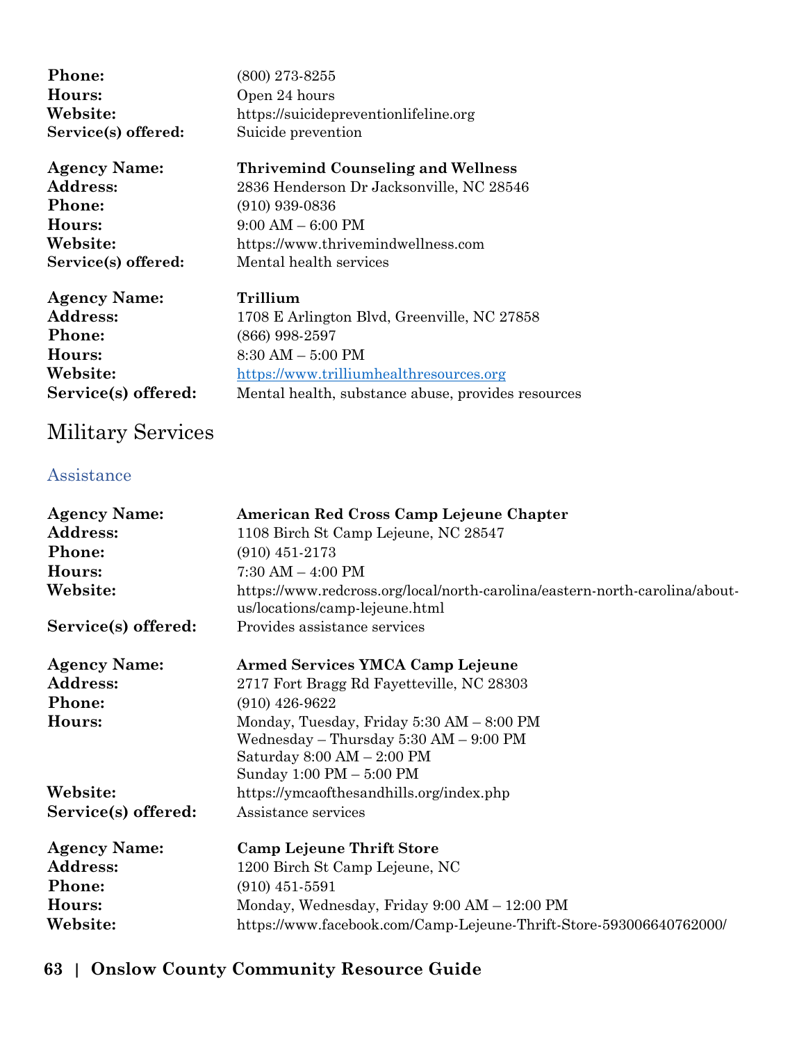**Phone:** (800) 273-8255
**Hours:** Open 24 hours
**Website:** https://suicidepreventionlifeline.org
**Service(s) offered:** Suicide prevention

**Agency Name:** **Thrivemind Counseling and Wellness**
**Address:** 2836 Henderson Dr Jacksonville, NC 28546
**Phone:** (910) 939-0836
**Hours:** 9:00 AM – 6:00 PM
**Website:** https://www.thrivemindwellness.com
**Service(s) offered:** Mental health services

**Agency Name:** **Trillium**
**Address:** 1708 E Arlington Blvd, Greenville, NC 27858
**Phone:** (866) 998-2597
**Hours:** 8:30 AM – 5:00 PM
**Website:** https://www.trilliumhealthresources.org
**Service(s) offered:** Mental health, substance abuse, provides resources

# Military Services

## Assistance

**Agency Name:** **American Red Cross Camp Lejeune Chapter**
**Address:** 1108 Birch St Camp Lejeune, NC 28547
**Phone:** (910) 451-2173
**Hours:** 7:30 AM – 4:00 PM
**Website:** https://www.redcross.org/local/north-carolina/eastern-north-carolina/about-us/locations/camp-lejeune.html
**Service(s) offered:** Provides assistance services

**Agency Name:** **Armed Services YMCA Camp Lejeune**
**Address:** 2717 Fort Bragg Rd Fayetteville, NC 28303
**Phone:** (910) 426-9622
**Hours:** Monday, Tuesday, Friday 5:30 AM – 8:00 PM
Wednesday – Thursday 5:30 AM – 9:00 PM
Saturday 8:00 AM – 2:00 PM
Sunday 1:00 PM – 5:00 PM
**Website:** https://ymcaofthesandhills.org/index.php
**Service(s) offered:** Assistance services

**Agency Name:** **Camp Lejeune Thrift Store**
**Address:** 1200 Birch St Camp Lejeune, NC
**Phone:** (910) 451-5591
**Hours:** Monday, Wednesday, Friday 9:00 AM – 12:00 PM
**Website:** https://www.facebook.com/Camp-Lejeune-Thrift-Store-593006640762000/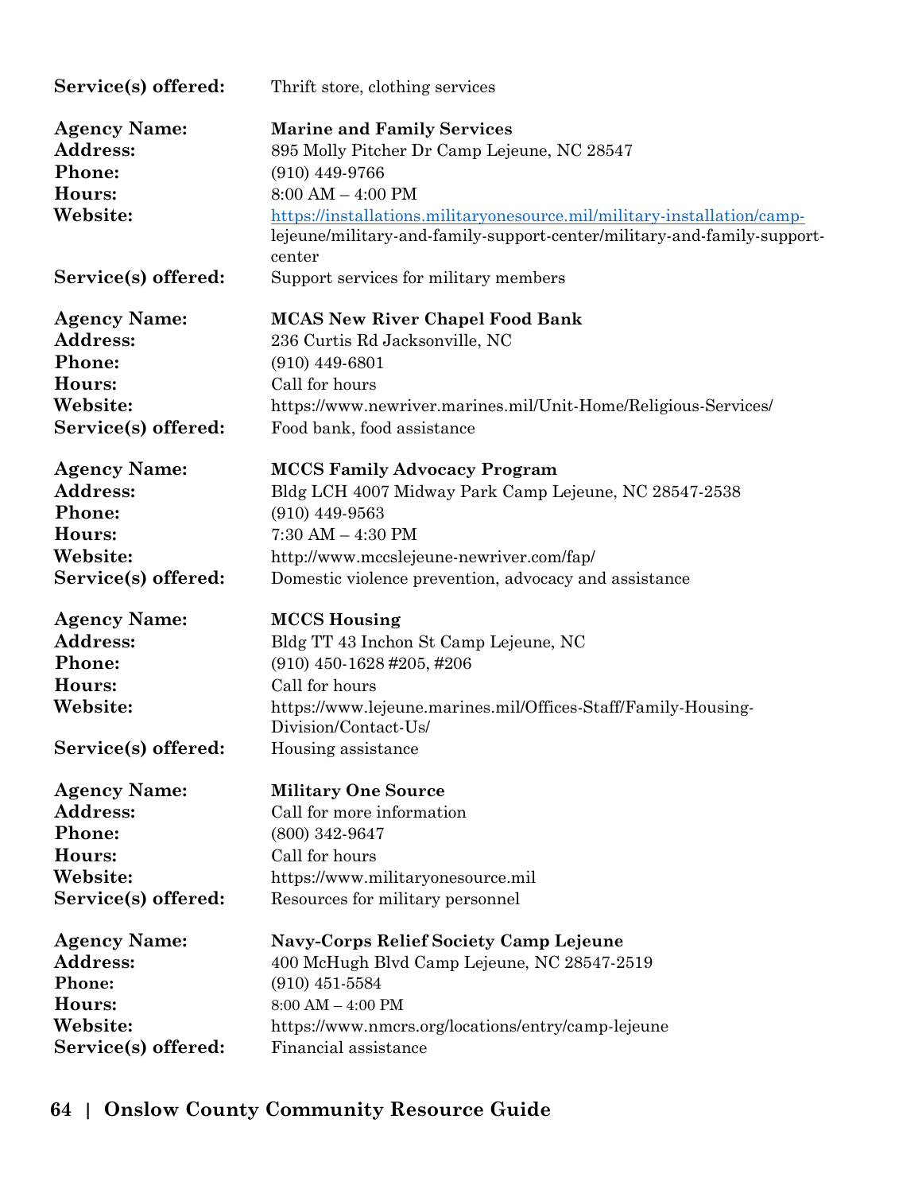**Service(s) offered:** Thrift store, clothing services

**Agency Name:** **Marine and Family Services**
**Address:** 895 Molly Pitcher Dr Camp Lejeune, NC 28547
**Phone:** (910) 449-9766
**Hours:** 8:00 AM – 4:00 PM
**Website:** https://installations.militaryonesource.mil/military-installation/camp-lejeune/military-and-family-support-center/military-and-family-support-center
**Service(s) offered:** Support services for military members

**Agency Name:** **MCAS New River Chapel Food Bank**
**Address:** 236 Curtis Rd Jacksonville, NC
**Phone:** (910) 449-6801
**Hours:** Call for hours
**Website:** https://www.newriver.marines.mil/Unit-Home/Religious-Services/
**Service(s) offered:** Food bank, food assistance

**Agency Name:** **MCCS Family Advocacy Program**
**Address:** Bldg LCH 4007 Midway Park Camp Lejeune, NC 28547-2538
**Phone:** (910) 449-9563
**Hours:** 7:30 AM – 4:30 PM
**Website:** http://www.mccslejeune-newriver.com/fap/
**Service(s) offered:** Domestic violence prevention, advocacy and assistance

**Agency Name:** **MCCS Housing**
**Address:** Bldg TT 43 Inchon St Camp Lejeune, NC
**Phone:** (910) 450-1628 #205, #206
**Hours:** Call for hours
**Website:** https://www.lejeune.marines.mil/Offices-Staff/Family-Housing-Division/Contact-Us/
**Service(s) offered:** Housing assistance

**Agency Name:** **Military One Source**
**Address:** Call for more information
**Phone:** (800) 342-9647
**Hours:** Call for hours
**Website:** https://www.militaryonesource.mil
**Service(s) offered:** Resources for military personnel

**Agency Name:** **Navy-Corps Relief Society Camp Lejeune**
**Address:** 400 McHugh Blvd Camp Lejeune, NC 28547-2519
**Phone:** (910) 451-5584
**Hours:** 8:00 AM – 4:00 PM
**Website:** https://www.nmcrs.org/locations/entry/camp-lejeune
**Service(s) offered:** Financial assistance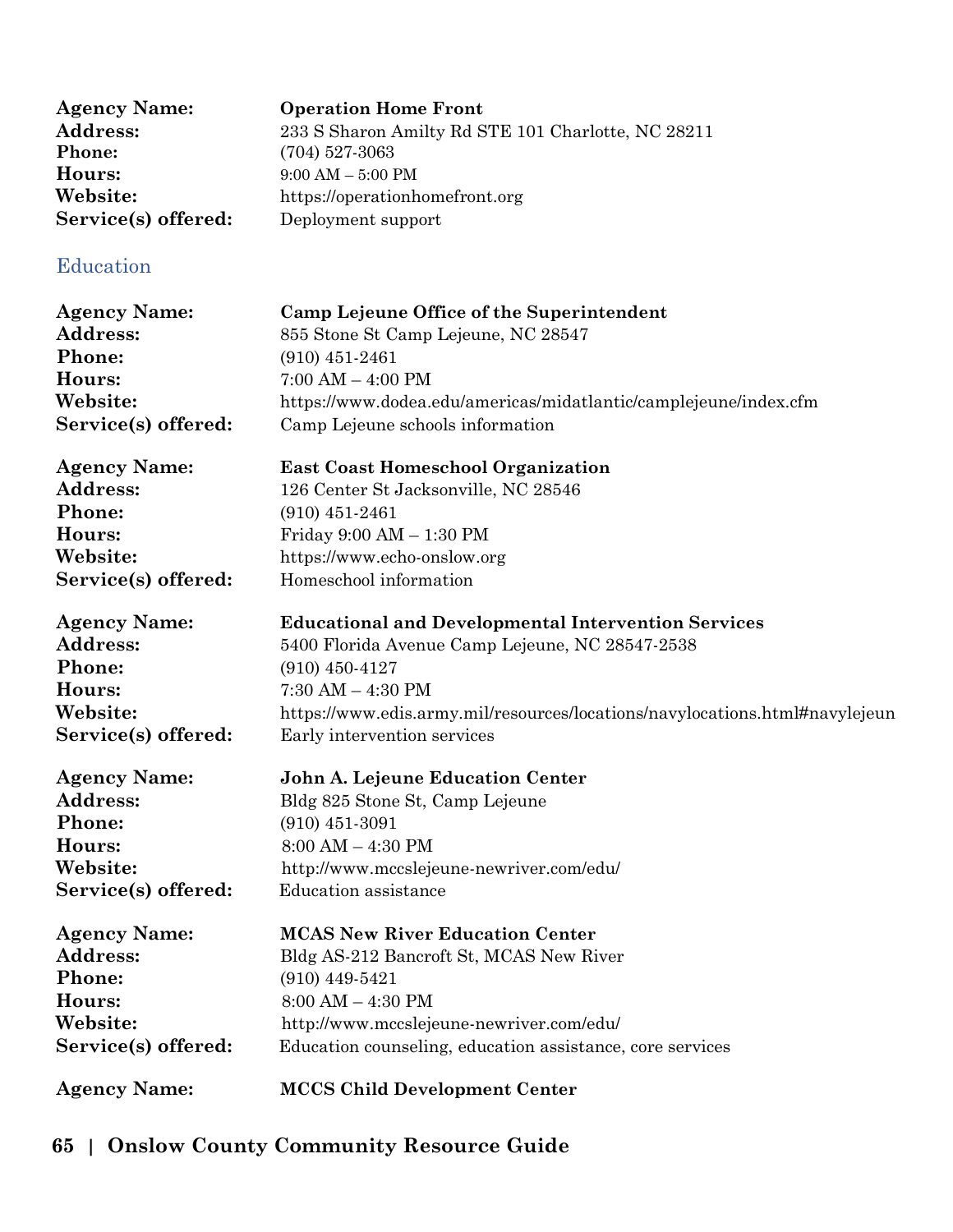**Agency Name:** **Operation Home Front**
**Address:** 233 S Sharon Amilty Rd STE 101 Charlotte, NC 28211
**Phone:** (704) 527-3063
**Hours:** 9:00 AM – 5:00 PM
**Website:** https://operationhomefront.org
**Service(s) offered:** Deployment support

## Education

**Agency Name:** **Camp Lejeune Office of the Superintendent**
**Address:** 855 Stone St Camp Lejeune, NC 28547
**Phone:** (910) 451-2461
**Hours:** 7:00 AM – 4:00 PM
**Website:** https://www.dodea.edu/americas/midatlantic/camplejeune/index.cfm
**Service(s) offered:** Camp Lejeune schools information

**Agency Name:** **East Coast Homeschool Organization**
**Address:** 126 Center St Jacksonville, NC 28546
**Phone:** (910) 451-2461
**Hours:** Friday 9:00 AM – 1:30 PM
**Website:** https://www.echo-onslow.org
**Service(s) offered:** Homeschool information

**Agency Name:** **Educational and Developmental Intervention Services**
**Address:** 5400 Florida Avenue Camp Lejeune, NC 28547-2538
**Phone:** (910) 450-4127
**Hours:** 7:30 AM – 4:30 PM
**Website:** https://www.edis.army.mil/resources/locations/navylocations.html#navylejeun
**Service(s) offered:** Early intervention services

**Agency Name:** **John A. Lejeune Education Center**
**Address:** Bldg 825 Stone St, Camp Lejeune
**Phone:** (910) 451-3091
**Hours:** 8:00 AM – 4:30 PM
**Website:** http://www.mccslejeune-newriver.com/edu/
**Service(s) offered:** Education assistance

**Agency Name:** **MCAS New River Education Center**
**Address:** Bldg AS-212 Bancroft St, MCAS New River
**Phone:** (910) 449-5421
**Hours:** 8:00 AM – 4:30 PM
**Website:** http://www.mccslejeune-newriver.com/edu/
**Service(s) offered:** Education counseling, education assistance, core services

**Agency Name:** **MCCS Child Development Center**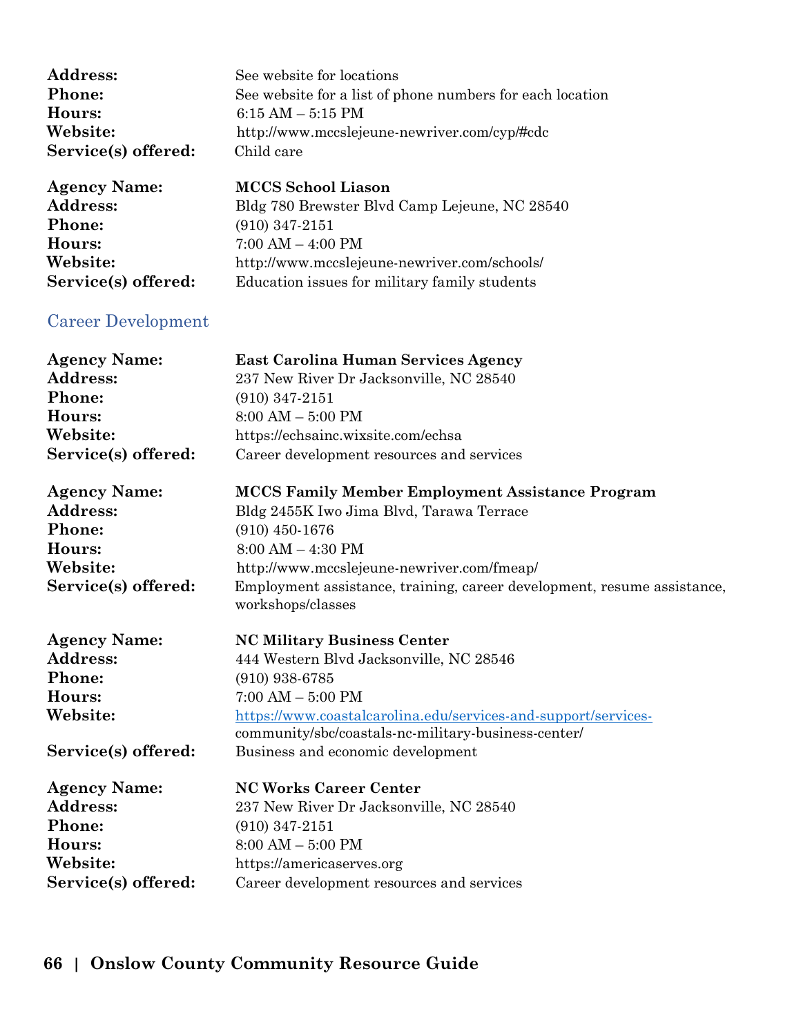**Address:** See website for locations
**Phone:** See website for a list of phone numbers for each location
**Hours:** 6:15 AM – 5:15 PM
**Website:** http://www.mccslejeune-newriver.com/cyp/#cdc
**Service(s) offered:** Child care

**Agency Name:** **MCCS School Liason**
**Address:** Bldg 780 Brewster Blvd Camp Lejeune, NC 28540
**Phone:** (910) 347-2151
**Hours:** 7:00 AM – 4:00 PM
**Website:** http://www.mccslejeune-newriver.com/schools/
**Service(s) offered:** Education issues for military family students

## Career Development

**Agency Name:** **East Carolina Human Services Agency**
**Address:** 237 New River Dr Jacksonville, NC 28540
**Phone:** (910) 347-2151
**Hours:** 8:00 AM – 5:00 PM
**Website:** https://echsainc.wixsite.com/echsa
**Service(s) offered:** Career development resources and services

**Agency Name:** **MCCS Family Member Employment Assistance Program**
**Address:** Bldg 2455K Iwo Jima Blvd, Tarawa Terrace
**Phone:** (910) 450-1676
**Hours:** 8:00 AM – 4:30 PM
**Website:** http://www.mccslejeune-newriver.com/fmeap/
**Service(s) offered:** Employment assistance, training, career development, resume assistance, workshops/classes

**Agency Name:** **NC Military Business Center**
**Address:** 444 Western Blvd Jacksonville, NC 28546
**Phone:** (910) 938-6785
**Hours:** 7:00 AM – 5:00 PM
**Website:** https://www.coastalcarolina.edu/services-and-support/services-community/sbc/coastals-nc-military-business-center/
**Service(s) offered:** Business and economic development

**Agency Name:** **NC Works Career Center**
**Address:** 237 New River Dr Jacksonville, NC 28540
**Phone:** (910) 347-2151
**Hours:** 8:00 AM – 5:00 PM
**Website:** https://americaserves.org
**Service(s) offered:** Career development resources and services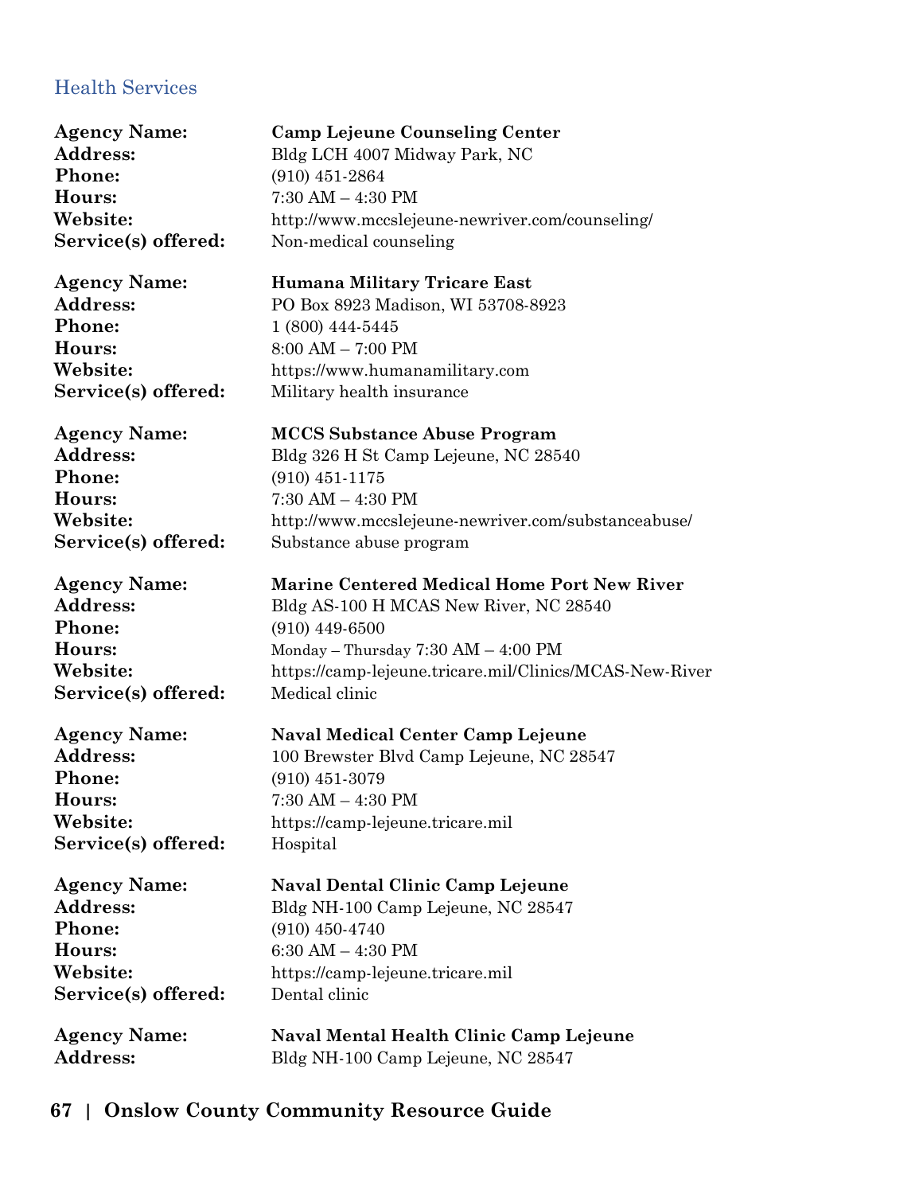## Health Services

**Agency Name:** **Camp Lejeune Counseling Center**
**Address:** Bldg LCH 4007 Midway Park, NC
**Phone:** (910) 451-2864
**Hours:** 7:30 AM – 4:30 PM
**Website:** http://www.mccslejeune-newriver.com/counseling/
**Service(s) offered:** Non-medical counseling

**Agency Name:** **Humana Military Tricare East**
**Address:** PO Box 8923 Madison, WI 53708-8923
**Phone:** 1 (800) 444-5445
**Hours:** 8:00 AM – 7:00 PM
**Website:** https://www.humanamilitary.com
**Service(s) offered:** Military health insurance

**Agency Name:** **MCCS Substance Abuse Program**
**Address:** Bldg 326 H St Camp Lejeune, NC 28540
**Phone:** (910) 451-1175
**Hours:** 7:30 AM – 4:30 PM
**Website:** http://www.mccslejeune-newriver.com/substanceabuse/
**Service(s) offered:** Substance abuse program

**Agency Name:** **Marine Centered Medical Home Port New River**
**Address:** Bldg AS-100 H MCAS New River, NC 28540
**Phone:** (910) 449-6500
**Hours:** Monday – Thursday 7:30 AM – 4:00 PM
**Website:** https://camp-lejeune.tricare.mil/Clinics/MCAS-New-River
**Service(s) offered:** Medical clinic

**Agency Name:** **Naval Medical Center Camp Lejeune**
**Address:** 100 Brewster Blvd Camp Lejeune, NC 28547
**Phone:** (910) 451-3079
**Hours:** 7:30 AM – 4:30 PM
**Website:** https://camp-lejeune.tricare.mil
**Service(s) offered:** Hospital

**Agency Name:** **Naval Dental Clinic Camp Lejeune**
**Address:** Bldg NH-100 Camp Lejeune, NC 28547
**Phone:** (910) 450-4740
**Hours:** 6:30 AM – 4:30 PM
**Website:** https://camp-lejeune.tricare.mil
**Service(s) offered:** Dental clinic

**Agency Name:** **Naval Mental Health Clinic Camp Lejeune**
**Address:** Bldg NH-100 Camp Lejeune, NC 28547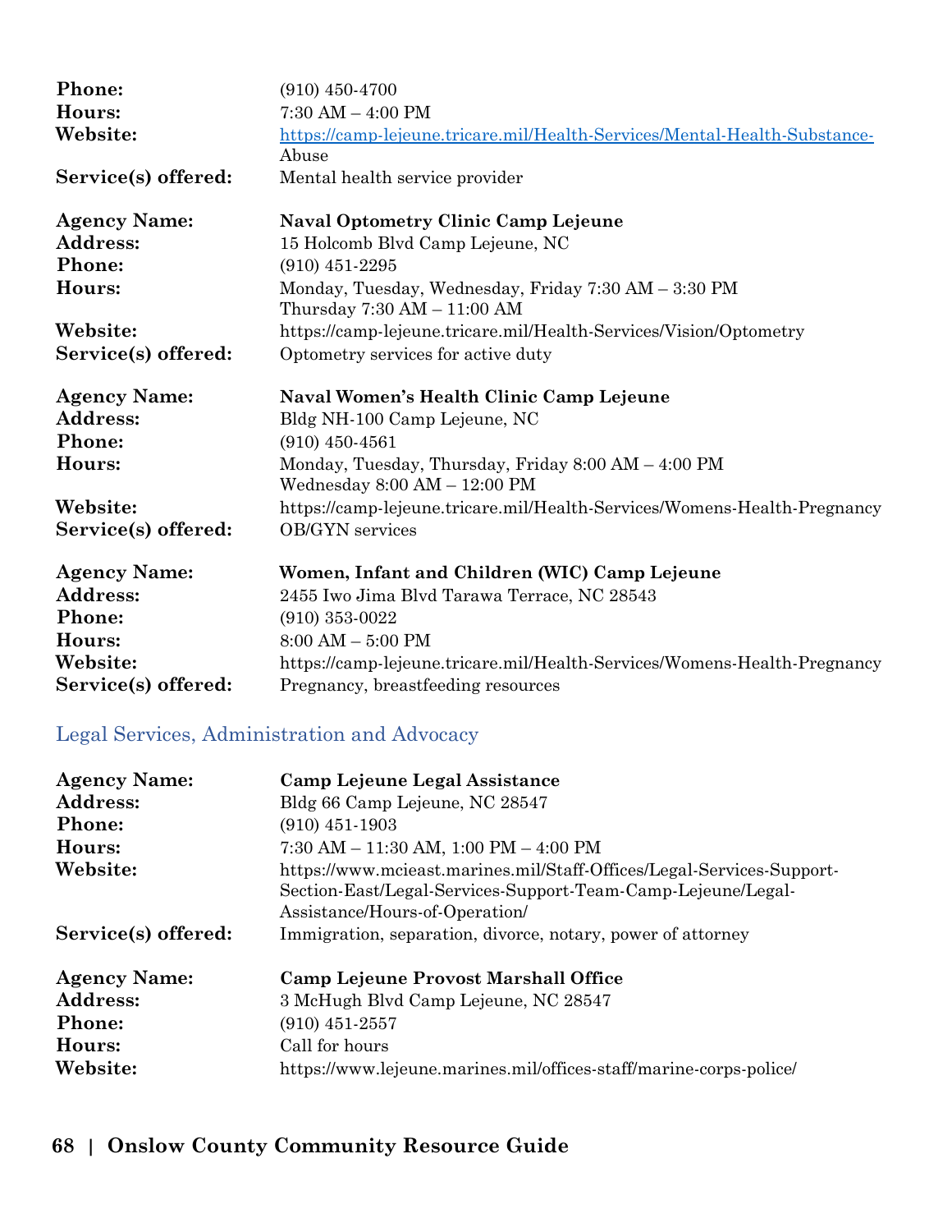**Phone:** (910) 450-4700
**Hours:** 7:30 AM – 4:00 PM
**Website:** https://camp-lejeune.tricare.mil/Health-Services/Mental-Health-Substance-Abuse
**Service(s) offered:** Mental health service provider

**Agency Name:** **Naval Optometry Clinic Camp Lejeune**
**Address:** 15 Holcomb Blvd Camp Lejeune, NC
**Phone:** (910) 451-2295
**Hours:** Monday, Tuesday, Wednesday, Friday 7:30 AM – 3:30 PM
Thursday 7:30 AM – 11:00 AM
**Website:** https://camp-lejeune.tricare.mil/Health-Services/Vision/Optometry
**Service(s) offered:** Optometry services for active duty

**Agency Name:** **Naval Women's Health Clinic Camp Lejeune**
**Address:** Bldg NH-100 Camp Lejeune, NC
**Phone:** (910) 450-4561
**Hours:** Monday, Tuesday, Thursday, Friday 8:00 AM – 4:00 PM
Wednesday 8:00 AM – 12:00 PM
**Website:** https://camp-lejeune.tricare.mil/Health-Services/Womens-Health-Pregnancy
**Service(s) offered:** OB/GYN services

**Agency Name:** **Women, Infant and Children (WIC) Camp Lejeune**
**Address:** 2455 Iwo Jima Blvd Tarawa Terrace, NC 28543
**Phone:** (910) 353-0022
**Hours:** 8:00 AM – 5:00 PM
**Website:** https://camp-lejeune.tricare.mil/Health-Services/Womens-Health-Pregnancy
**Service(s) offered:** Pregnancy, breastfeeding resources

## Legal Services, Administration and Advocacy

**Agency Name:** **Camp Lejeune Legal Assistance**
**Address:** Bldg 66 Camp Lejeune, NC 28547
**Phone:** (910) 451-1903
**Hours:** 7:30 AM – 11:30 AM, 1:00 PM – 4:00 PM
**Website:** https://www.mcieast.marines.mil/Staff-Offices/Legal-Services-Support-Section-East/Legal-Services-Support-Team-Camp-Lejeune/Legal-Assistance/Hours-of-Operation/
**Service(s) offered:** Immigration, separation, divorce, notary, power of attorney

**Agency Name:** **Camp Lejeune Provost Marshall Office**
**Address:** 3 McHugh Blvd Camp Lejeune, NC 28547
**Phone:** (910) 451-2557
**Hours:** Call for hours
**Website:** https://www.lejeune.marines.mil/offices-staff/marine-corps-police/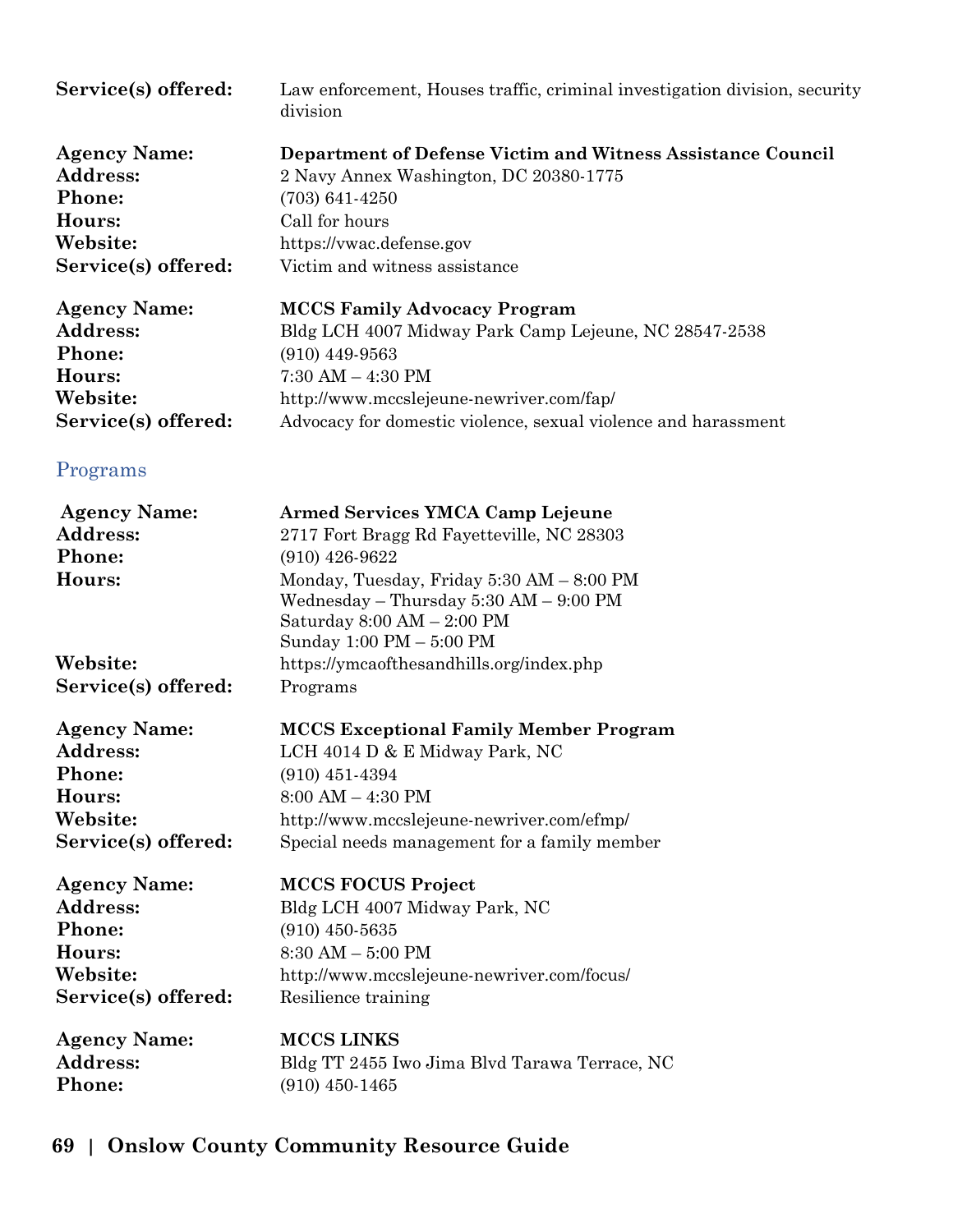**Service(s) offered:** Law enforcement, Houses traffic, criminal investigation division, security division

**Agency Name:** **Department of Defense Victim and Witness Assistance Council**
**Address:** 2 Navy Annex Washington, DC 20380-1775
**Phone:** (703) 641-4250
**Hours:** Call for hours
**Website:** https://vwac.defense.gov
**Service(s) offered:** Victim and witness assistance

**Agency Name:** **MCCS Family Advocacy Program**
**Address:** Bldg LCH 4007 Midway Park Camp Lejeune, NC 28547-2538
**Phone:** (910) 449-9563
**Hours:** 7:30 AM – 4:30 PM
**Website:** http://www.mccslejeune-newriver.com/fap/
**Service(s) offered:** Advocacy for domestic violence, sexual violence and harassment

## Programs

**Agency Name:** **Armed Services YMCA Camp Lejeune**
**Address:** 2717 Fort Bragg Rd Fayetteville, NC 28303
**Phone:** (910) 426-9622
**Hours:** Monday, Tuesday, Friday 5:30 AM – 8:00 PM
Wednesday – Thursday 5:30 AM – 9:00 PM
Saturday 8:00 AM – 2:00 PM
Sunday 1:00 PM – 5:00 PM
**Website:** https://ymcaofthesandhills.org/index.php
**Service(s) offered:** Programs

**Agency Name:** **MCCS Exceptional Family Member Program**
**Address:** LCH 4014 D & E Midway Park, NC
**Phone:** (910) 451-4394
**Hours:** 8:00 AM – 4:30 PM
**Website:** http://www.mccslejeune-newriver.com/efmp/
**Service(s) offered:** Special needs management for a family member

**Agency Name:** **MCCS FOCUS Project**
**Address:** Bldg LCH 4007 Midway Park, NC
**Phone:** (910) 450-5635
**Hours:** 8:30 AM – 5:00 PM
**Website:** http://www.mccslejeune-newriver.com/focus/
**Service(s) offered:** Resilience training

**Agency Name:** **MCCS LINKS**
**Address:** Bldg TT 2455 Iwo Jima Blvd Tarawa Terrace, NC
**Phone:** (910) 450-1465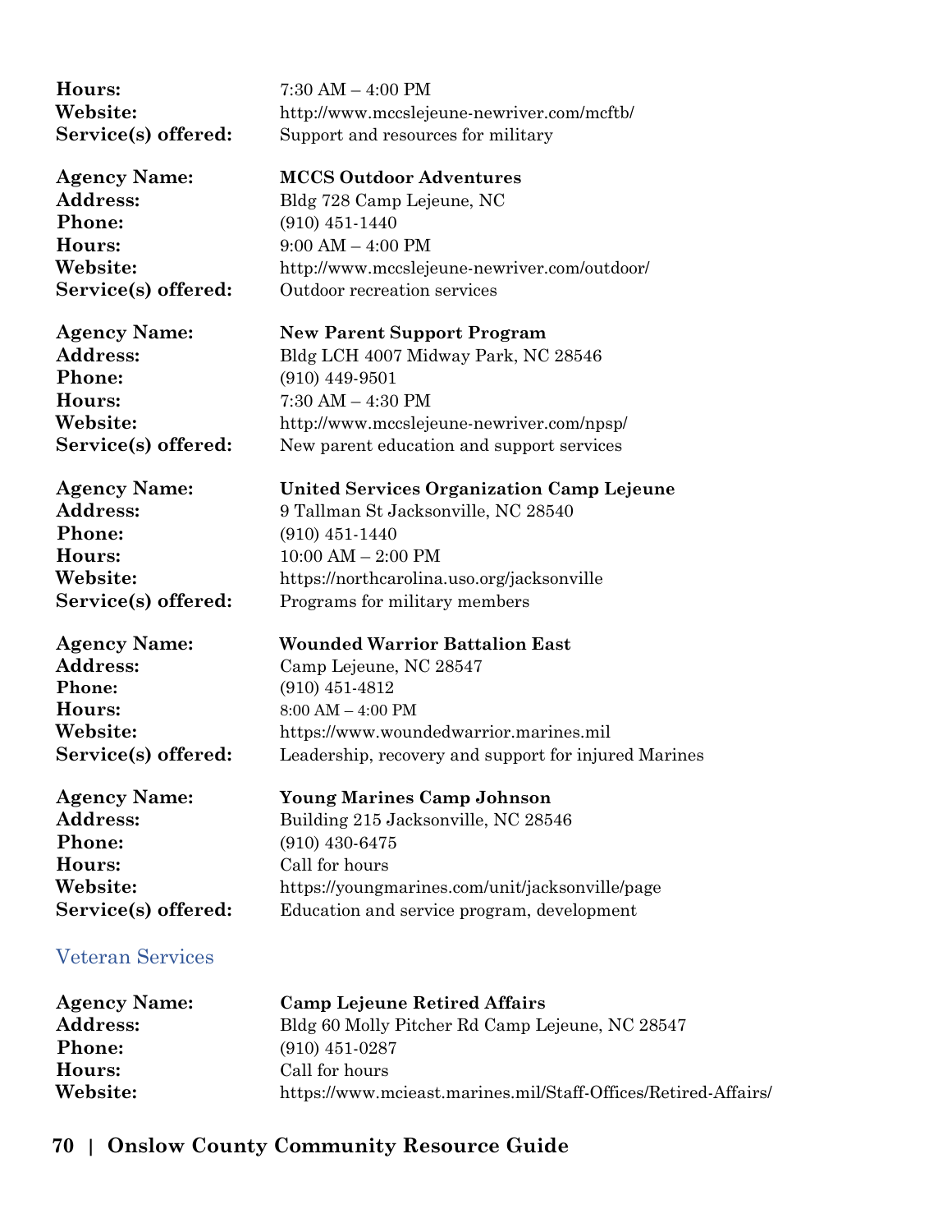**Hours:** 7:30 AM – 4:00 PM
**Website:** http://www.mccslejeune-newriver.com/mcftb/
**Service(s) offered:** Support and resources for military

**Agency Name:** **MCCS Outdoor Adventures**
**Address:** Bldg 728 Camp Lejeune, NC
**Phone:** (910) 451-1440
**Hours:** 9:00 AM – 4:00 PM
**Website:** http://www.mccslejeune-newriver.com/outdoor/
**Service(s) offered:** Outdoor recreation services

**Agency Name:** **New Parent Support Program**
**Address:** Bldg LCH 4007 Midway Park, NC 28546
**Phone:** (910) 449-9501
**Hours:** 7:30 AM – 4:30 PM
**Website:** http://www.mccslejeune-newriver.com/npsp/
**Service(s) offered:** New parent education and support services

**Agency Name:** **United Services Organization Camp Lejeune**
**Address:** 9 Tallman St Jacksonville, NC 28540
**Phone:** (910) 451-1440
**Hours:** 10:00 AM – 2:00 PM
**Website:** https://northcarolina.uso.org/jacksonville
**Service(s) offered:** Programs for military members

**Agency Name:** **Wounded Warrior Battalion East**
**Address:** Camp Lejeune, NC 28547
**Phone:** (910) 451-4812
**Hours:** 8:00 AM – 4:00 PM
**Website:** https://www.woundedwarrior.marines.mil
**Service(s) offered:** Leadership, recovery and support for injured Marines

**Agency Name:** **Young Marines Camp Johnson**
**Address:** Building 215 Jacksonville, NC 28546
**Phone:** (910) 430-6475
**Hours:** Call for hours
**Website:** https://youngmarines.com/unit/jacksonville/page
**Service(s) offered:** Education and service program, development

## Veteran Services

**Agency Name:** **Camp Lejeune Retired Affairs**
**Address:** Bldg 60 Molly Pitcher Rd Camp Lejeune, NC 28547
**Phone:** (910) 451-0287
**Hours:** Call for hours
**Website:** https://www.mcieast.marines.mil/Staff-Offices/Retired-Affairs/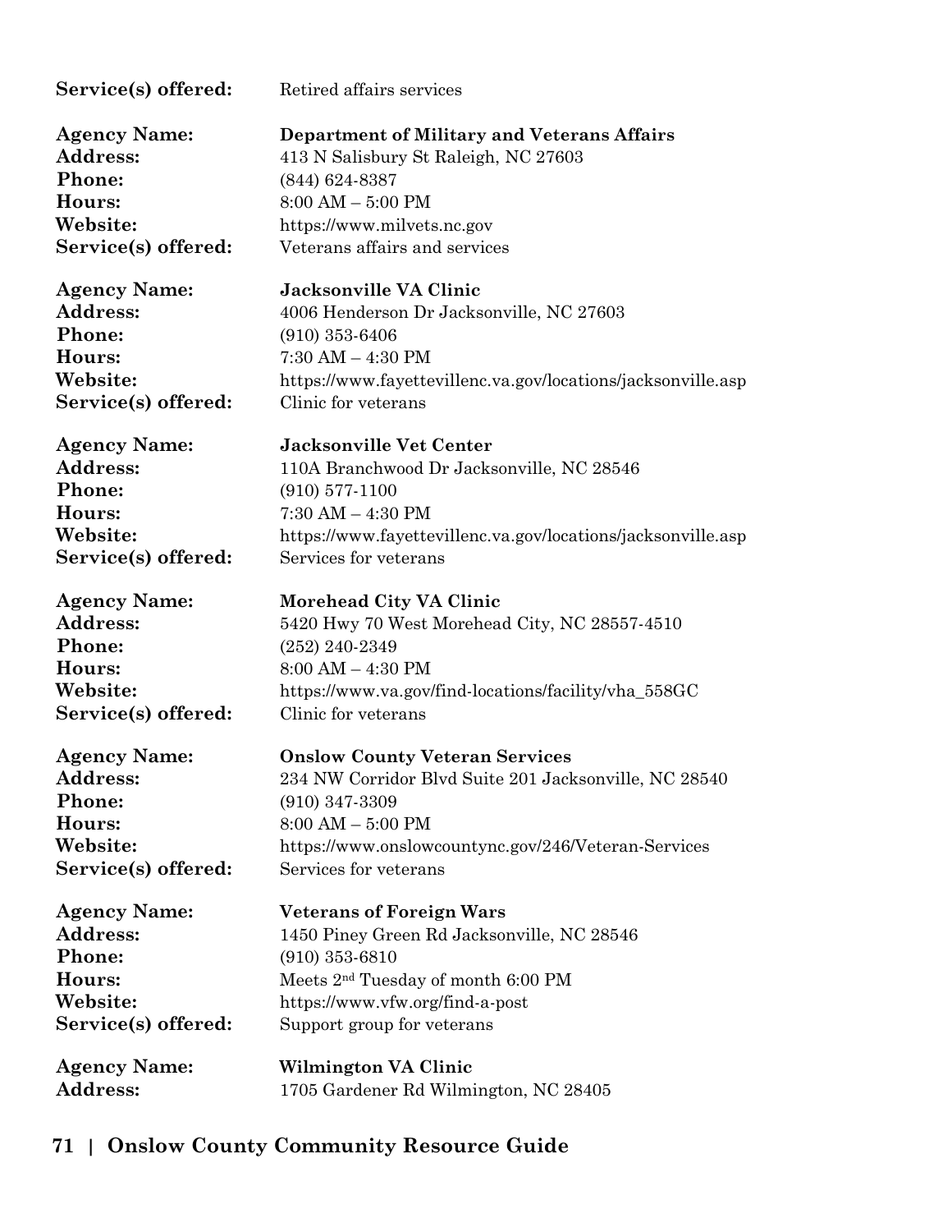**Service(s) offered:** Retired affairs services

**Agency Name:** **Department of Military and Veterans Affairs**
**Address:** 413 N Salisbury St Raleigh, NC 27603
**Phone:** (844) 624-8387
**Hours:** 8:00 AM – 5:00 PM
**Website:** https://www.milvets.nc.gov
**Service(s) offered:** Veterans affairs and services

**Agency Name:** **Jacksonville VA Clinic**
**Address:** 4006 Henderson Dr Jacksonville, NC 27603
**Phone:** (910) 353-6406
**Hours:** 7:30 AM – 4:30 PM
**Website:** https://www.fayettevillenc.va.gov/locations/jacksonville.asp
**Service(s) offered:** Clinic for veterans

**Agency Name:** **Jacksonville Vet Center**
**Address:** 110A Branchwood Dr Jacksonville, NC 28546
**Phone:** (910) 577-1100
**Hours:** 7:30 AM – 4:30 PM
**Website:** https://www.fayettevillenc.va.gov/locations/jacksonville.asp
**Service(s) offered:** Services for veterans

**Agency Name:** **Morehead City VA Clinic**
**Address:** 5420 Hwy 70 West Morehead City, NC 28557-4510
**Phone:** (252) 240-2349
**Hours:** 8:00 AM – 4:30 PM
**Website:** https://www.va.gov/find-locations/facility/vha_558GC
**Service(s) offered:** Clinic for veterans

**Agency Name:** **Onslow County Veteran Services**
**Address:** 234 NW Corridor Blvd Suite 201 Jacksonville, NC 28540
**Phone:** (910) 347-3309
**Hours:** 8:00 AM – 5:00 PM
**Website:** https://www.onslowcountync.gov/246/Veteran-Services
**Service(s) offered:** Services for veterans

**Agency Name:** **Veterans of Foreign Wars**
**Address:** 1450 Piney Green Rd Jacksonville, NC 28546
**Phone:** (910) 353-6810
**Hours:** Meets 2nd Tuesday of month 6:00 PM
**Website:** https://www.vfw.org/find-a-post
**Service(s) offered:** Support group for veterans

**Agency Name:** **Wilmington VA Clinic**
**Address:** 1705 Gardener Rd Wilmington, NC 28405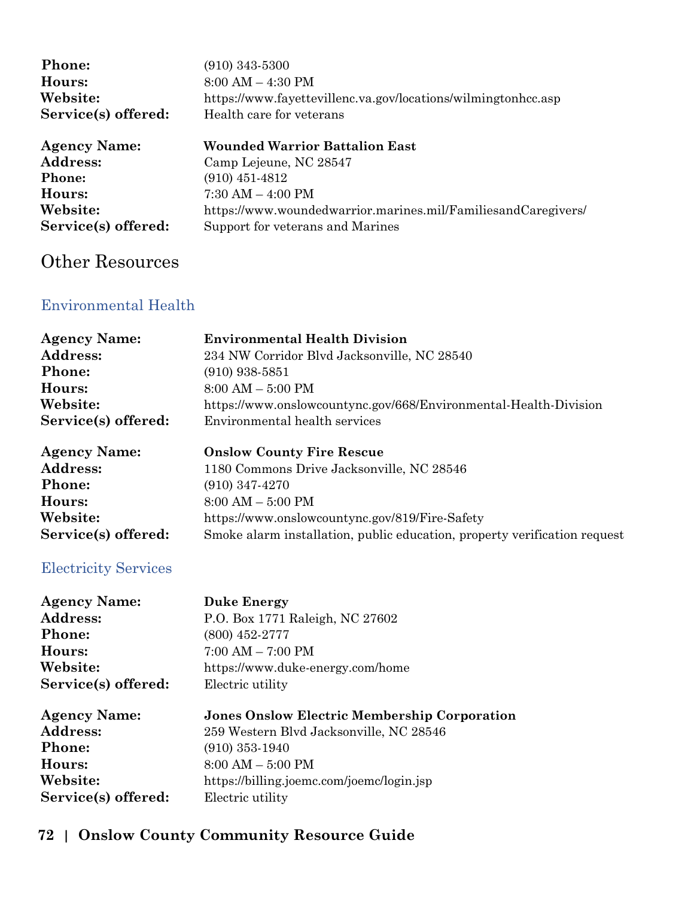**Phone:** (910) 343-5300
**Hours:** 8:00 AM – 4:30 PM
**Website:** https://www.fayettevillenc.va.gov/locations/wilmingtonhcc.asp
**Service(s) offered:** Health care for veterans

**Agency Name:** **Wounded Warrior Battalion East**
**Address:** Camp Lejeune, NC 28547
**Phone:** (910) 451-4812
**Hours:** 7:30 AM – 4:00 PM
**Website:** https://www.woundedwarrior.marines.mil/FamiliesandCaregivers/
**Service(s) offered:** Support for veterans and Marines

# Other Resources

## Environmental Health

**Agency Name:** **Environmental Health Division**
**Address:** 234 NW Corridor Blvd Jacksonville, NC 28540
**Phone:** (910) 938-5851
**Hours:** 8:00 AM – 5:00 PM
**Website:** https://www.onslowcountync.gov/668/Environmental-Health-Division
**Service(s) offered:** Environmental health services

**Agency Name:** **Onslow County Fire Rescue**
**Address:** 1180 Commons Drive Jacksonville, NC 28546
**Phone:** (910) 347-4270
**Hours:** 8:00 AM – 5:00 PM
**Website:** https://www.onslowcountync.gov/819/Fire-Safety
**Service(s) offered:** Smoke alarm installation, public education, property verification request

## Electricity Services

**Agency Name:** **Duke Energy**
**Address:** P.O. Box 1771 Raleigh, NC 27602
**Phone:** (800) 452-2777
**Hours:** 7:00 AM – 7:00 PM
**Website:** https://www.duke-energy.com/home
**Service(s) offered:** Electric utility

**Agency Name:** **Jones Onslow Electric Membership Corporation**
**Address:** 259 Western Blvd Jacksonville, NC 28546
**Phone:** (910) 353-1940
**Hours:** 8:00 AM – 5:00 PM
**Website:** https://billing.joemc.com/joemc/login.jsp
**Service(s) offered:** Electric utility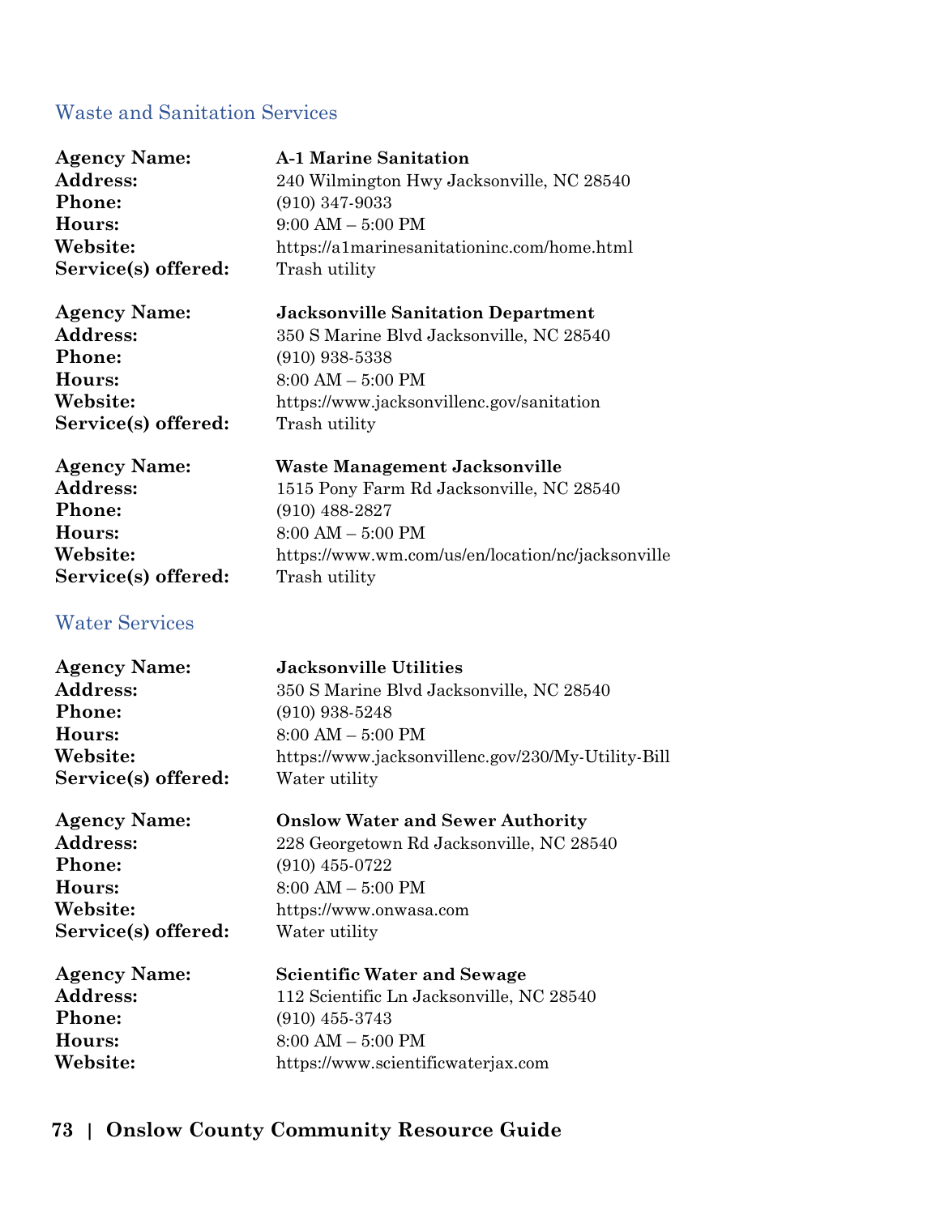## Waste and Sanitation Services

**Agency Name:** **A-1 Marine Sanitation**
**Address:** 240 Wilmington Hwy Jacksonville, NC 28540
**Phone:** (910) 347-9033
**Hours:** 9:00 AM – 5:00 PM
**Website:** https://a1marinesanitationinc.com/home.html
**Service(s) offered:** Trash utility

**Agency Name:** **Jacksonville Sanitation Department**
**Address:** 350 S Marine Blvd Jacksonville, NC 28540
**Phone:** (910) 938-5338
**Hours:** 8:00 AM – 5:00 PM
**Website:** https://www.jacksonvillenc.gov/sanitation
**Service(s) offered:** Trash utility

**Agency Name:** **Waste Management Jacksonville**
**Address:** 1515 Pony Farm Rd Jacksonville, NC 28540
**Phone:** (910) 488-2827
**Hours:** 8:00 AM – 5:00 PM
**Website:** https://www.wm.com/us/en/location/nc/jacksonville
**Service(s) offered:** Trash utility

## Water Services

**Agency Name:** **Jacksonville Utilities**
**Address:** 350 S Marine Blvd Jacksonville, NC 28540
**Phone:** (910) 938-5248
**Hours:** 8:00 AM – 5:00 PM
**Website:** https://www.jacksonvillenc.gov/230/My-Utility-Bill
**Service(s) offered:** Water utility

**Agency Name:** **Onslow Water and Sewer Authority**
**Address:** 228 Georgetown Rd Jacksonville, NC 28540
**Phone:** (910) 455-0722
**Hours:** 8:00 AM – 5:00 PM
**Website:** https://www.onwasa.com
**Service(s) offered:** Water utility

**Agency Name:** **Scientific Water and Sewage**
**Address:** 112 Scientific Ln Jacksonville, NC 28540
**Phone:** (910) 455-3743
**Hours:** 8:00 AM – 5:00 PM
**Website:** https://www.scientificwaterjax.com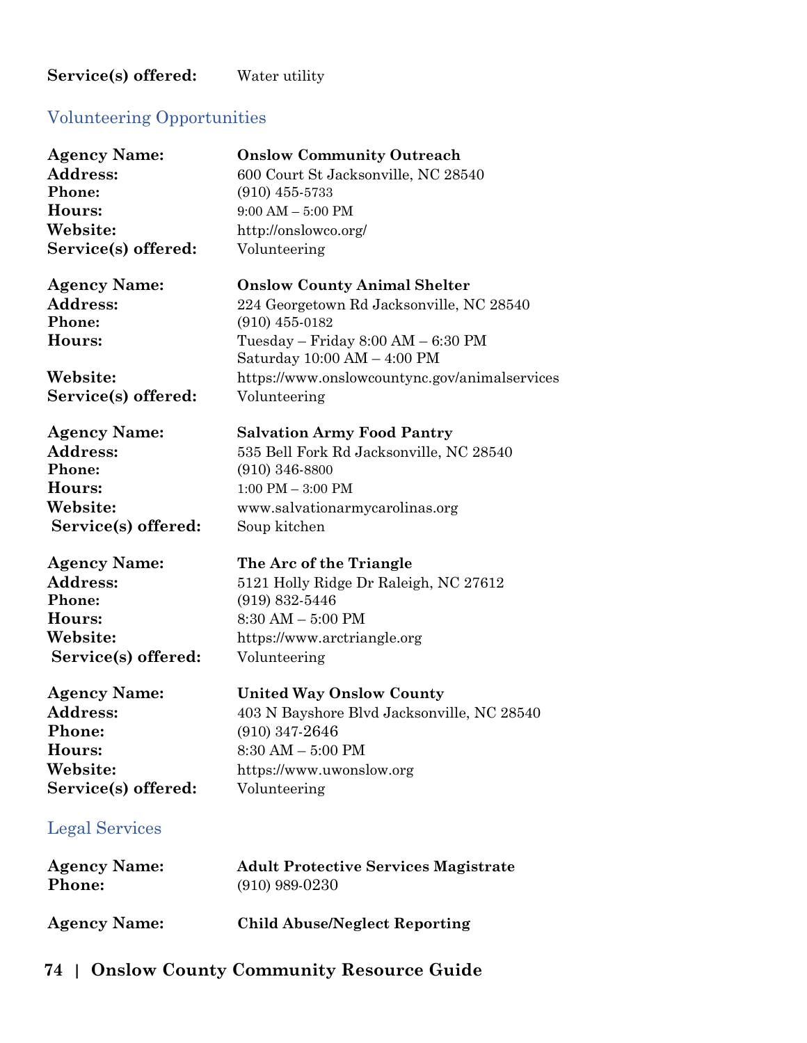**Service(s) offered:** Water utility

## Volunteering Opportunities

**Agency Name:** **Onslow Community Outreach**
**Address:** 600 Court St Jacksonville, NC 28540
**Phone:** (910) 455-5733
**Hours:** 9:00 AM – 5:00 PM
**Website:** http://onslowco.org/
**Service(s) offered:** Volunteering

**Agency Name:** **Onslow County Animal Shelter**
**Address:** 224 Georgetown Rd Jacksonville, NC 28540
**Phone:** (910) 455-0182
**Hours:** Tuesday – Friday 8:00 AM – 6:30 PM
Saturday 10:00 AM – 4:00 PM
**Website:** https://www.onslowcountync.gov/animalservices
**Service(s) offered:** Volunteering

**Agency Name:** **Salvation Army Food Pantry**
**Address:** 535 Bell Fork Rd Jacksonville, NC 28540
**Phone:** (910) 346-8800
**Hours:** 1:00 PM – 3:00 PM
**Website:** www.salvationarmycarolinas.org
**Service(s) offered:** Soup kitchen

**Agency Name:** **The Arc of the Triangle**
**Address:** 5121 Holly Ridge Dr Raleigh, NC 27612
**Phone:** (919) 832-5446
**Hours:** 8:30 AM – 5:00 PM
**Website:** https://www.arctriangle.org
**Service(s) offered:** Volunteering

**Agency Name:** **United Way Onslow County**
**Address:** 403 N Bayshore Blvd Jacksonville, NC 28540
**Phone:** (910) 347-2646
**Hours:** 8:30 AM – 5:00 PM
**Website:** https://www.uwonslow.org
**Service(s) offered:** Volunteering

## Legal Services

**Agency Name:** **Adult Protective Services Magistrate**
**Phone:** (910) 989-0230

**Agency Name:** **Child Abuse/Neglect Reporting**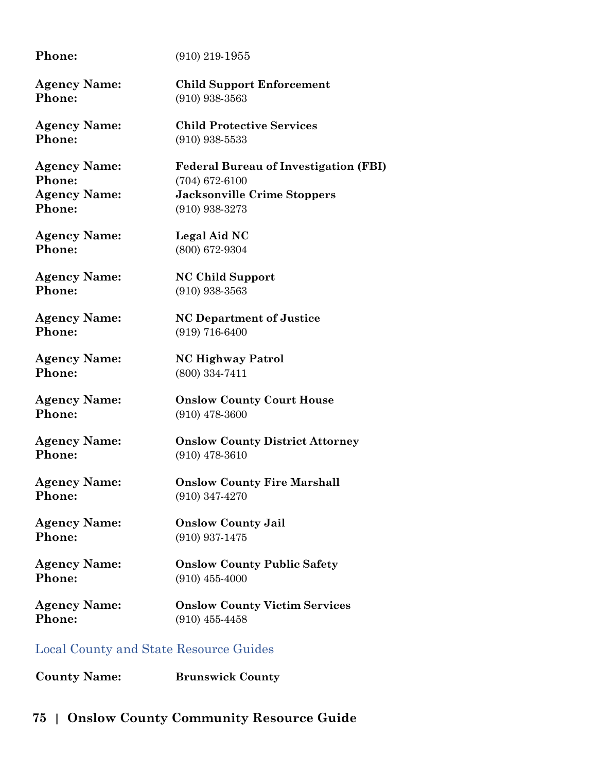**Phone:** (910) 219-1955

**Agency Name:** **Child Support Enforcement**
**Phone:** (910) 938-3563

**Agency Name:** **Child Protective Services**
**Phone:** (910) 938-5533

**Agency Name:** **Federal Bureau of Investigation (FBI)**
**Phone:** (704) 672-6100
**Agency Name:** **Jacksonville Crime Stoppers**
**Phone:** (910) 938-3273

**Agency Name:** **Legal Aid NC**
**Phone:** (800) 672-9304

**Agency Name:** **NC Child Support**
**Phone:** (910) 938-3563

**Agency Name:** **NC Department of Justice**
**Phone:** (919) 716-6400

**Agency Name:** **NC Highway Patrol**
**Phone:** (800) 334-7411

**Agency Name:** **Onslow County Court House**
**Phone:** (910) 478-3600

**Agency Name:** **Onslow County District Attorney**
**Phone:** (910) 478-3610

**Agency Name:** **Onslow County Fire Marshall**
**Phone:** (910) 347-4270

**Agency Name:** **Onslow County Jail**
**Phone:** (910) 937-1475

**Agency Name:** **Onslow County Public Safety**
**Phone:** (910) 455-4000

**Agency Name:** **Onslow County Victim Services**
**Phone:** (910) 455-4458

## Local County and State Resource Guides

**County Name:** **Brunswick County**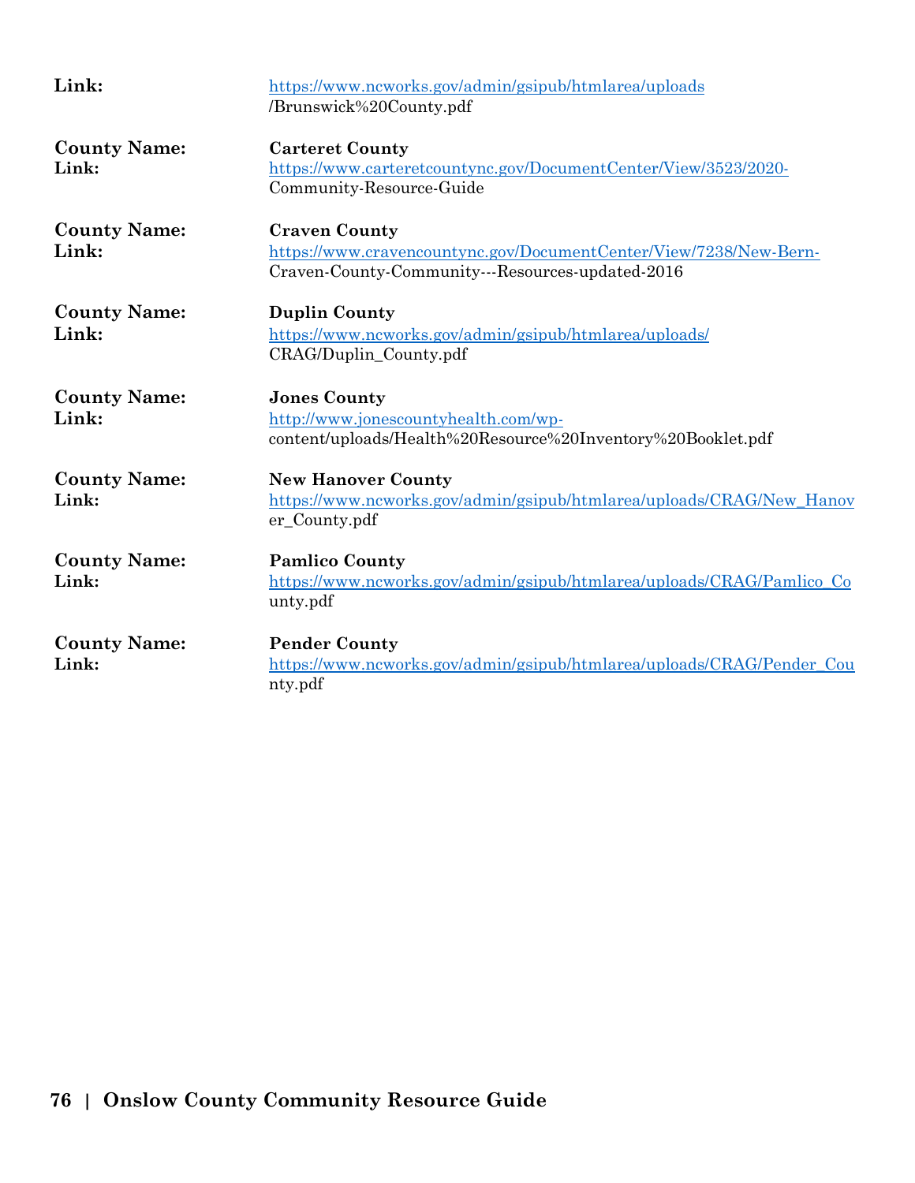**Link:** https://www.ncworks.gov/admin/gsipub/htmlarea/uploads/Brunswick%20County.pdf

**County Name:** **Carteret County**
**Link:** https://www.carteretcountync.gov/DocumentCenter/View/3523/2020-Community-Resource-Guide

**County Name:** **Craven County**
**Link:** https://www.cravencountync.gov/DocumentCenter/View/7238/New-Bern-Craven-County-Community---Resources-updated-2016

**County Name:** **Duplin County**
**Link:** https://www.ncworks.gov/admin/gsipub/htmlarea/uploads/CRAG/Duplin_County.pdf

**County Name:** **Jones County**
**Link:** http://www.jonescountyhealth.com/wp-content/uploads/Health%20Resource%20Inventory%20Booklet.pdf

**County Name:** **New Hanover County**
**Link:** https://www.ncworks.gov/admin/gsipub/htmlarea/uploads/CRAG/New_Hanover_County.pdf

**County Name:** **Pamlico County**
**Link:** https://www.ncworks.gov/admin/gsipub/htmlarea/uploads/CRAG/Pamlico_County.pdf

**County Name:** **Pender County**
**Link:** https://www.ncworks.gov/admin/gsipub/htmlarea/uploads/CRAG/Pender_County.pdf